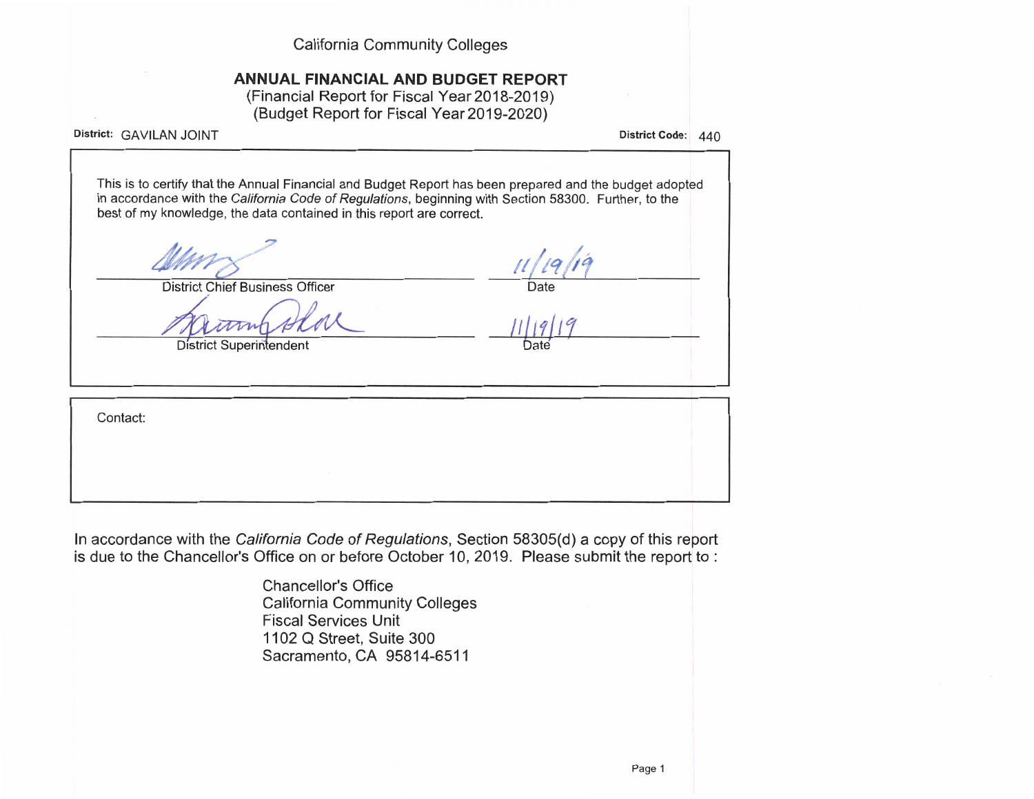California Community Colleges

# ANNUAL FINANCIAL AND BUDGET REPORT

(Financial Report for Fiscal Year 2018-2019)
(Budget Report for Fiscal Year 2019-2020)

**District:** GAVILAN JOINT **District Code:** 440

This is to certify that the Annual Financial and Budget Report has been prepared and the budget adopted in accordance with the *California Code of Regulations*, beginning with Section 58300. Further, to the best of my knowledge, the data contained in this report are correct.

District Chief Business Officer — Date: 11/19/19

District Superintendent — Date: 11/19/19

Contact:

In accordance with the *California Code of Regulations*, Section 58305(d) a copy of this report is due to the Chancellor's Office on or before October 10, 2019. Please submit the report to :

Chancellor's Office
California Community Colleges
Fiscal Services Unit
1102 Q Street, Suite 300
Sacramento, CA 95814-6511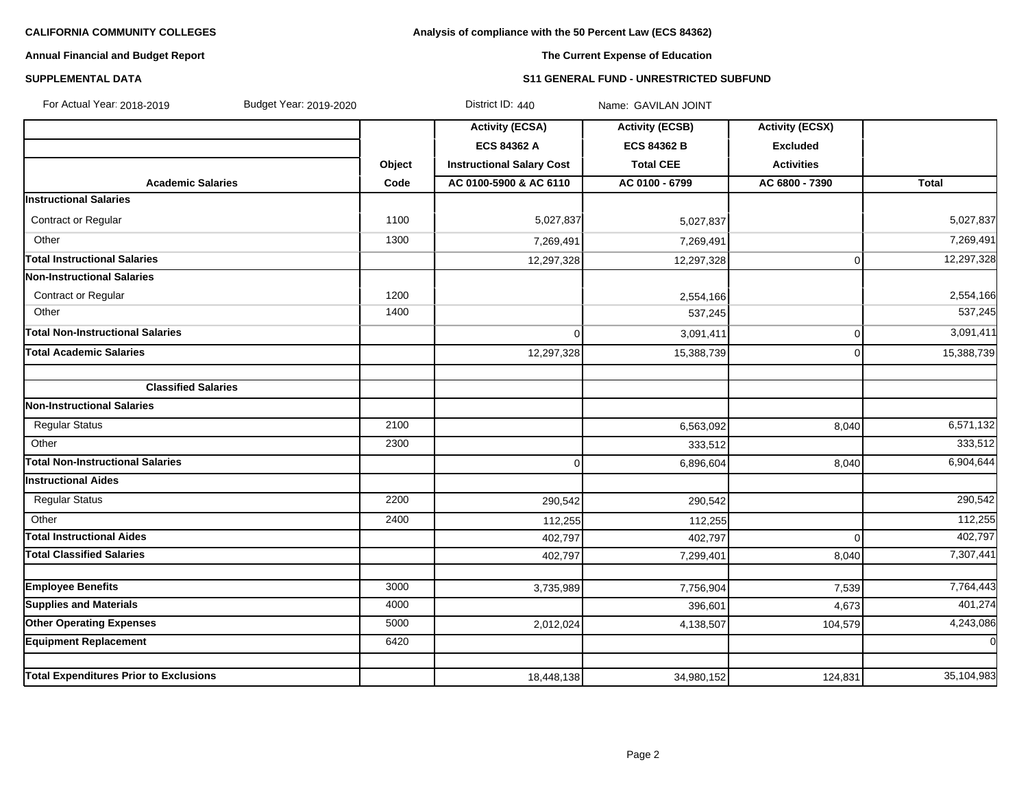**CALIFORNIA COMMUNITY COLLEGES**

**Annual Financial and Budget Report**

**SUPPLEMENTAL DATA**

**Analysis of compliance with the 50 Percent Law (ECS 84362)**

**The Current Expense of Education**

**S11 GENERAL FUND - UNRESTRICTED SUBFUND**

For Actual Year: 2018-2019 Budget Year: 2019-2020 District ID: 440 Name: GAVILAN JOINT

| Academic Salaries | Object Code | Activity (ECSA) ECS 84362 A Instructional Salary Cost AC 0100-5900 & AC 6110 | Activity (ECSB) ECS 84362 B Total CEE AC 0100 - 6799 | Activity (ECSX) Excluded Activities AC 6800 - 7390 | Total |
|---|---|---|---|---|---|
| **Instructional Salaries** | | | | | |
| Contract or Regular | 1100 | 5,027,837 | 5,027,837 | | 5,027,837 |
| Other | 1300 | 7,269,491 | 7,269,491 | | 7,269,491 |
| **Total Instructional Salaries** | | 12,297,328 | 12,297,328 | 0 | 12,297,328 |
| **Non-Instructional Salaries** | | | | | |
| Contract or Regular | 1200 | | 2,554,166 | | 2,554,166 |
| Other | 1400 | | 537,245 | | 537,245 |
| **Total Non-Instructional Salaries** | | 0 | 3,091,411 | 0 | 3,091,411 |
| **Total Academic Salaries** | | 12,297,328 | 15,388,739 | 0 | 15,388,739 |
| | | | | | |
| **Classified Salaries** | | | | | |
| **Non-Instructional Salaries** | | | | | |
| Regular Status | 2100 | | 6,563,092 | 8,040 | 6,571,132 |
| Other | 2300 | | 333,512 | | 333,512 |
| **Total Non-Instructional Salaries** | | 0 | 6,896,604 | 8,040 | 6,904,644 |
| **Instructional Aides** | | | | | |
| Regular Status | 2200 | 290,542 | 290,542 | | 290,542 |
| Other | 2400 | 112,255 | 112,255 | | 112,255 |
| **Total Instructional Aides** | | 402,797 | 402,797 | 0 | 402,797 |
| **Total Classified Salaries** | | 402,797 | 7,299,401 | 8,040 | 7,307,441 |
| | | | | | |
| **Employee Benefits** | 3000 | 3,735,989 | 7,756,904 | 7,539 | 7,764,443 |
| **Supplies and Materials** | 4000 | | 396,601 | 4,673 | 401,274 |
| **Other Operating Expenses** | 5000 | 2,012,024 | 4,138,507 | 104,579 | 4,243,086 |
| **Equipment Replacement** | 6420 | | | | 0 |
| | | | | | |
| **Total Expenditures Prior to Exclusions** | | 18,448,138 | 34,980,152 | 124,831 | 35,104,983 |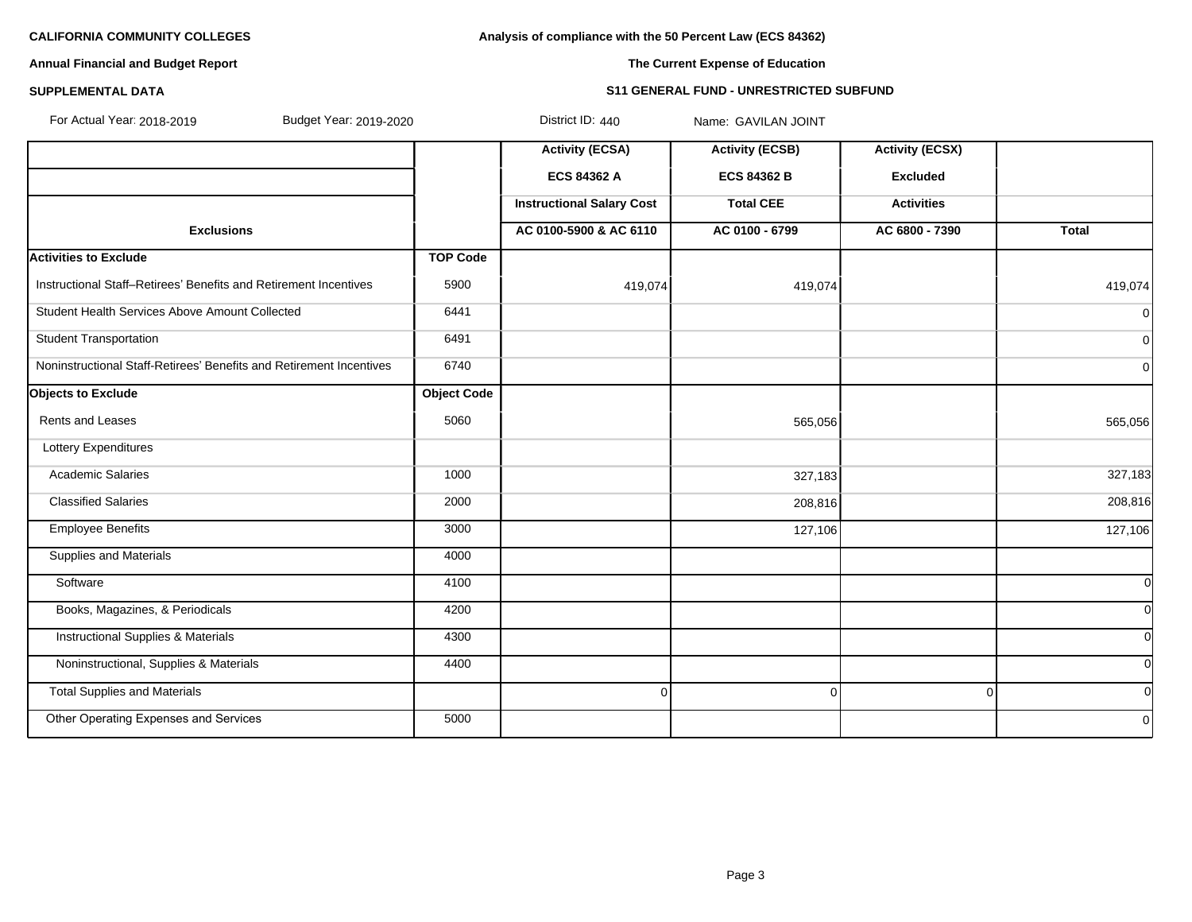**CALIFORNIA COMMUNITY COLLEGES**

**Annual Financial and Budget Report**

**SUPPLEMENTAL DATA**

**Analysis of compliance with the 50 Percent Law (ECS 84362)**

**The Current Expense of Education**

**S11 GENERAL FUND - UNRESTRICTED SUBFUND**

For Actual Year: 2018-2019 Budget Year: 2019-2020 District ID: 440 Name: GAVILAN JOINT

| | | Activity (ECSA) | Activity (ECSB) | Activity (ECSX) | |
|---|---|---|---|---|---|
| | | ECS 84362 A | ECS 84362 B | Excluded | |
| | | Instructional Salary Cost | Total CEE | Activities | |
| Exclusions | | AC 0100-5900 & AC 6110 | AC 0100 - 6799 | AC 6800 - 7390 | Total |
| **Activities to Exclude** | **TOP Code** | | | | |
| Instructional Staff–Retirees' Benefits and Retirement Incentives | 5900 | 419,074 | 419,074 | | 419,074 |
| Student Health Services Above Amount Collected | 6441 | | | | 0 |
| Student Transportation | 6491 | | | | 0 |
| Noninstructional Staff-Retirees' Benefits and Retirement Incentives | 6740 | | | | 0 |
| **Objects to Exclude** | **Object Code** | | | | |
| Rents and Leases | 5060 | | 565,056 | | 565,056 |
| Lottery Expenditures | | | | | |
| Academic Salaries | 1000 | | 327,183 | | 327,183 |
| Classified Salaries | 2000 | | 208,816 | | 208,816 |
| Employee Benefits | 3000 | | 127,106 | | 127,106 |
| Supplies and Materials | 4000 | | | | |
| Software | 4100 | | | | 0 |
| Books, Magazines, & Periodicals | 4200 | | | | 0 |
| Instructional Supplies & Materials | 4300 | | | | 0 |
| Noninstructional, Supplies & Materials | 4400 | | | | 0 |
| Total Supplies and Materials | | 0 | 0 | 0 | 0 |
| Other Operating Expenses and Services | 5000 | | | | 0 |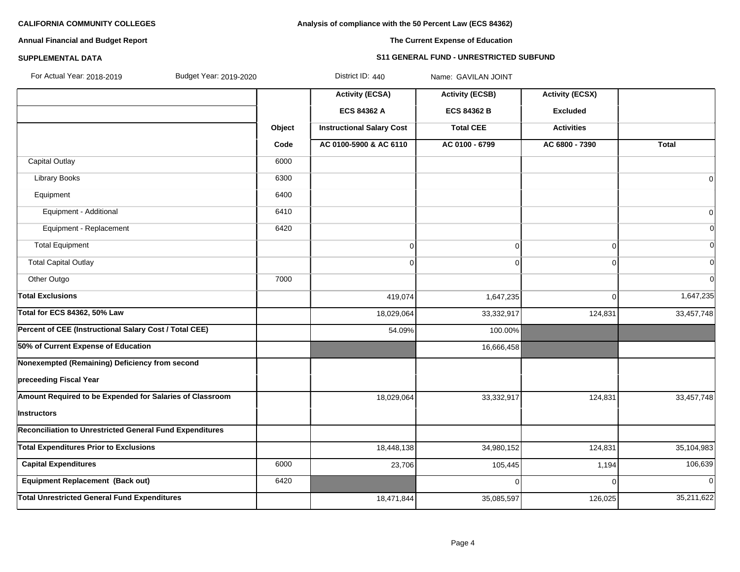**CALIFORNIA COMMUNITY COLLEGES**

**Annual Financial and Budget Report**

**SUPPLEMENTAL DATA**

**Analysis of compliance with the 50 Percent Law (ECS 84362)**

**The Current Expense of Education**

**S11 GENERAL FUND - UNRESTRICTED SUBFUND**

For Actual Year: 2018-2019 Budget Year: 2019-2020 District ID: 440 Name: GAVILAN JOINT

| | Object Code | Activity (ECSA) ECS 84362 A Instructional Salary Cost AC 0100-5900 & AC 6110 | Activity (ECSB) ECS 84362 B Total CEE AC 0100 - 6799 | Activity (ECSX) Excluded Activities AC 6800 - 7390 | Total |
|---|---|---|---|---|---|
| Capital Outlay | 6000 | | | | |
| Library Books | 6300 | | | | 0 |
| Equipment | 6400 | | | | |
| Equipment - Additional | 6410 | | | | 0 |
| Equipment - Replacement | 6420 | | | | 0 |
| Total Equipment | | 0 | 0 | 0 | 0 |
| Total Capital Outlay | | 0 | 0 | 0 | 0 |
| Other Outgo | 7000 | | | | 0 |
| **Total Exclusions** | | 419,074 | 1,647,235 | 0 | 1,647,235 |
| **Total for ECS 84362, 50% Law** | | 18,029,064 | 33,332,917 | 124,831 | 33,457,748 |
| **Percent of CEE (Instructional Salary Cost / Total CEE)** | | 54.09% | 100.00% | | |
| **50% of Current Expense of Education** | | | 16,666,458 | | |
| **Nonexempted (Remaining) Deficiency from second preceeding Fiscal Year** | | | | | |
| **Amount Required to be Expended for Salaries of Classroom Instructors** | | 18,029,064 | 33,332,917 | 124,831 | 33,457,748 |
| **Reconciliation to Unrestricted General Fund Expenditures** | | | | | |
| **Total Expenditures Prior to Exclusions** | | 18,448,138 | 34,980,152 | 124,831 | 35,104,983 |
| **Capital Expenditures** | 6000 | 23,706 | 105,445 | 1,194 | 106,639 |
| **Equipment Replacement (Back out)** | 6420 | | 0 | 0 | 0 |
| **Total Unrestricted General Fund Expenditures** | | 18,471,844 | 35,085,597 | 126,025 | 35,211,622 |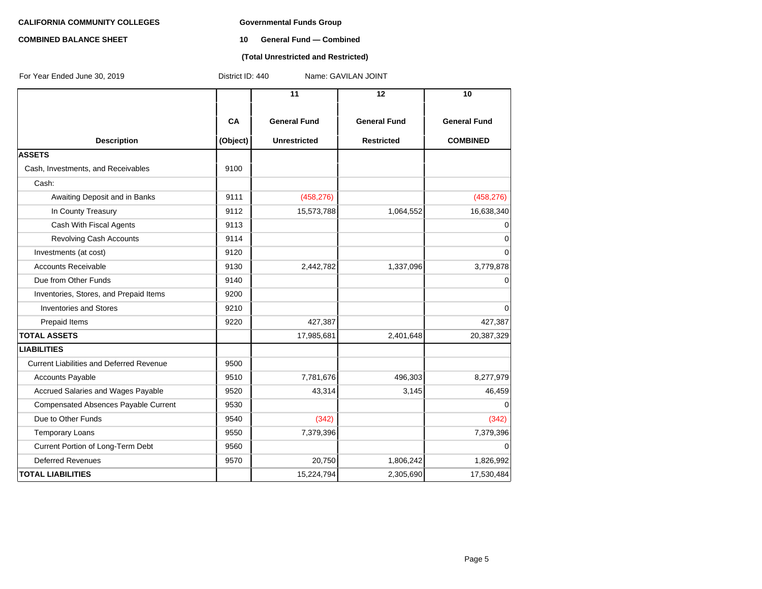**CALIFORNIA COMMUNITY COLLEGES**

**COMBINED BALANCE SHEET**

**Governmental Funds Group**

**10 General Fund — Combined**

**(Total Unrestricted and Restricted)**

For Year Ended June 30, 2019 District ID: 440 Name: GAVILAN JOINT

| Description | CA (Object) | 11 General Fund Unrestricted | 12 General Fund Restricted | 10 General Fund COMBINED |
|---|---|---|---|---|
| **ASSETS** | | | | |
| Cash, Investments, and Receivables | 9100 | | | |
| Cash: | | | | |
| Awaiting Deposit and in Banks | 9111 | (458,276) | | (458,276) |
| In County Treasury | 9112 | 15,573,788 | 1,064,552 | 16,638,340 |
| Cash With Fiscal Agents | 9113 | | | 0 |
| Revolving Cash Accounts | 9114 | | | 0 |
| Investments (at cost) | 9120 | | | 0 |
| Accounts Receivable | 9130 | 2,442,782 | 1,337,096 | 3,779,878 |
| Due from Other Funds | 9140 | | | 0 |
| Inventories, Stores, and Prepaid Items | 9200 | | | |
| Inventories and Stores | 9210 | | | 0 |
| Prepaid Items | 9220 | 427,387 | | 427,387 |
| **TOTAL ASSETS** | | 17,985,681 | 2,401,648 | 20,387,329 |
| **LIABILITIES** | | | | |
| Current Liabilities and Deferred Revenue | 9500 | | | |
| Accounts Payable | 9510 | 7,781,676 | 496,303 | 8,277,979 |
| Accrued Salaries and Wages Payable | 9520 | 43,314 | 3,145 | 46,459 |
| Compensated Absences Payable Current | 9530 | | | 0 |
| Due to Other Funds | 9540 | (342) | | (342) |
| Temporary Loans | 9550 | 7,379,396 | | 7,379,396 |
| Current Portion of Long-Term Debt | 9560 | | | 0 |
| Deferred Revenues | 9570 | 20,750 | 1,806,242 | 1,826,992 |
| **TOTAL LIABILITIES** | | 15,224,794 | 2,305,690 | 17,530,484 |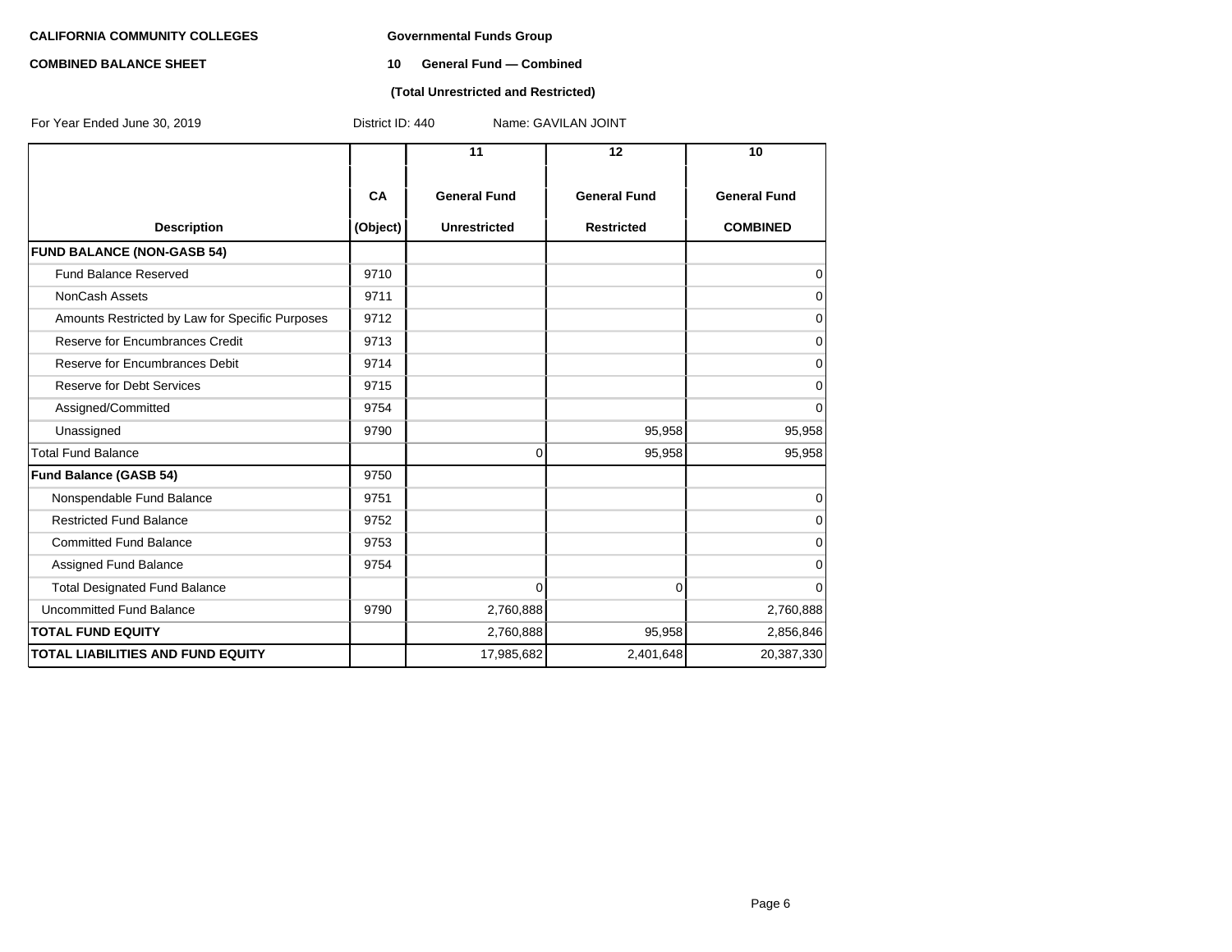**CALIFORNIA COMMUNITY COLLEGES** **Governmental Funds Group**

**COMBINED BALANCE SHEET** **10 General Fund — Combined**

**(Total Unrestricted and Restricted)**

For Year Ended June 30, 2019 District ID: 440 Name: GAVILAN JOINT

| Description | CA (Object) | 11 General Fund Unrestricted | 12 General Fund Restricted | 10 General Fund COMBINED |
|---|---|---|---|---|
| **FUND BALANCE (NON-GASB 54)** | | | | |
| Fund Balance Reserved | 9710 | | | 0 |
| NonCash Assets | 9711 | | | 0 |
| Amounts Restricted by Law for Specific Purposes | 9712 | | | 0 |
| Reserve for Encumbrances Credit | 9713 | | | 0 |
| Reserve for Encumbrances Debit | 9714 | | | 0 |
| Reserve for Debt Services | 9715 | | | 0 |
| Assigned/Committed | 9754 | | | 0 |
| Unassigned | 9790 | | 95,958 | 95,958 |
| Total Fund Balance | | 0 | 95,958 | 95,958 |
| **Fund Balance (GASB 54)** | 9750 | | | |
| Nonspendable Fund Balance | 9751 | | | 0 |
| Restricted Fund Balance | 9752 | | | 0 |
| Committed Fund Balance | 9753 | | | 0 |
| Assigned Fund Balance | 9754 | | | 0 |
| Total Designated Fund Balance | | 0 | 0 | 0 |
| Uncommitted Fund Balance | 9790 | 2,760,888 | | 2,760,888 |
| **TOTAL FUND EQUITY** | | 2,760,888 | 95,958 | 2,856,846 |
| **TOTAL LIABILITIES AND FUND EQUITY** | | 17,985,682 | 2,401,648 | 20,387,330 |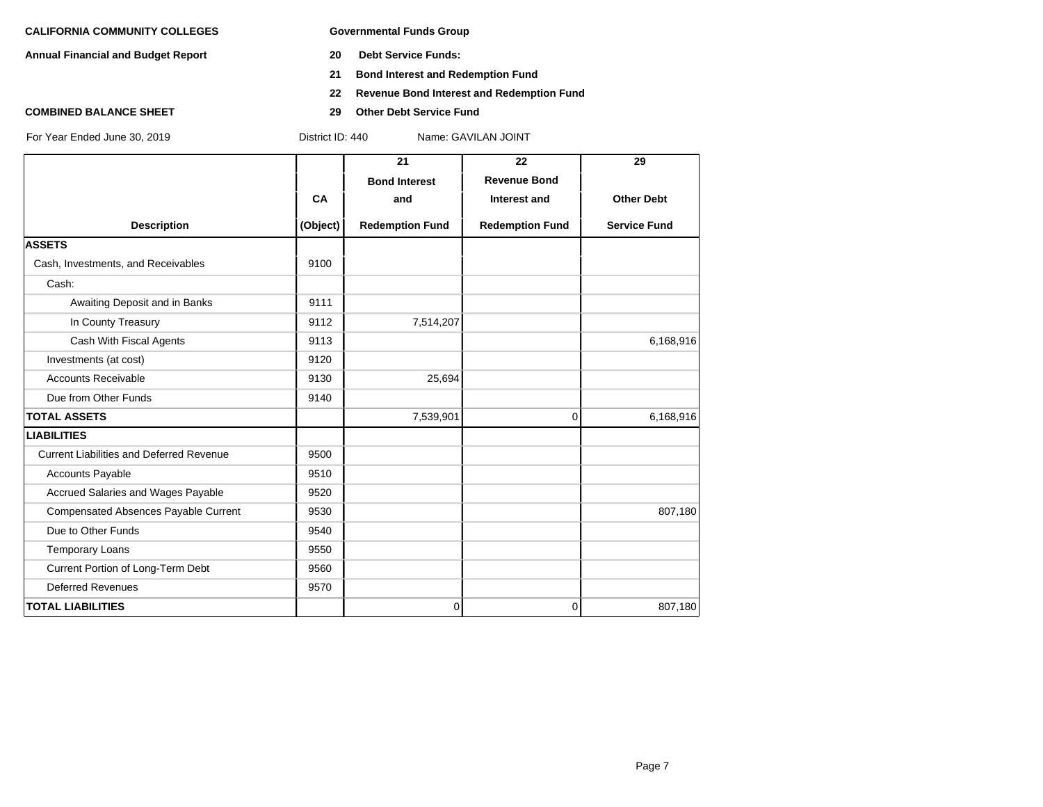**CALIFORNIA COMMUNITY COLLEGES**

**Annual Financial and Budget Report**

**COMBINED BALANCE SHEET**

**Governmental Funds Group**

**20 Debt Service Funds:**

**21 Bond Interest and Redemption Fund**

**22 Revenue Bond Interest and Redemption Fund**

**29 Other Debt Service Fund**

For Year Ended June 30, 2019 District ID: 440 Name: GAVILAN JOINT

| Description | CA (Object) | 21 Bond Interest and Redemption Fund | 22 Revenue Bond Interest and Redemption Fund | 29 Other Debt Service Fund |
|---|---|---|---|---|
| **ASSETS** | | | | |
| Cash, Investments, and Receivables | 9100 | | | |
| Cash: | | | | |
| Awaiting Deposit and in Banks | 9111 | | | |
| In County Treasury | 9112 | 7,514,207 | | |
| Cash With Fiscal Agents | 9113 | | | 6,168,916 |
| Investments (at cost) | 9120 | | | |
| Accounts Receivable | 9130 | 25,694 | | |
| Due from Other Funds | 9140 | | | |
| **TOTAL ASSETS** | | 7,539,901 | 0 | 6,168,916 |
| **LIABILITIES** | | | | |
| Current Liabilities and Deferred Revenue | 9500 | | | |
| Accounts Payable | 9510 | | | |
| Accrued Salaries and Wages Payable | 9520 | | | |
| Compensated Absences Payable Current | 9530 | | | 807,180 |
| Due to Other Funds | 9540 | | | |
| Temporary Loans | 9550 | | | |
| Current Portion of Long-Term Debt | 9560 | | | |
| Deferred Revenues | 9570 | | | |
| **TOTAL LIABILITIES** | | 0 | 0 | 807,180 |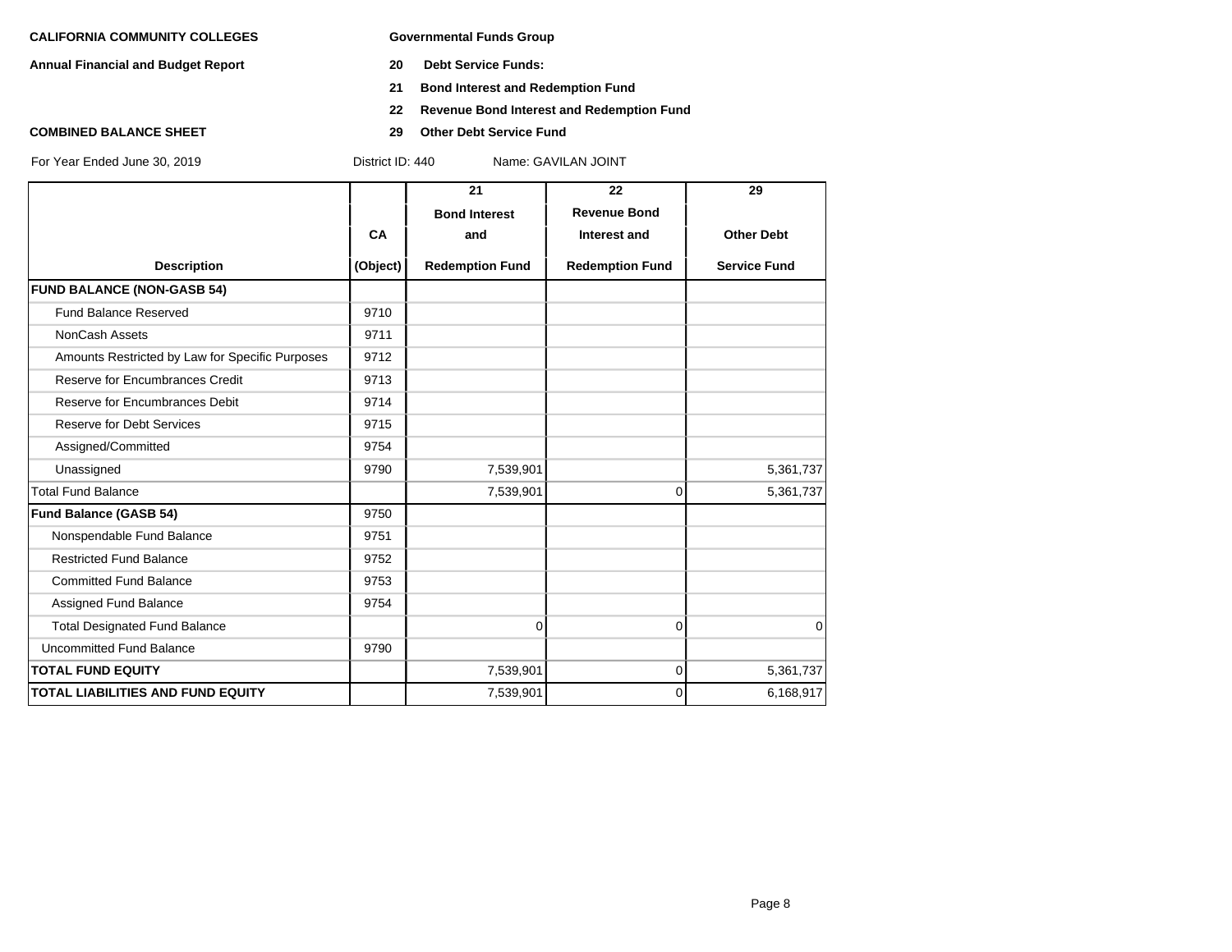**CALIFORNIA COMMUNITY COLLEGES**

**Annual Financial and Budget Report**

**COMBINED BALANCE SHEET**

**Governmental Funds Group**

**20 Debt Service Funds:**

**21 Bond Interest and Redemption Fund**

**22 Revenue Bond Interest and Redemption Fund**

**29 Other Debt Service Fund**

For Year Ended June 30, 2019 District ID: 440 Name: GAVILAN JOINT

| Description | CA (Object) | 21 Bond Interest and Redemption Fund | 22 Revenue Bond Interest and Redemption Fund | 29 Other Debt Service Fund |
|---|---|---|---|---|
| **FUND BALANCE (NON-GASB 54)** | | | | |
| Fund Balance Reserved | 9710 | | | |
| NonCash Assets | 9711 | | | |
| Amounts Restricted by Law for Specific Purposes | 9712 | | | |
| Reserve for Encumbrances Credit | 9713 | | | |
| Reserve for Encumbrances Debit | 9714 | | | |
| Reserve for Debt Services | 9715 | | | |
| Assigned/Committed | 9754 | | | |
| Unassigned | 9790 | 7,539,901 | | 5,361,737 |
| Total Fund Balance | | 7,539,901 | 0 | 5,361,737 |
| **Fund Balance (GASB 54)** | 9750 | | | |
| Nonspendable Fund Balance | 9751 | | | |
| Restricted Fund Balance | 9752 | | | |
| Committed Fund Balance | 9753 | | | |
| Assigned Fund Balance | 9754 | | | |
| Total Designated Fund Balance | | 0 | 0 | 0 |
| Uncommitted Fund Balance | 9790 | | | |
| **TOTAL FUND EQUITY** | | 7,539,901 | 0 | 5,361,737 |
| **TOTAL LIABILITIES AND FUND EQUITY** | | 7,539,901 | 0 | 6,168,917 |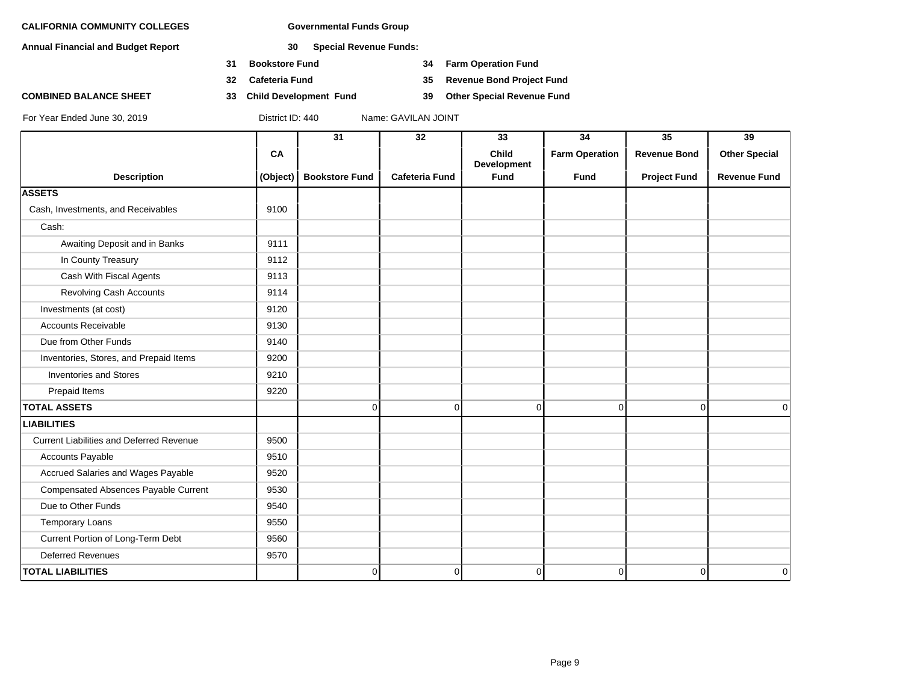**CALIFORNIA COMMUNITY COLLEGES** **Governmental Funds Group**

**Annual Financial and Budget Report** **30 Special Revenue Funds:**

- **31 Bookstore Fund**
- **32 Cafeteria Fund**
- **33 Child Development Fund**
- **34 Farm Operation Fund**
- **35 Revenue Bond Project Fund**
- **39 Other Special Revenue Fund**

**COMBINED BALANCE SHEET**

For Year Ended June 30, 2019 District ID: 440 Name: GAVILAN JOINT

| Description | CA (Object) | 31 Bookstore Fund | 32 Cafeteria Fund | 33 Child Development Fund | 34 Farm Operation Fund | 35 Revenue Bond Project Fund | 39 Other Special Revenue Fund |
|---|---|---|---|---|---|---|---|
| **ASSETS** | | | | | | | |
| Cash, Investments, and Receivables | 9100 | | | | | | |
| Cash: | | | | | | | |
| Awaiting Deposit and in Banks | 9111 | | | | | | |
| In County Treasury | 9112 | | | | | | |
| Cash With Fiscal Agents | 9113 | | | | | | |
| Revolving Cash Accounts | 9114 | | | | | | |
| Investments (at cost) | 9120 | | | | | | |
| Accounts Receivable | 9130 | | | | | | |
| Due from Other Funds | 9140 | | | | | | |
| Inventories, Stores, and Prepaid Items | 9200 | | | | | | |
| Inventories and Stores | 9210 | | | | | | |
| Prepaid Items | 9220 | | | | | | |
| **TOTAL ASSETS** | | 0 | 0 | 0 | 0 | 0 | 0 |
| **LIABILITIES** | | | | | | | |
| Current Liabilities and Deferred Revenue | 9500 | | | | | | |
| Accounts Payable | 9510 | | | | | | |
| Accrued Salaries and Wages Payable | 9520 | | | | | | |
| Compensated Absences Payable Current | 9530 | | | | | | |
| Due to Other Funds | 9540 | | | | | | |
| Temporary Loans | 9550 | | | | | | |
| Current Portion of Long-Term Debt | 9560 | | | | | | |
| Deferred Revenues | 9570 | | | | | | |
| **TOTAL LIABILITIES** | | 0 | 0 | 0 | 0 | 0 | 0 |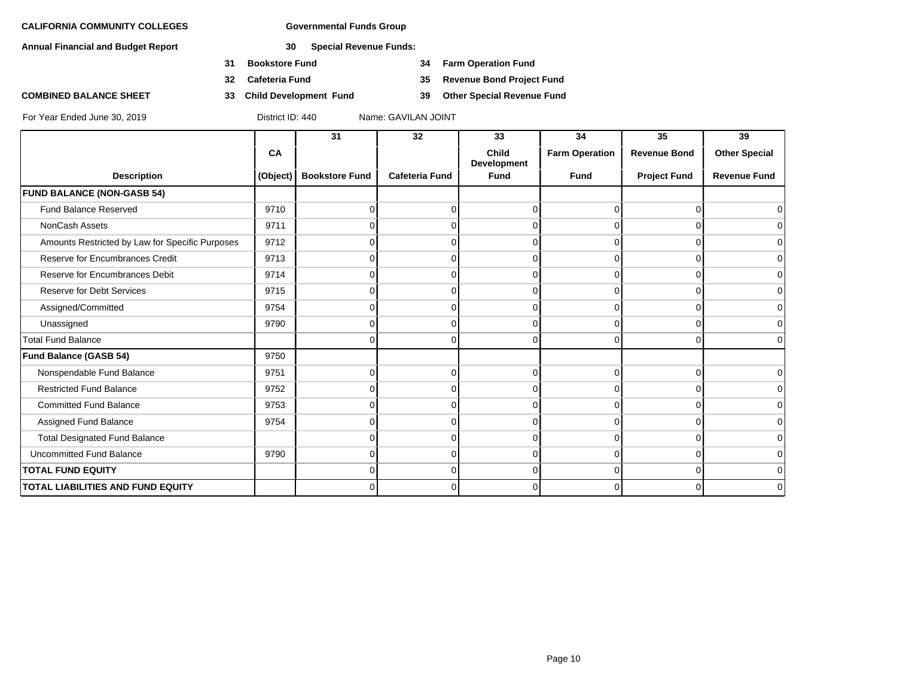**CALIFORNIA COMMUNITY COLLEGES** | **Governmental Funds Group**

**Annual Financial and Budget Report**

**30 Special Revenue Funds:**

- **31 Bookstore Fund**
- **32 Cafeteria Fund**
- **33 Child Development Fund**
- **34 Farm Operation Fund**
- **35 Revenue Bond Project Fund**
- **39 Other Special Revenue Fund**

**COMBINED BALANCE SHEET**

For Year Ended June 30, 2019 | District ID: 440 | Name: GAVILAN JOINT

| Description | CA (Object) | 31 Bookstore Fund | 32 Cafeteria Fund | 33 Child Development Fund | 34 Farm Operation Fund | 35 Revenue Bond Project Fund | 39 Other Special Revenue Fund |
|---|---|---|---|---|---|---|---|
| **FUND BALANCE (NON-GASB 54)** | | | | | | | |
| Fund Balance Reserved | 9710 | 0 | 0 | 0 | 0 | 0 | 0 |
| NonCash Assets | 9711 | 0 | 0 | 0 | 0 | 0 | 0 |
| Amounts Restricted by Law for Specific Purposes | 9712 | 0 | 0 | 0 | 0 | 0 | 0 |
| Reserve for Encumbrances Credit | 9713 | 0 | 0 | 0 | 0 | 0 | 0 |
| Reserve for Encumbrances Debit | 9714 | 0 | 0 | 0 | 0 | 0 | 0 |
| Reserve for Debt Services | 9715 | 0 | 0 | 0 | 0 | 0 | 0 |
| Assigned/Committed | 9754 | 0 | 0 | 0 | 0 | 0 | 0 |
| Unassigned | 9790 | 0 | 0 | 0 | 0 | 0 | 0 |
| Total Fund Balance | | 0 | 0 | 0 | 0 | 0 | 0 |
| **Fund Balance (GASB 54)** | 9750 | | | | | | |
| Nonspendable Fund Balance | 9751 | 0 | 0 | 0 | 0 | 0 | 0 |
| Restricted Fund Balance | 9752 | 0 | 0 | 0 | 0 | 0 | 0 |
| Committed Fund Balance | 9753 | 0 | 0 | 0 | 0 | 0 | 0 |
| Assigned Fund Balance | 9754 | 0 | 0 | 0 | 0 | 0 | 0 |
| Total Designated Fund Balance | | 0 | 0 | 0 | 0 | 0 | 0 |
| Uncommitted Fund Balance | 9790 | 0 | 0 | 0 | 0 | 0 | 0 |
| **TOTAL FUND EQUITY** | | 0 | 0 | 0 | 0 | 0 | 0 |
| **TOTAL LIABILITIES AND FUND EQUITY** | | 0 | 0 | 0 | 0 | 0 | 0 |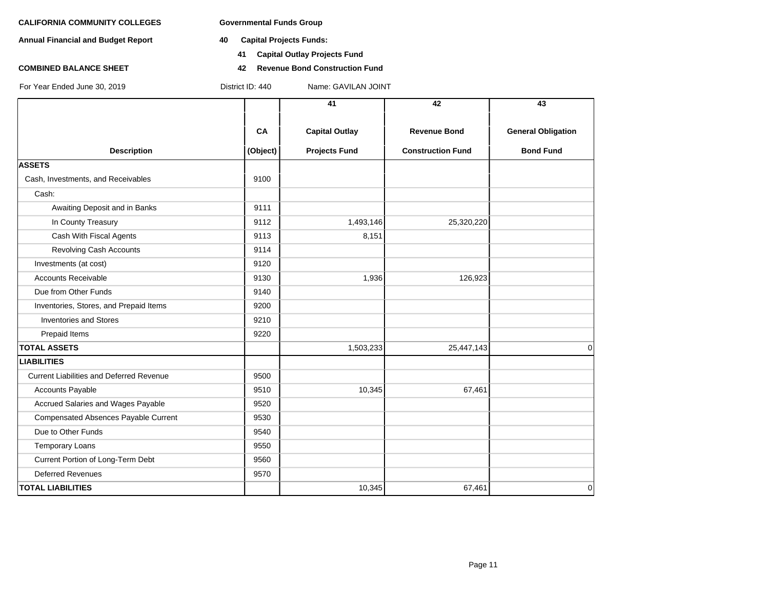**CALIFORNIA COMMUNITY COLLEGES** | **Governmental Funds Group**

**Annual Financial and Budget Report**

**40 Capital Projects Funds:**

**41 Capital Outlay Projects Fund**

**42 Revenue Bond Construction Fund**

**COMBINED BALANCE SHEET**

For Year Ended June 30, 2019 District ID: 440 Name: GAVILAN JOINT

| Description | CA (Object) | 41 Capital Outlay Projects Fund | 42 Revenue Bond Construction Fund | 43 General Obligation Bond Fund |
|---|---|---|---|---|
| **ASSETS** | | | | |
| Cash, Investments, and Receivables | 9100 | | | |
| Cash: | | | | |
| Awaiting Deposit and in Banks | 9111 | | | |
| In County Treasury | 9112 | 1,493,146 | 25,320,220 | |
| Cash With Fiscal Agents | 9113 | 8,151 | | |
| Revolving Cash Accounts | 9114 | | | |
| Investments (at cost) | 9120 | | | |
| Accounts Receivable | 9130 | 1,936 | 126,923 | |
| Due from Other Funds | 9140 | | | |
| Inventories, Stores, and Prepaid Items | 9200 | | | |
| Inventories and Stores | 9210 | | | |
| Prepaid Items | 9220 | | | |
| **TOTAL ASSETS** | | 1,503,233 | 25,447,143 | 0 |
| **LIABILITIES** | | | | |
| Current Liabilities and Deferred Revenue | 9500 | | | |
| Accounts Payable | 9510 | 10,345 | 67,461 | |
| Accrued Salaries and Wages Payable | 9520 | | | |
| Compensated Absences Payable Current | 9530 | | | |
| Due to Other Funds | 9540 | | | |
| Temporary Loans | 9550 | | | |
| Current Portion of Long-Term Debt | 9560 | | | |
| Deferred Revenues | 9570 | | | |
| **TOTAL LIABILITIES** | | 10,345 | 67,461 | 0 |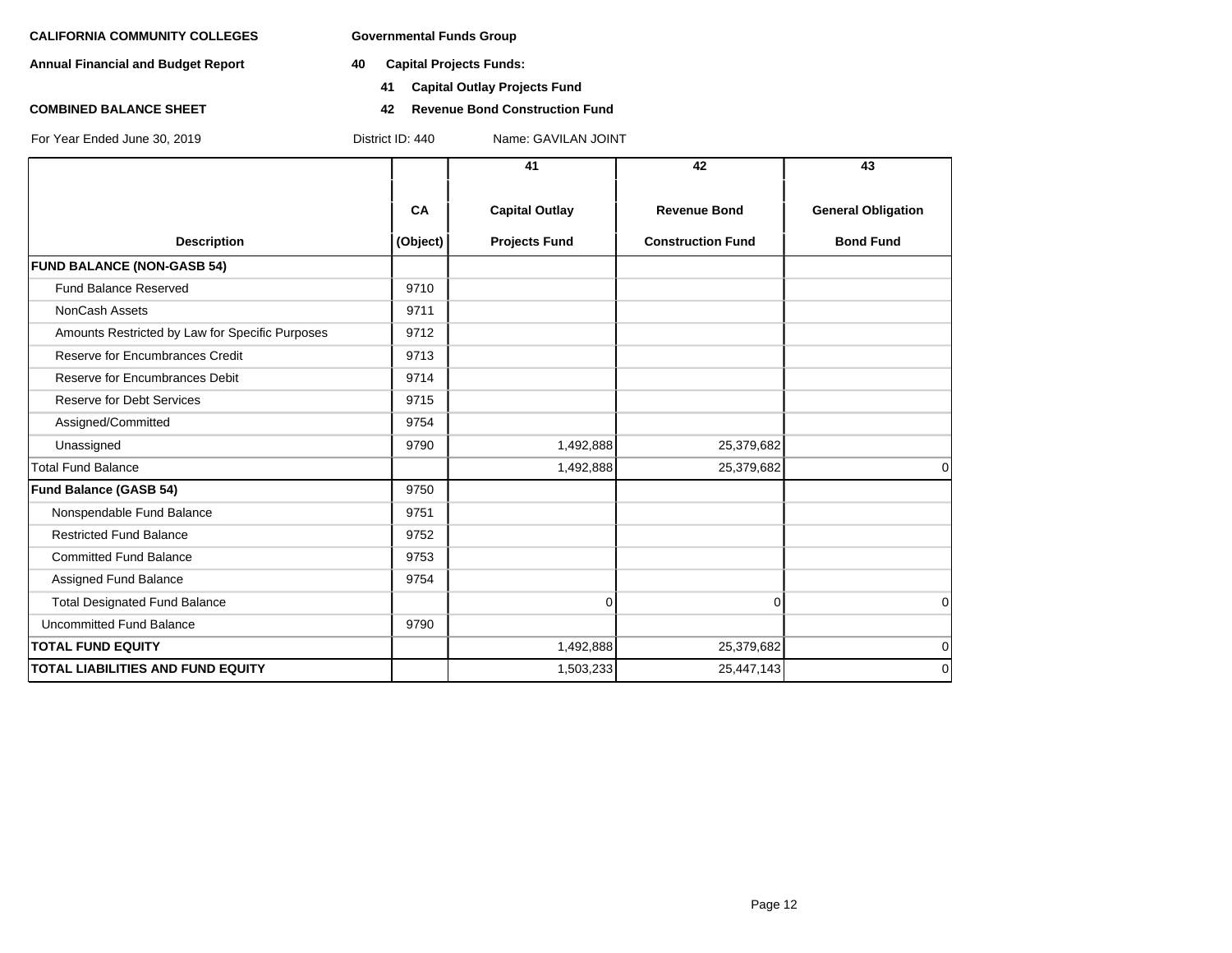**CALIFORNIA COMMUNITY COLLEGES** **Governmental Funds Group**

**Annual Financial and Budget Report** **40 Capital Projects Funds:**

**41 Capital Outlay Projects Fund**

**COMBINED BALANCE SHEET** **42 Revenue Bond Construction Fund**

For Year Ended June 30, 2019 District ID: 440 Name: GAVILAN JOINT

| Description | CA (Object) | 41 Capital Outlay Projects Fund | 42 Revenue Bond Construction Fund | 43 General Obligation Bond Fund |
|---|---|---|---|---|
| **FUND BALANCE (NON-GASB 54)** | | | | |
| Fund Balance Reserved | 9710 | | | |
| NonCash Assets | 9711 | | | |
| Amounts Restricted by Law for Specific Purposes | 9712 | | | |
| Reserve for Encumbrances Credit | 9713 | | | |
| Reserve for Encumbrances Debit | 9714 | | | |
| Reserve for Debt Services | 9715 | | | |
| Assigned/Committed | 9754 | | | |
| Unassigned | 9790 | 1,492,888 | 25,379,682 | |
| Total Fund Balance | | 1,492,888 | 25,379,682 | 0 |
| **Fund Balance (GASB 54)** | 9750 | | | |
| Nonspendable Fund Balance | 9751 | | | |
| Restricted Fund Balance | 9752 | | | |
| Committed Fund Balance | 9753 | | | |
| Assigned Fund Balance | 9754 | | | |
| Total Designated Fund Balance | | 0 | 0 | 0 |
| Uncommitted Fund Balance | 9790 | | | |
| **TOTAL FUND EQUITY** | | 1,492,888 | 25,379,682 | 0 |
| **TOTAL LIABILITIES AND FUND EQUITY** | | 1,503,233 | 25,447,143 | 0 |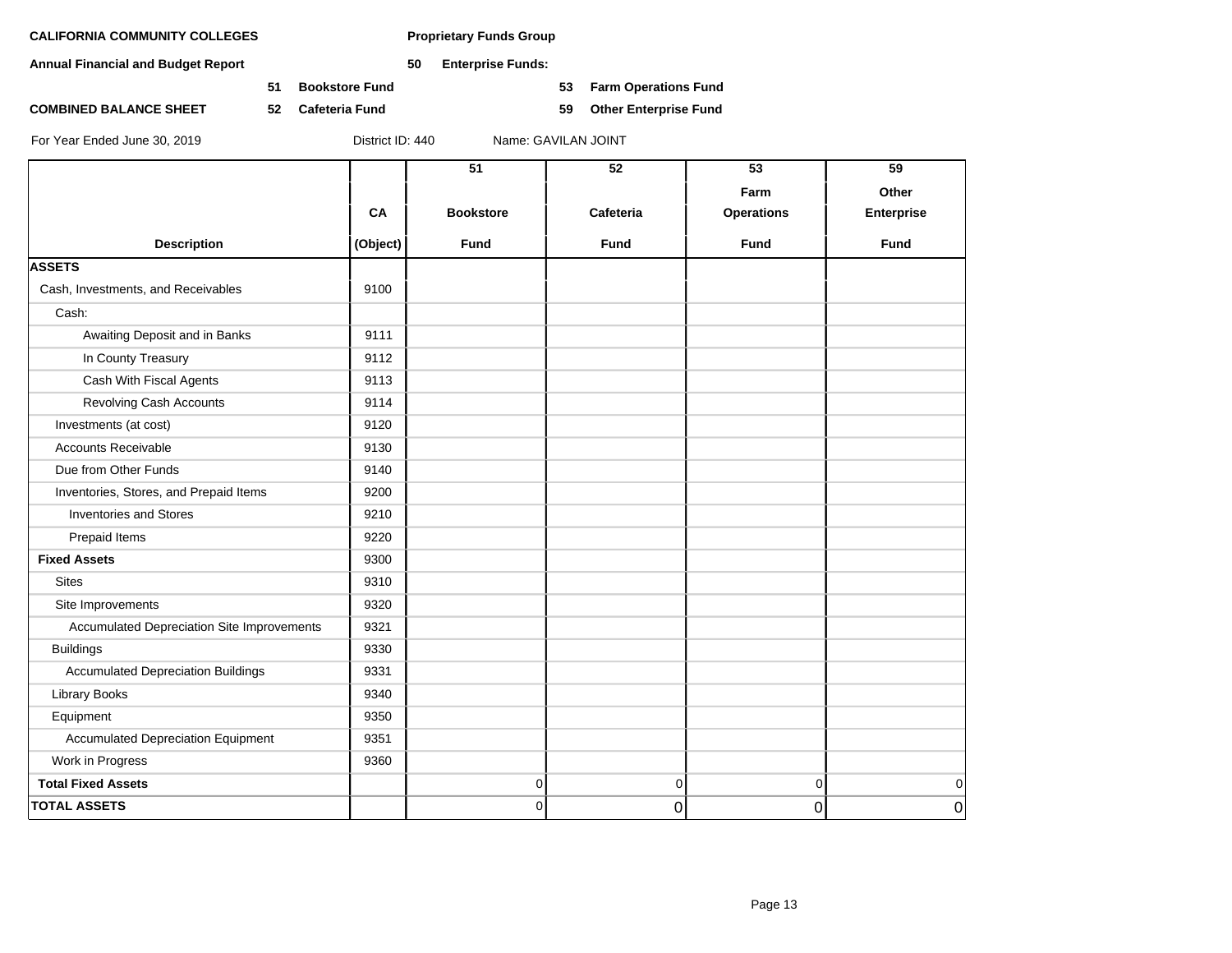**CALIFORNIA COMMUNITY COLLEGES** | **Proprietary Funds Group**

**Annual Financial and Budget Report**

**50 Enterprise Funds:**

**51 Bookstore Fund** | **53 Farm Operations Fund**

**COMBINED BALANCE SHEET** | **52 Cafeteria Fund** | **59 Other Enterprise Fund**

For Year Ended June 30, 2019 | District ID: 440 | Name: GAVILAN JOINT

| Description | CA (Object) | 51 Bookstore Fund | 52 Cafeteria Fund | 53 Farm Operations Fund | 59 Other Enterprise Fund |
|---|---|---|---|---|---|
| **ASSETS** | | | | | |
| Cash, Investments, and Receivables | 9100 | | | | |
| Cash: | | | | | |
| Awaiting Deposit and in Banks | 9111 | | | | |
| In County Treasury | 9112 | | | | |
| Cash With Fiscal Agents | 9113 | | | | |
| Revolving Cash Accounts | 9114 | | | | |
| Investments (at cost) | 9120 | | | | |
| Accounts Receivable | 9130 | | | | |
| Due from Other Funds | 9140 | | | | |
| Inventories, Stores, and Prepaid Items | 9200 | | | | |
| Inventories and Stores | 9210 | | | | |
| Prepaid Items | 9220 | | | | |
| **Fixed Assets** | 9300 | | | | |
| Sites | 9310 | | | | |
| Site Improvements | 9320 | | | | |
| Accumulated Depreciation Site Improvements | 9321 | | | | |
| Buildings | 9330 | | | | |
| Accumulated Depreciation Buildings | 9331 | | | | |
| Library Books | 9340 | | | | |
| Equipment | 9350 | | | | |
| Accumulated Depreciation Equipment | 9351 | | | | |
| Work in Progress | 9360 | | | | |
| **Total Fixed Assets** | | 0 | 0 | 0 | 0 |
| **TOTAL ASSETS** | | 0 | 0 | 0 | 0 |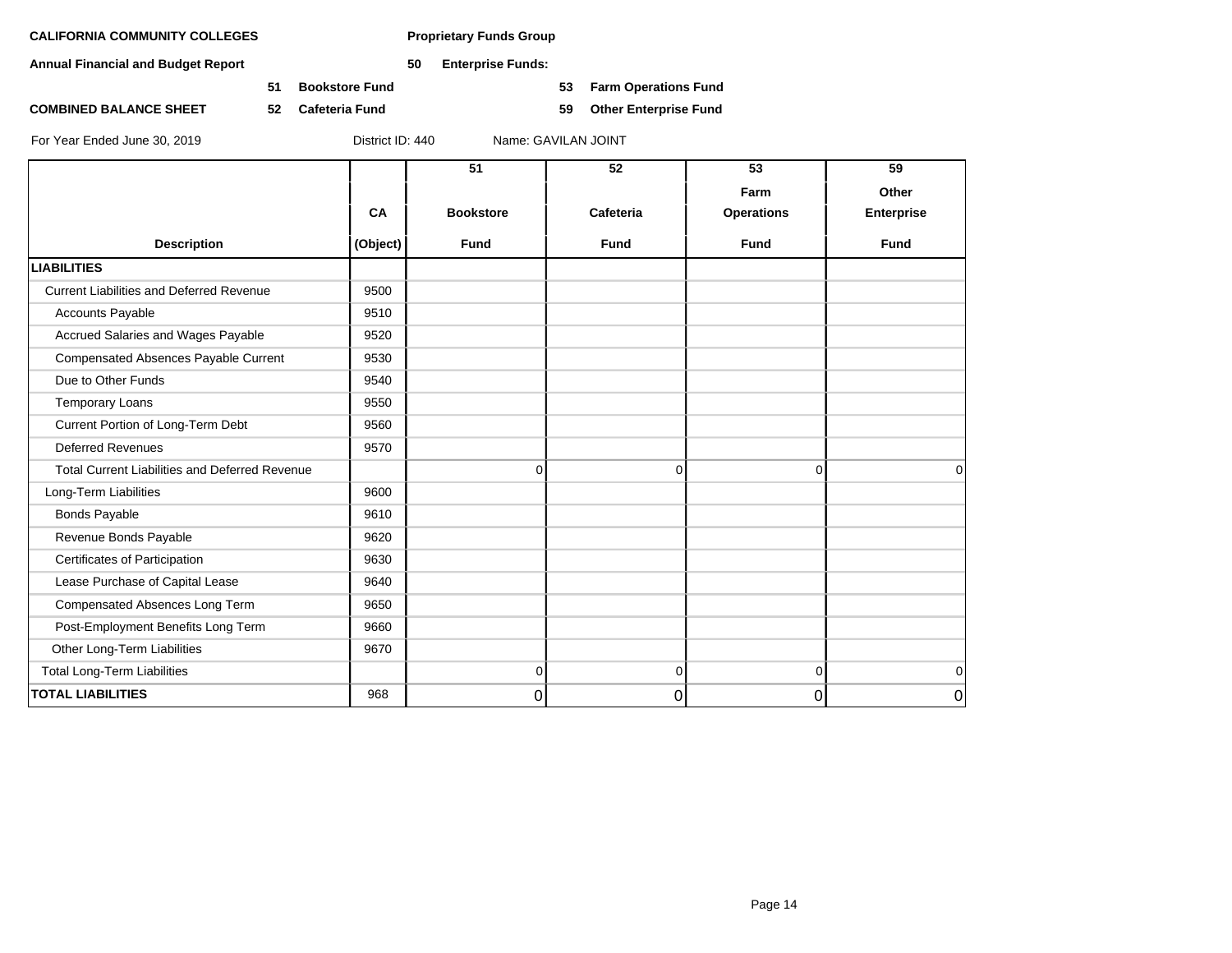**CALIFORNIA COMMUNITY COLLEGES**

**Annual Financial and Budget Report**

**COMBINED BALANCE SHEET**

**Proprietary Funds Group**

**50 Enterprise Funds:**

**51 Bookstore Fund**

**52 Cafeteria Fund**

**53 Farm Operations Fund**

**59 Other Enterprise Fund**

For Year Ended June 30, 2019 | District ID: 440 | Name: GAVILAN JOINT

| Description | CA (Object) | 51 Bookstore Fund | 52 Cafeteria Fund | 53 Farm Operations Fund | 59 Other Enterprise Fund |
|---|---|---|---|---|---|
| **LIABILITIES** | | | | | |
| Current Liabilities and Deferred Revenue | 9500 | | | | |
| Accounts Payable | 9510 | | | | |
| Accrued Salaries and Wages Payable | 9520 | | | | |
| Compensated Absences Payable Current | 9530 | | | | |
| Due to Other Funds | 9540 | | | | |
| Temporary Loans | 9550 | | | | |
| Current Portion of Long-Term Debt | 9560 | | | | |
| Deferred Revenues | 9570 | | | | |
| Total Current Liabilities and Deferred Revenue | | 0 | 0 | 0 | 0 |
| Long-Term Liabilities | 9600 | | | | |
| Bonds Payable | 9610 | | | | |
| Revenue Bonds Payable | 9620 | | | | |
| Certificates of Participation | 9630 | | | | |
| Lease Purchase of Capital Lease | 9640 | | | | |
| Compensated Absences Long Term | 9650 | | | | |
| Post-Employment Benefits Long Term | 9660 | | | | |
| Other Long-Term Liabilities | 9670 | | | | |
| Total Long-Term Liabilities | | 0 | 0 | 0 | 0 |
| **TOTAL LIABILITIES** | 968 | 0 | 0 | 0 | 0 |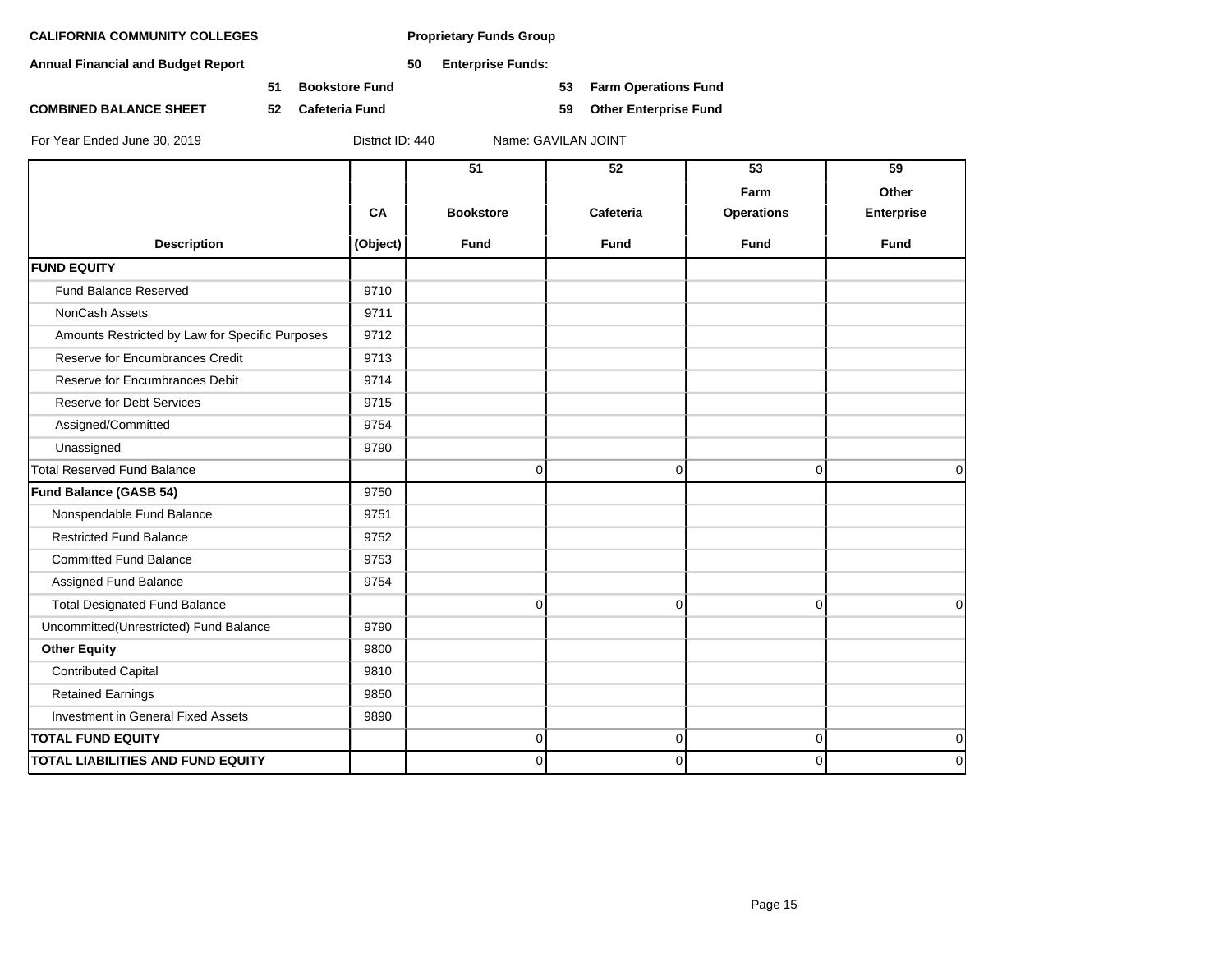**CALIFORNIA COMMUNITY COLLEGES** **Proprietary Funds Group**

**Annual Financial and Budget Report** **50 Enterprise Funds:**

**51 Bookstore Fund** **53 Farm Operations Fund**

**COMBINED BALANCE SHEET** **52 Cafeteria Fund** **59 Other Enterprise Fund**

For Year Ended June 30, 2019 District ID: 440 Name: GAVILAN JOINT

| Description | CA (Object) | 51 Bookstore Fund | 52 Cafeteria Fund | 53 Farm Operations Fund | 59 Other Enterprise Fund |
|---|---|---|---|---|---|
| **FUND EQUITY** | | | | | |
| Fund Balance Reserved | 9710 | | | | |
| NonCash Assets | 9711 | | | | |
| Amounts Restricted by Law for Specific Purposes | 9712 | | | | |
| Reserve for Encumbrances Credit | 9713 | | | | |
| Reserve for Encumbrances Debit | 9714 | | | | |
| Reserve for Debt Services | 9715 | | | | |
| Assigned/Committed | 9754 | | | | |
| Unassigned | 9790 | | | | |
| Total Reserved Fund Balance | | 0 | 0 | 0 | 0 |
| **Fund Balance (GASB 54)** | 9750 | | | | |
| Nonspendable Fund Balance | 9751 | | | | |
| Restricted Fund Balance | 9752 | | | | |
| Committed Fund Balance | 9753 | | | | |
| Assigned Fund Balance | 9754 | | | | |
| Total Designated Fund Balance | | 0 | 0 | 0 | 0 |
| Uncommitted(Unrestricted) Fund Balance | 9790 | | | | |
| **Other Equity** | 9800 | | | | |
| Contributed Capital | 9810 | | | | |
| Retained Earnings | 9850 | | | | |
| Investment in General Fixed Assets | 9890 | | | | |
| **TOTAL FUND EQUITY** | | 0 | 0 | 0 | 0 |
| **TOTAL LIABILITIES AND FUND EQUITY** | | 0 | 0 | 0 | 0 |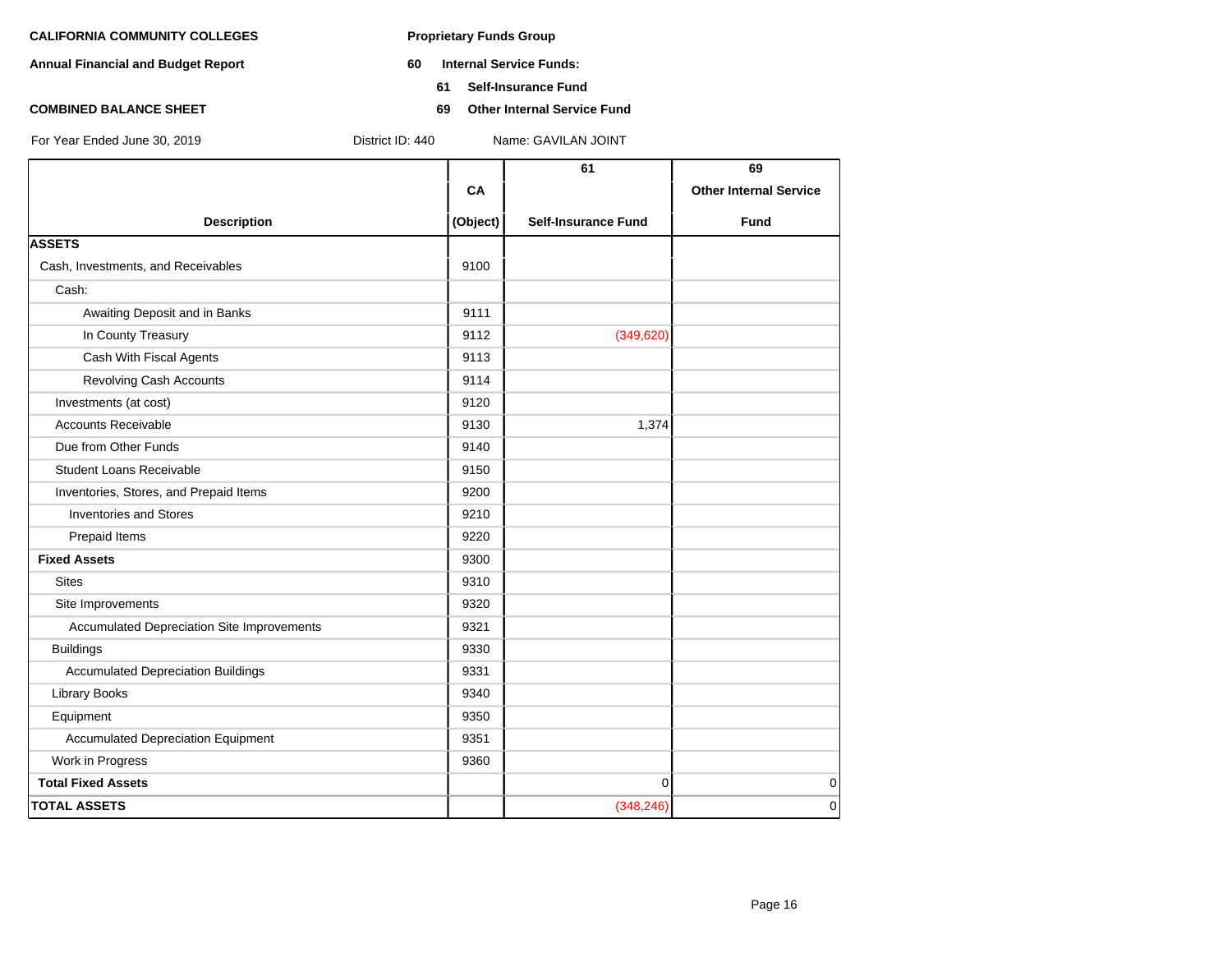**CALIFORNIA COMMUNITY COLLEGES**

**Annual Financial and Budget Report**

**COMBINED BALANCE SHEET**

**Proprietary Funds Group**

**60 Internal Service Funds:**

**61 Self-Insurance Fund**

**69 Other Internal Service Fund**

For Year Ended June 30, 2019 District ID: 440 Name: GAVILAN JOINT

| Description | CA (Object) | 61 Self-Insurance Fund | 69 Other Internal Service Fund |
|---|---|---|---|
| **ASSETS** | | | |
| Cash, Investments, and Receivables | 9100 | | |
| Cash: | | | |
| Awaiting Deposit and in Banks | 9111 | | |
| In County Treasury | 9112 | (349,620) | |
| Cash With Fiscal Agents | 9113 | | |
| Revolving Cash Accounts | 9114 | | |
| Investments (at cost) | 9120 | | |
| Accounts Receivable | 9130 | 1,374 | |
| Due from Other Funds | 9140 | | |
| Student Loans Receivable | 9150 | | |
| Inventories, Stores, and Prepaid Items | 9200 | | |
| Inventories and Stores | 9210 | | |
| Prepaid Items | 9220 | | |
| **Fixed Assets** | 9300 | | |
| Sites | 9310 | | |
| Site Improvements | 9320 | | |
| Accumulated Depreciation Site Improvements | 9321 | | |
| Buildings | 9330 | | |
| Accumulated Depreciation Buildings | 9331 | | |
| Library Books | 9340 | | |
| Equipment | 9350 | | |
| Accumulated Depreciation Equipment | 9351 | | |
| Work in Progress | 9360 | | |
| **Total Fixed Assets** | | 0 | 0 |
| **TOTAL ASSETS** | | (348,246) | 0 |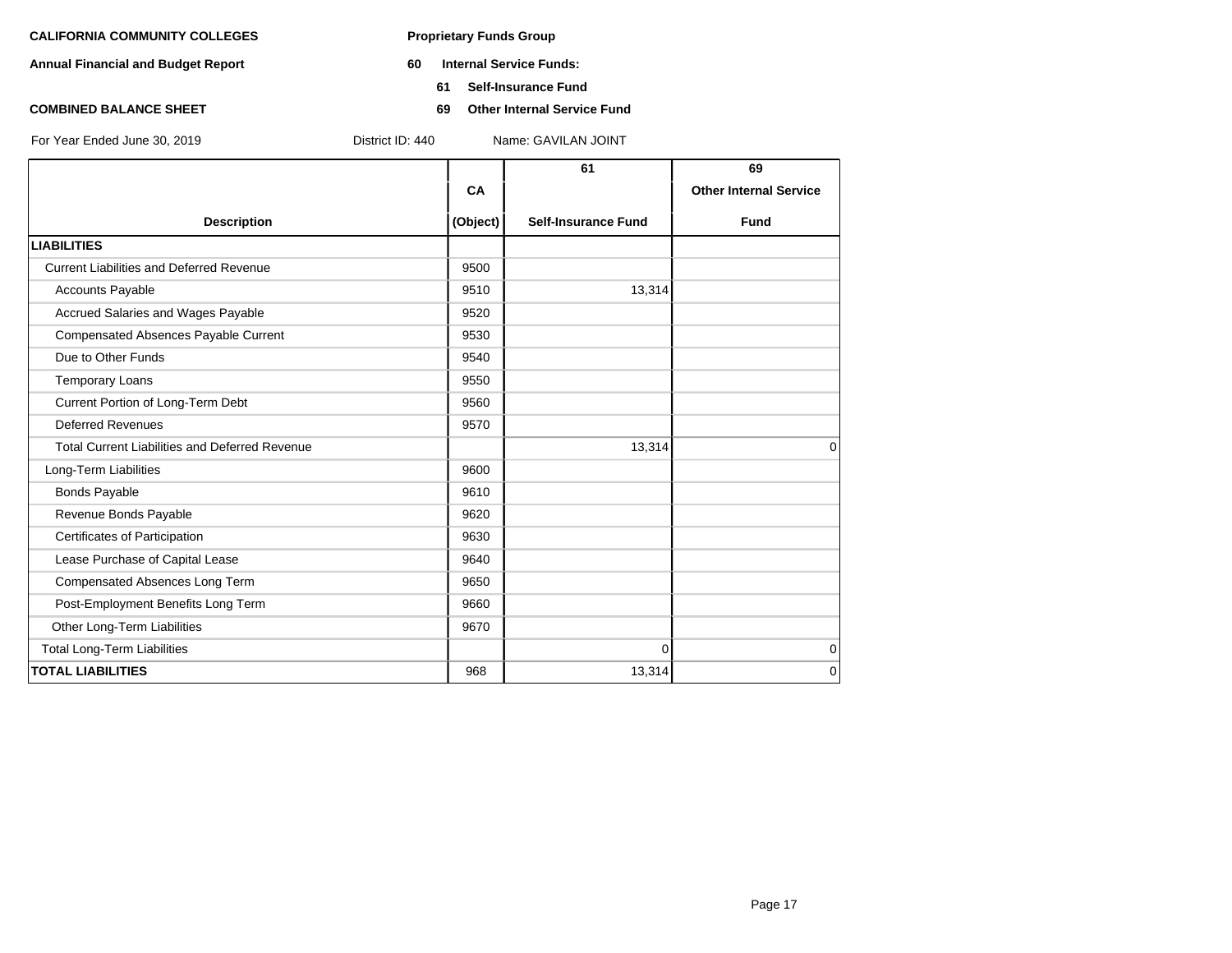**CALIFORNIA COMMUNITY COLLEGES** **Proprietary Funds Group**

**Annual Financial and Budget Report** **60 Internal Service Funds:**

**61 Self-Insurance Fund**

**COMBINED BALANCE SHEET** **69 Other Internal Service Fund**

For Year Ended June 30, 2019 District ID: 440 Name: GAVILAN JOINT

| Description | CA (Object) | 61 Self-Insurance Fund | 69 Other Internal Service Fund |
|---|---|---|---|
| **LIABILITIES** | | | |
| Current Liabilities and Deferred Revenue | 9500 | | |
| Accounts Payable | 9510 | 13,314 | |
| Accrued Salaries and Wages Payable | 9520 | | |
| Compensated Absences Payable Current | 9530 | | |
| Due to Other Funds | 9540 | | |
| Temporary Loans | 9550 | | |
| Current Portion of Long-Term Debt | 9560 | | |
| Deferred Revenues | 9570 | | |
| Total Current Liabilities and Deferred Revenue | | 13,314 | 0 |
| Long-Term Liabilities | 9600 | | |
| Bonds Payable | 9610 | | |
| Revenue Bonds Payable | 9620 | | |
| Certificates of Participation | 9630 | | |
| Lease Purchase of Capital Lease | 9640 | | |
| Compensated Absences Long Term | 9650 | | |
| Post-Employment Benefits Long Term | 9660 | | |
| Other Long-Term Liabilities | 9670 | | |
| Total Long-Term Liabilities | | 0 | 0 |
| **TOTAL LIABILITIES** | 968 | 13,314 | 0 |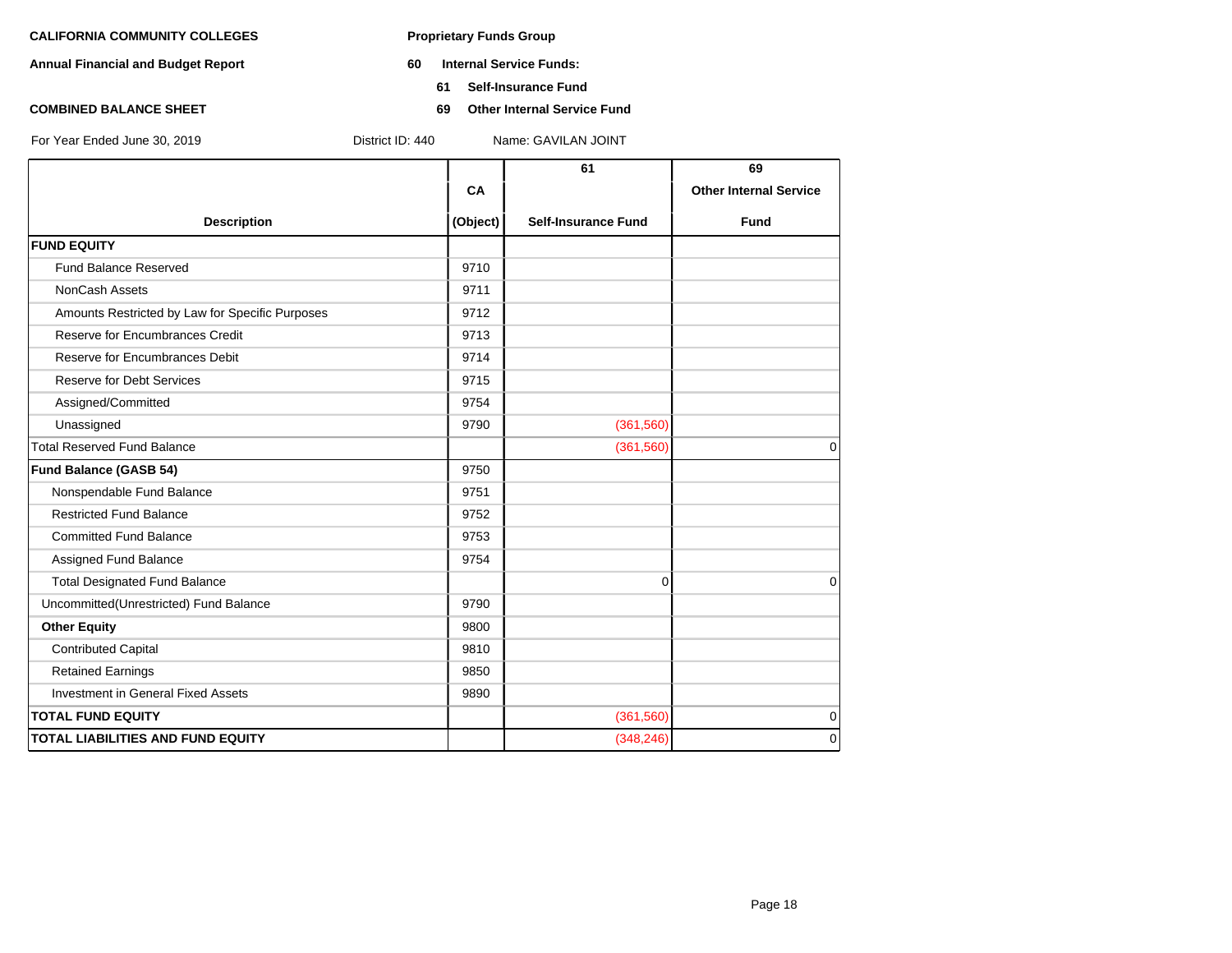**CALIFORNIA COMMUNITY COLLEGES**

**Annual Financial and Budget Report**

**COMBINED BALANCE SHEET**

**Proprietary Funds Group**

**60 Internal Service Funds:**

**61 Self-Insurance Fund**

**69 Other Internal Service Fund**

For Year Ended June 30, 2019 District ID: 440 Name: GAVILAN JOINT

| Description | CA (Object) | 61 Self-Insurance Fund | 69 Other Internal Service Fund |
|---|---|---|---|
| **FUND EQUITY** | | | |
| Fund Balance Reserved | 9710 | | |
| NonCash Assets | 9711 | | |
| Amounts Restricted by Law for Specific Purposes | 9712 | | |
| Reserve for Encumbrances Credit | 9713 | | |
| Reserve for Encumbrances Debit | 9714 | | |
| Reserve for Debt Services | 9715 | | |
| Assigned/Committed | 9754 | | |
| Unassigned | 9790 | (361,560) | |
| Total Reserved Fund Balance | | (361,560) | 0 |
| **Fund Balance (GASB 54)** | 9750 | | |
| Nonspendable Fund Balance | 9751 | | |
| Restricted Fund Balance | 9752 | | |
| Committed Fund Balance | 9753 | | |
| Assigned Fund Balance | 9754 | | |
| Total Designated Fund Balance | | 0 | 0 |
| Uncommitted(Unrestricted) Fund Balance | 9790 | | |
| **Other Equity** | 9800 | | |
| Contributed Capital | 9810 | | |
| Retained Earnings | 9850 | | |
| Investment in General Fixed Assets | 9890 | | |
| **TOTAL FUND EQUITY** | | (361,560) | 0 |
| **TOTAL LIABILITIES AND FUND EQUITY** | | (348,246) | 0 |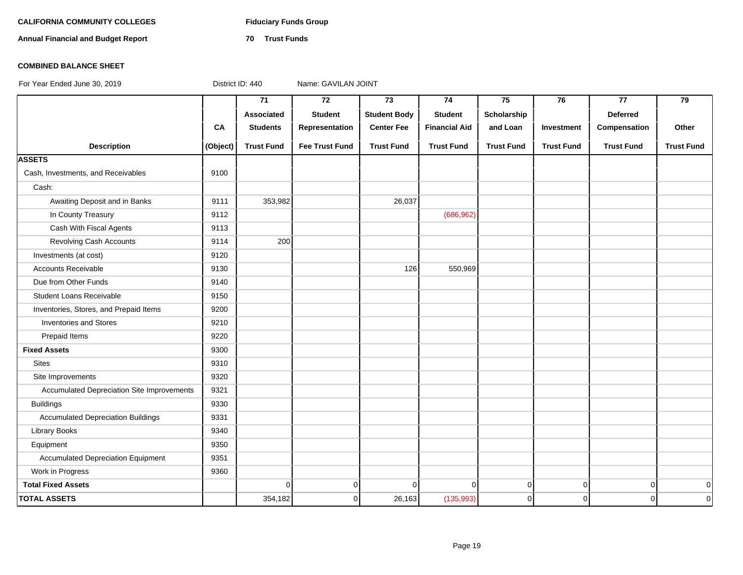**CALIFORNIA COMMUNITY COLLEGES** **Fiduciary Funds Group**

**Annual Financial and Budget Report** **70 Trust Funds**

**COMBINED BALANCE SHEET**

For Year Ended June 30, 2019 District ID: 440 Name: GAVILAN JOINT

| Description | CA (Object) | 71 Associated Students Trust Fund | 72 Student Representation Fee Trust Fund | 73 Student Body Center Fee Trust Fund | 74 Student Financial Aid Trust Fund | 75 Scholarship and Loan Trust Fund | 76 Investment Trust Fund | 77 Deferred Compensation Trust Fund | 79 Other Trust Fund |
|---|---|---|---|---|---|---|---|---|---|
| **ASSETS** | | | | | | | | | |
| Cash, Investments, and Receivables | 9100 | | | | | | | | |
| Cash: | | | | | | | | | |
| Awaiting Deposit and in Banks | 9111 | 353,982 | | 26,037 | | | | | |
| In County Treasury | 9112 | | | | (686,962) | | | | |
| Cash With Fiscal Agents | 9113 | | | | | | | | |
| Revolving Cash Accounts | 9114 | 200 | | | | | | | |
| Investments (at cost) | 9120 | | | | | | | | |
| Accounts Receivable | 9130 | | | 126 | 550,969 | | | | |
| Due from Other Funds | 9140 | | | | | | | | |
| Student Loans Receivable | 9150 | | | | | | | | |
| Inventories, Stores, and Prepaid Items | 9200 | | | | | | | | |
| Inventories and Stores | 9210 | | | | | | | | |
| Prepaid Items | 9220 | | | | | | | | |
| **Fixed Assets** | 9300 | | | | | | | | |
| Sites | 9310 | | | | | | | | |
| Site Improvements | 9320 | | | | | | | | |
| Accumulated Depreciation Site Improvements | 9321 | | | | | | | | |
| Buildings | 9330 | | | | | | | | |
| Accumulated Depreciation Buildings | 9331 | | | | | | | | |
| Library Books | 9340 | | | | | | | | |
| Equipment | 9350 | | | | | | | | |
| Accumulated Depreciation Equipment | 9351 | | | | | | | | |
| Work in Progress | 9360 | | | | | | | | |
| **Total Fixed Assets** | | 0 | 0 | 0 | 0 | 0 | 0 | 0 | 0 |
| **TOTAL ASSETS** | | 354,182 | 0 | 26,163 | (135,993) | 0 | 0 | 0 | 0 |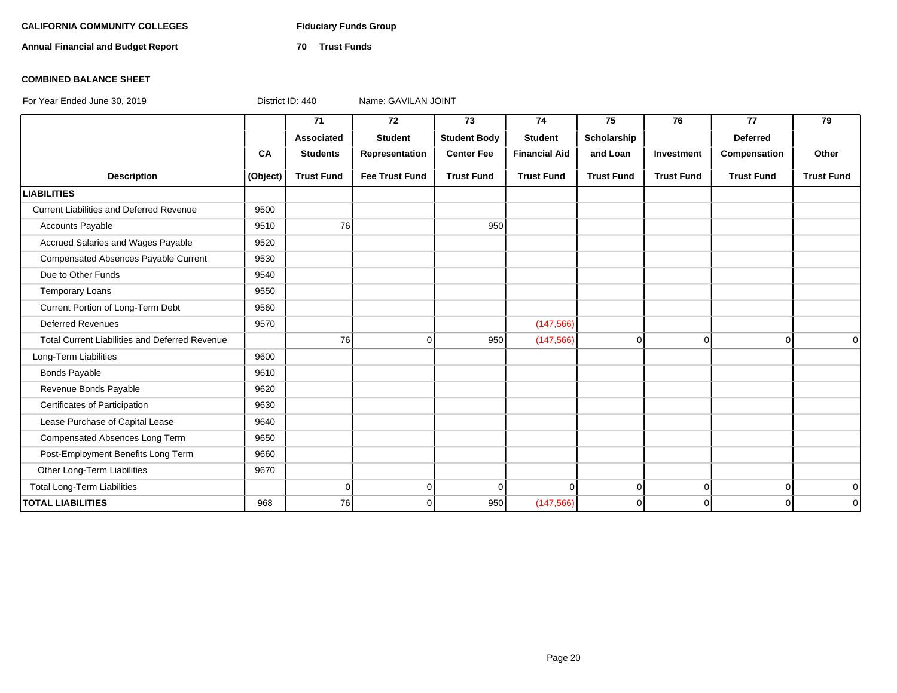**CALIFORNIA COMMUNITY COLLEGES**

**Annual Financial and Budget Report**

**Fiduciary Funds Group**

**70 Trust Funds**

**COMBINED BALANCE SHEET**

For Year Ended June 30, 2019 District ID: 440 Name: GAVILAN JOINT

| Description | CA (Object) | 71 Associated Students Trust Fund | 72 Student Representation Fee Trust Fund | 73 Student Body Center Fee Trust Fund | 74 Student Financial Aid Trust Fund | 75 Scholarship and Loan Trust Fund | 76 Investment Trust Fund | 77 Deferred Compensation Trust Fund | 79 Other Trust Fund |
|---|---|---|---|---|---|---|---|---|---|
| **LIABILITIES** | | | | | | | | | |
| Current Liabilities and Deferred Revenue | 9500 | | | | | | | | |
| Accounts Payable | 9510 | 76 | | 950 | | | | | |
| Accrued Salaries and Wages Payable | 9520 | | | | | | | | |
| Compensated Absences Payable Current | 9530 | | | | | | | | |
| Due to Other Funds | 9540 | | | | | | | | |
| Temporary Loans | 9550 | | | | | | | | |
| Current Portion of Long-Term Debt | 9560 | | | | | | | | |
| Deferred Revenues | 9570 | | | | (147,566) | | | | |
| Total Current Liabilities and Deferred Revenue | | 76 | 0 | 950 | (147,566) | 0 | 0 | 0 | 0 |
| Long-Term Liabilities | 9600 | | | | | | | | |
| Bonds Payable | 9610 | | | | | | | | |
| Revenue Bonds Payable | 9620 | | | | | | | | |
| Certificates of Participation | 9630 | | | | | | | | |
| Lease Purchase of Capital Lease | 9640 | | | | | | | | |
| Compensated Absences Long Term | 9650 | | | | | | | | |
| Post-Employment Benefits Long Term | 9660 | | | | | | | | |
| Other Long-Term Liabilities | 9670 | | | | | | | | |
| Total Long-Term Liabilities | | 0 | 0 | 0 | 0 | 0 | 0 | 0 | 0 |
| **TOTAL LIABILITIES** | 968 | 76 | 0 | 950 | (147,566) | 0 | 0 | 0 | 0 |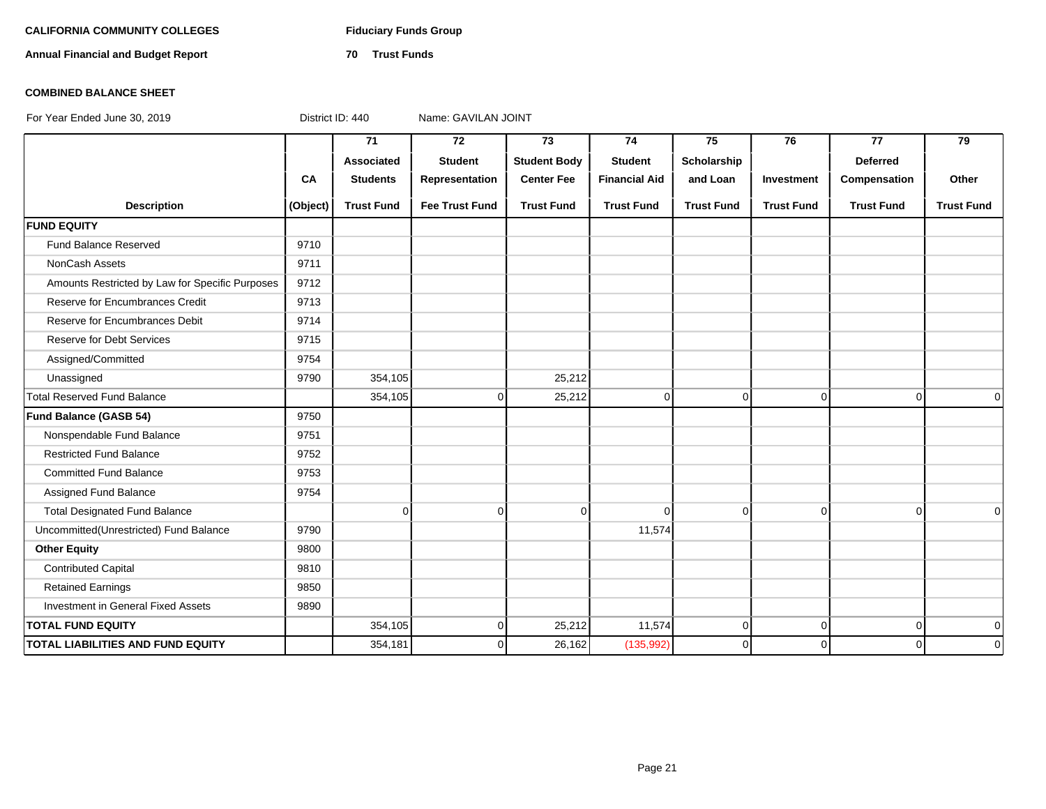**CALIFORNIA COMMUNITY COLLEGES** **Fiduciary Funds Group**

**Annual Financial and Budget Report** **70 Trust Funds**

**COMBINED BALANCE SHEET**

For Year Ended June 30, 2019 District ID: 440 Name: GAVILAN JOINT

| Description | CA (Object) | 71 Associated Students Trust Fund | 72 Student Representation Fee Trust Fund | 73 Student Body Center Fee Trust Fund | 74 Student Financial Aid Trust Fund | 75 Scholarship and Loan Trust Fund | 76 Investment Trust Fund | 77 Deferred Compensation Trust Fund | 79 Other Trust Fund |
|---|---|---|---|---|---|---|---|---|---|
| **FUND EQUITY** | | | | | | | | | |
| Fund Balance Reserved | 9710 | | | | | | | | |
| NonCash Assets | 9711 | | | | | | | | |
| Amounts Restricted by Law for Specific Purposes | 9712 | | | | | | | | |
| Reserve for Encumbrances Credit | 9713 | | | | | | | | |
| Reserve for Encumbrances Debit | 9714 | | | | | | | | |
| Reserve for Debt Services | 9715 | | | | | | | | |
| Assigned/Committed | 9754 | | | | | | | | |
| Unassigned | 9790 | 354,105 | | 25,212 | | | | | |
| Total Reserved Fund Balance | | 354,105 | 0 | 25,212 | 0 | 0 | 0 | 0 | 0 |
| **Fund Balance (GASB 54)** | 9750 | | | | | | | | |
| Nonspendable Fund Balance | 9751 | | | | | | | | |
| Restricted Fund Balance | 9752 | | | | | | | | |
| Committed Fund Balance | 9753 | | | | | | | | |
| Assigned Fund Balance | 9754 | | | | | | | | |
| Total Designated Fund Balance | | 0 | 0 | 0 | 0 | 0 | 0 | 0 | 0 |
| Uncommitted(Unrestricted) Fund Balance | 9790 | | | | 11,574 | | | | |
| **Other Equity** | 9800 | | | | | | | | |
| Contributed Capital | 9810 | | | | | | | | |
| Retained Earnings | 9850 | | | | | | | | |
| Investment in General Fixed Assets | 9890 | | | | | | | | |
| **TOTAL FUND EQUITY** | | 354,105 | 0 | 25,212 | 11,574 | 0 | 0 | 0 | 0 |
| **TOTAL LIABILITIES AND FUND EQUITY** | | 354,181 | 0 | 26,162 | (135,992) | 0 | 0 | 0 | 0 |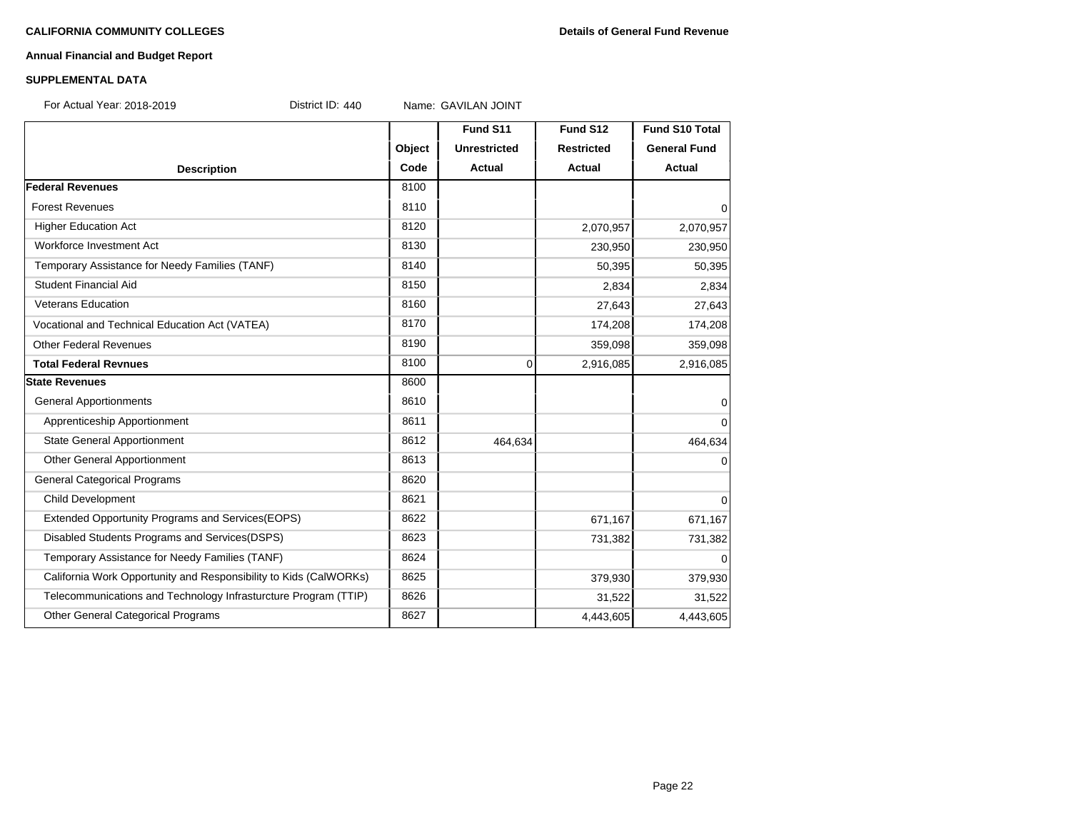**CALIFORNIA COMMUNITY COLLEGES** **Details of General Fund Revenue**

**Annual Financial and Budget Report**

**SUPPLEMENTAL DATA**

For Actual Year: 2018-2019 District ID: 440 Name: GAVILAN JOINT

| Description | Object Code | Fund S11 Unrestricted Actual | Fund S12 Restricted Actual | Fund S10 Total General Fund Actual |
|---|---|---|---|---|
| **Federal Revenues** | 8100 | | | |
| Forest Revenues | 8110 | | | 0 |
| Higher Education Act | 8120 | | 2,070,957 | 2,070,957 |
| Workforce Investment Act | 8130 | | 230,950 | 230,950 |
| Temporary Assistance for Needy Families (TANF) | 8140 | | 50,395 | 50,395 |
| Student Financial Aid | 8150 | | 2,834 | 2,834 |
| Veterans Education | 8160 | | 27,643 | 27,643 |
| Vocational and Technical Education Act (VATEA) | 8170 | | 174,208 | 174,208 |
| Other Federal Revenues | 8190 | | 359,098 | 359,098 |
| **Total Federal Revnues** | 8100 | 0 | 2,916,085 | 2,916,085 |
| **State Revenues** | 8600 | | | |
| General Apportionments | 8610 | | | 0 |
| Apprenticeship Apportionment | 8611 | | | 0 |
| State General Apportionment | 8612 | 464,634 | | 464,634 |
| Other General Apportionment | 8613 | | | 0 |
| General Categorical Programs | 8620 | | | |
| Child Development | 8621 | | | 0 |
| Extended Opportunity Programs and Services(EOPS) | 8622 | | 671,167 | 671,167 |
| Disabled Students Programs and Services(DSPS) | 8623 | | 731,382 | 731,382 |
| Temporary Assistance for Needy Families (TANF) | 8624 | | | 0 |
| California Work Opportunity and Responsibility to Kids (CalWORKs) | 8625 | | 379,930 | 379,930 |
| Telecommunications and Technology Infrasturcture Program (TTIP) | 8626 | | 31,522 | 31,522 |
| Other General Categorical Programs | 8627 | | 4,443,605 | 4,443,605 |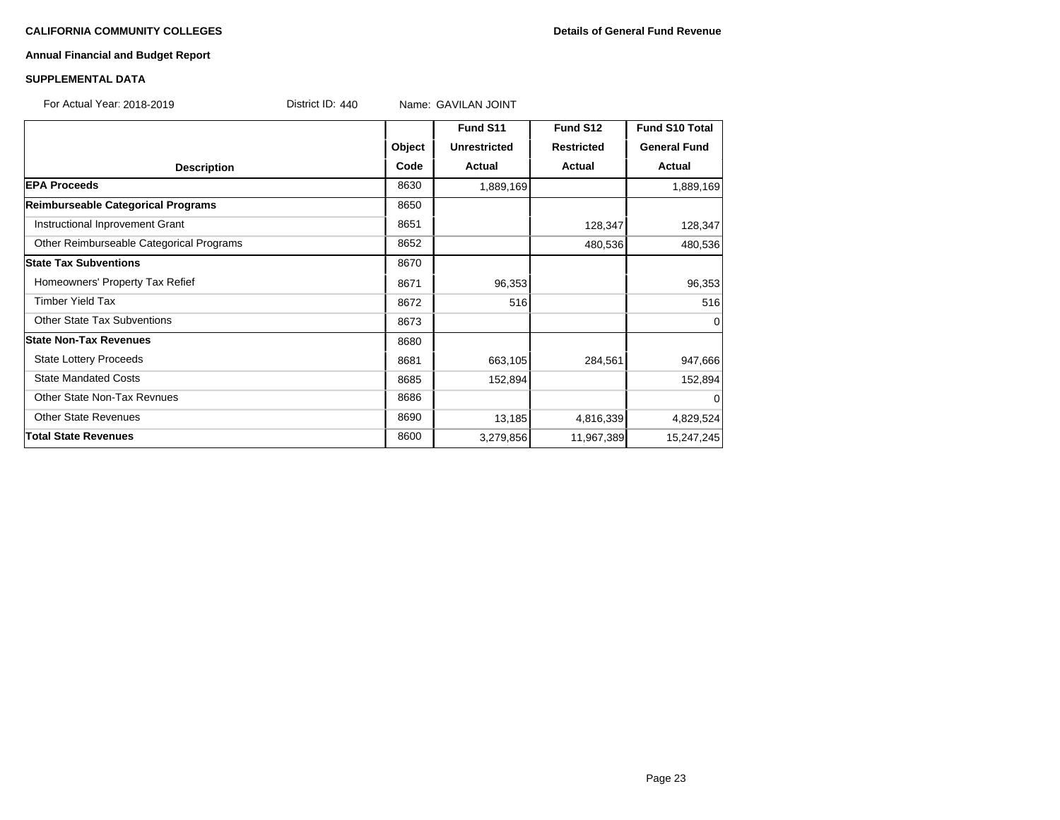**CALIFORNIA COMMUNITY COLLEGES** **Details of General Fund Revenue**

**Annual Financial and Budget Report**

**SUPPLEMENTAL DATA**

For Actual Year: 2018-2019 District ID: 440 Name: GAVILAN JOINT

| Description | Object Code | Fund S11 Unrestricted Actual | Fund S12 Restricted Actual | Fund S10 Total General Fund Actual |
|---|---|---|---|---|
| **EPA Proceeds** | 8630 | 1,889,169 | | 1,889,169 |
| **Reimburseable Categorical Programs** | 8650 | | | |
| Instructional Inprovement Grant | 8651 | | 128,347 | 128,347 |
| Other Reimburseable Categorical Programs | 8652 | | 480,536 | 480,536 |
| **State Tax Subventions** | 8670 | | | |
| Homeowners' Property Tax Refief | 8671 | 96,353 | | 96,353 |
| Timber Yield Tax | 8672 | 516 | | 516 |
| Other State Tax Subventions | 8673 | | | 0 |
| **State Non-Tax Revenues** | 8680 | | | |
| State Lottery Proceeds | 8681 | 663,105 | 284,561 | 947,666 |
| State Mandated Costs | 8685 | 152,894 | | 152,894 |
| Other State Non-Tax Revnues | 8686 | | | 0 |
| Other State Revenues | 8690 | 13,185 | 4,816,339 | 4,829,524 |
| **Total State Revenues** | 8600 | 3,279,856 | 11,967,389 | 15,247,245 |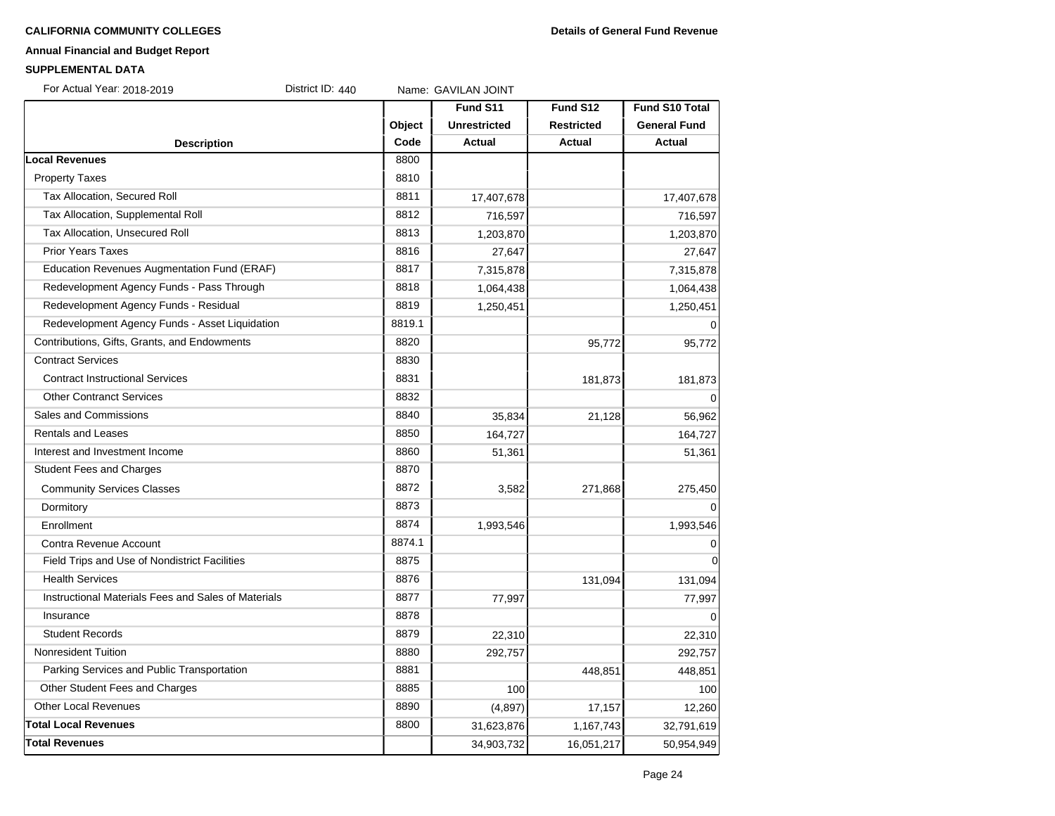**CALIFORNIA COMMUNITY COLLEGES**

**Details of General Fund Revenue**

**Annual Financial and Budget Report**

**SUPPLEMENTAL DATA**

For Actual Year: 2018-2019 District ID: 440 Name: GAVILAN JOINT

| Description | Object Code | Fund S11 Unrestricted Actual | Fund S12 Restricted Actual | Fund S10 Total General Fund Actual |
|---|---|---|---|---|
| **Local Revenues** | 8800 | | | |
| Property Taxes | 8810 | | | |
| Tax Allocation, Secured Roll | 8811 | 17,407,678 | | 17,407,678 |
| Tax Allocation, Supplemental Roll | 8812 | 716,597 | | 716,597 |
| Tax Allocation, Unsecured Roll | 8813 | 1,203,870 | | 1,203,870 |
| Prior Years Taxes | 8816 | 27,647 | | 27,647 |
| Education Revenues Augmentation Fund (ERAF) | 8817 | 7,315,878 | | 7,315,878 |
| Redevelopment Agency Funds - Pass Through | 8818 | 1,064,438 | | 1,064,438 |
| Redevelopment Agency Funds - Residual | 8819 | 1,250,451 | | 1,250,451 |
| Redevelopment Agency Funds - Asset Liquidation | 8819.1 | | | 0 |
| Contributions, Gifts, Grants, and Endowments | 8820 | | 95,772 | 95,772 |
| Contract Services | 8830 | | | |
| Contract Instructional Services | 8831 | | 181,873 | 181,873 |
| Other Contranct Services | 8832 | | | 0 |
| Sales and Commissions | 8840 | 35,834 | 21,128 | 56,962 |
| Rentals and Leases | 8850 | 164,727 | | 164,727 |
| Interest and Investment Income | 8860 | 51,361 | | 51,361 |
| Student Fees and Charges | 8870 | | | |
| Community Services Classes | 8872 | 3,582 | 271,868 | 275,450 |
| Dormitory | 8873 | | | 0 |
| Enrollment | 8874 | 1,993,546 | | 1,993,546 |
| Contra Revenue Account | 8874.1 | | | 0 |
| Field Trips and Use of Nondistrict Facilities | 8875 | | | 0 |
| Health Services | 8876 | | 131,094 | 131,094 |
| Instructional Materials Fees and Sales of Materials | 8877 | 77,997 | | 77,997 |
| Insurance | 8878 | | | 0 |
| Student Records | 8879 | 22,310 | | 22,310 |
| Nonresident Tuition | 8880 | 292,757 | | 292,757 |
| Parking Services and Public Transportation | 8881 | | 448,851 | 448,851 |
| Other Student Fees and Charges | 8885 | 100 | | 100 |
| Other Local Revenues | 8890 | (4,897) | 17,157 | 12,260 |
| **Total Local Revenues** | 8800 | 31,623,876 | 1,167,743 | 32,791,619 |
| **Total Revenues** | | 34,903,732 | 16,051,217 | 50,954,949 |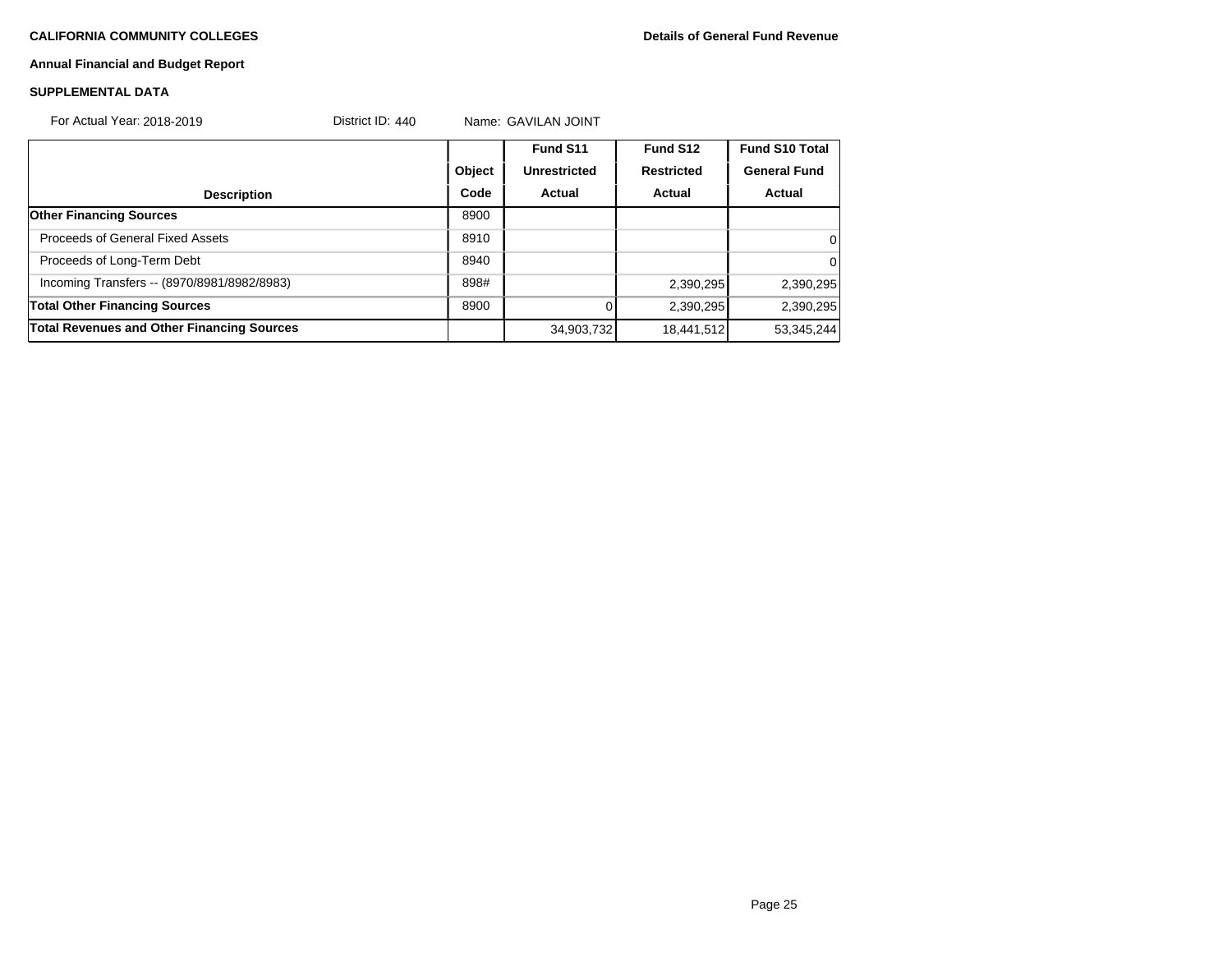**CALIFORNIA COMMUNITY COLLEGES** **Details of General Fund Revenue**

**Annual Financial and Budget Report**

**SUPPLEMENTAL DATA**

For Actual Year: 2018-2019 District ID: 440 Name: GAVILAN JOINT

| Description | Object Code | Fund S11 Unrestricted Actual | Fund S12 Restricted Actual | Fund S10 Total General Fund Actual |
|---|---|---|---|---|
| **Other Financing Sources** | 8900 | | | |
| Proceeds of General Fixed Assets | 8910 | | | 0 |
| Proceeds of Long-Term Debt | 8940 | | | 0 |
| Incoming Transfers -- (8970/8981/8982/8983) | 898# | | 2,390,295 | 2,390,295 |
| **Total Other Financing Sources** | 8900 | 0 | 2,390,295 | 2,390,295 |
| **Total Revenues and Other Financing Sources** | | 34,903,732 | 18,441,512 | 53,345,244 |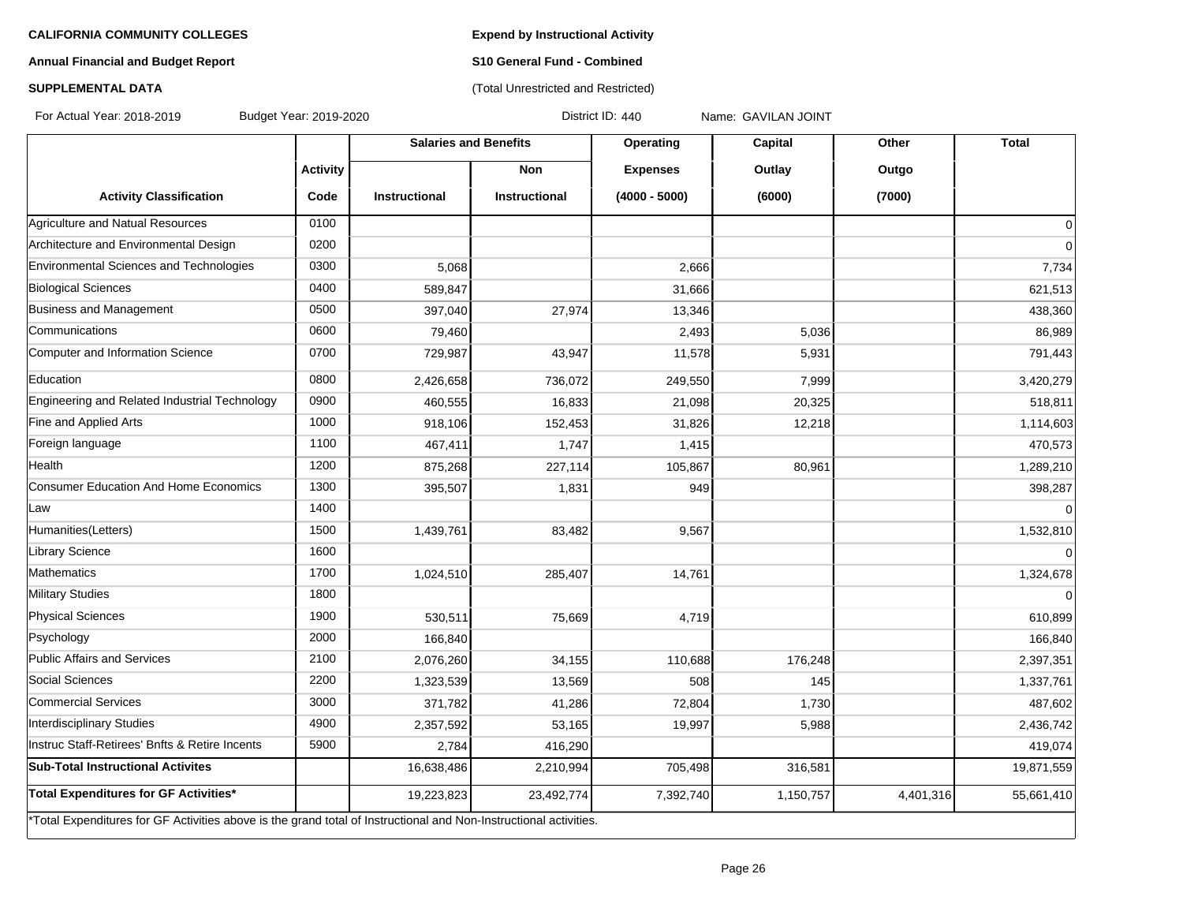**CALIFORNIA COMMUNITY COLLEGES**

**Annual Financial and Budget Report**

**SUPPLEMENTAL DATA**

**Expend by Instructional Activity**

**S10 General Fund - Combined**

(Total Unrestricted and Restricted)

For Actual Year: 2018-2019 Budget Year: 2019-2020 District ID: 440 Name: GAVILAN JOINT

| | | Salaries and Benefits | | Operating | Capital | Other | Total |
|---|---|---|---|---|---|---|---|
| | Activity | | Non | Expenses | Outlay | Outgo | |
| Activity Classification | Code | Instructional | Instructional | (4000 - 5000) | (6000) | (7000) | |
| Agriculture and Natual Resources | 0100 | | | | | | 0 |
| Architecture and Environmental Design | 0200 | | | | | | 0 |
| Environmental Sciences and Technologies | 0300 | 5,068 | | 2,666 | | | 7,734 |
| Biological Sciences | 0400 | 589,847 | | 31,666 | | | 621,513 |
| Business and Management | 0500 | 397,040 | 27,974 | 13,346 | | | 438,360 |
| Communications | 0600 | 79,460 | | 2,493 | 5,036 | | 86,989 |
| Computer and Information Science | 0700 | 729,987 | 43,947 | 11,578 | 5,931 | | 791,443 |
| Education | 0800 | 2,426,658 | 736,072 | 249,550 | 7,999 | | 3,420,279 |
| Engineering and Related Industrial Technology | 0900 | 460,555 | 16,833 | 21,098 | 20,325 | | 518,811 |
| Fine and Applied Arts | 1000 | 918,106 | 152,453 | 31,826 | 12,218 | | 1,114,603 |
| Foreign language | 1100 | 467,411 | 1,747 | 1,415 | | | 470,573 |
| Health | 1200 | 875,268 | 227,114 | 105,867 | 80,961 | | 1,289,210 |
| Consumer Education And Home Economics | 1300 | 395,507 | 1,831 | 949 | | | 398,287 |
| Law | 1400 | | | | | | 0 |
| Humanities(Letters) | 1500 | 1,439,761 | 83,482 | 9,567 | | | 1,532,810 |
| Library Science | 1600 | | | | | | 0 |
| Mathematics | 1700 | 1,024,510 | 285,407 | 14,761 | | | 1,324,678 |
| Military Studies | 1800 | | | | | | 0 |
| Physical Sciences | 1900 | 530,511 | 75,669 | 4,719 | | | 610,899 |
| Psychology | 2000 | 166,840 | | | | | 166,840 |
| Public Affairs and Services | 2100 | 2,076,260 | 34,155 | 110,688 | 176,248 | | 2,397,351 |
| Social Sciences | 2200 | 1,323,539 | 13,569 | 508 | 145 | | 1,337,761 |
| Commercial Services | 3000 | 371,782 | 41,286 | 72,804 | 1,730 | | 487,602 |
| Interdisciplinary Studies | 4900 | 2,357,592 | 53,165 | 19,997 | 5,988 | | 2,436,742 |
| Instruc Staff-Retirees' Bnfts & Retire Incents | 5900 | 2,784 | 416,290 | | | | 419,074 |
| **Sub-Total Instructional Activites** | | 16,638,486 | 2,210,994 | 705,498 | 316,581 | | 19,871,559 |
| **Total Expenditures for GF Activities*** | | 19,223,823 | 23,492,774 | 7,392,740 | 1,150,757 | 4,401,316 | 55,661,410 |

*Total Expenditures for GF Activities above is the grand total of Instructional and Non-Instructional activities.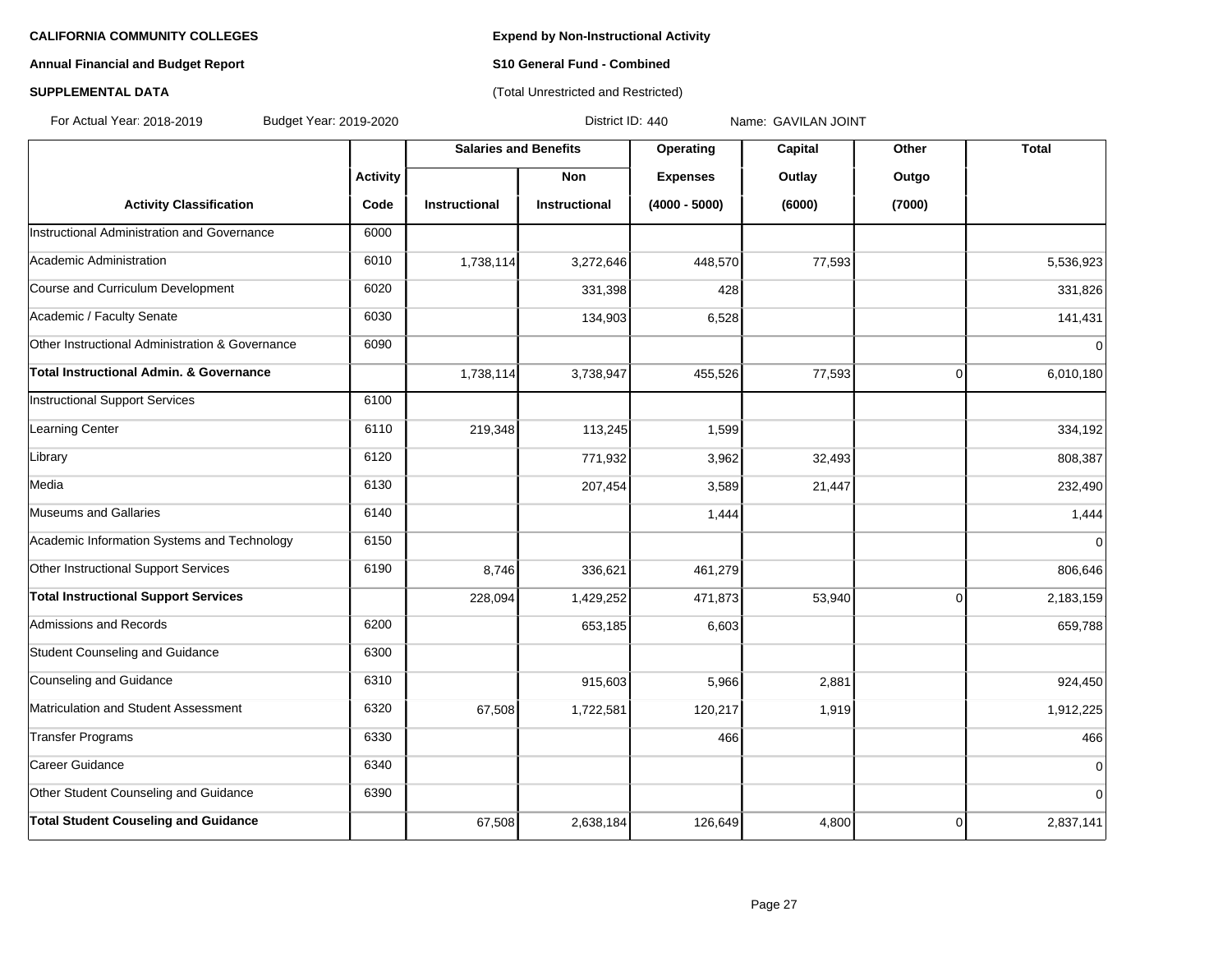**CALIFORNIA COMMUNITY COLLEGES**

**Annual Financial and Budget Report**

**SUPPLEMENTAL DATA**

**Expend by Non-Instructional Activity**

**S10 General Fund - Combined**

(Total Unrestricted and Restricted)

For Actual Year: 2018-2019 Budget Year: 2019-2020 District ID: 440 Name: GAVILAN JOINT

| | | Salaries and Benefits | | Operating | Capital | Other | Total |
|---|---|---|---|---|---|---|---|
| | Activity | | Non | Expenses | Outlay | Outgo | |
| Activity Classification | Code | Instructional | Instructional | (4000 - 5000) | (6000) | (7000) | |
| Instructional Administration and Governance | 6000 | | | | | | |
| Academic Administration | 6010 | 1,738,114 | 3,272,646 | 448,570 | 77,593 | | 5,536,923 |
| Course and Curriculum Development | 6020 | | 331,398 | 428 | | | 331,826 |
| Academic / Faculty Senate | 6030 | | 134,903 | 6,528 | | | 141,431 |
| Other Instructional Administration & Governance | 6090 | | | | | | 0 |
| **Total Instructional Admin. & Governance** | | 1,738,114 | 3,738,947 | 455,526 | 77,593 | 0 | 6,010,180 |
| Instructional Support Services | 6100 | | | | | | |
| Learning Center | 6110 | 219,348 | 113,245 | 1,599 | | | 334,192 |
| Library | 6120 | | 771,932 | 3,962 | 32,493 | | 808,387 |
| Media | 6130 | | 207,454 | 3,589 | 21,447 | | 232,490 |
| Museums and Gallaries | 6140 | | | 1,444 | | | 1,444 |
| Academic Information Systems and Technology | 6150 | | | | | | 0 |
| Other Instructional Support Services | 6190 | 8,746 | 336,621 | 461,279 | | | 806,646 |
| **Total Instructional Support Services** | | 228,094 | 1,429,252 | 471,873 | 53,940 | 0 | 2,183,159 |
| Admissions and Records | 6200 | | 653,185 | 6,603 | | | 659,788 |
| Student Counseling and Guidance | 6300 | | | | | | |
| Counseling and Guidance | 6310 | | 915,603 | 5,966 | 2,881 | | 924,450 |
| Matriculation and Student Assessment | 6320 | 67,508 | 1,722,581 | 120,217 | 1,919 | | 1,912,225 |
| Transfer Programs | 6330 | | | 466 | | | 466 |
| Career Guidance | 6340 | | | | | | 0 |
| Other Student Counseling and Guidance | 6390 | | | | | | 0 |
| **Total Student Couseling and Guidance** | | 67,508 | 2,638,184 | 126,649 | 4,800 | 0 | 2,837,141 |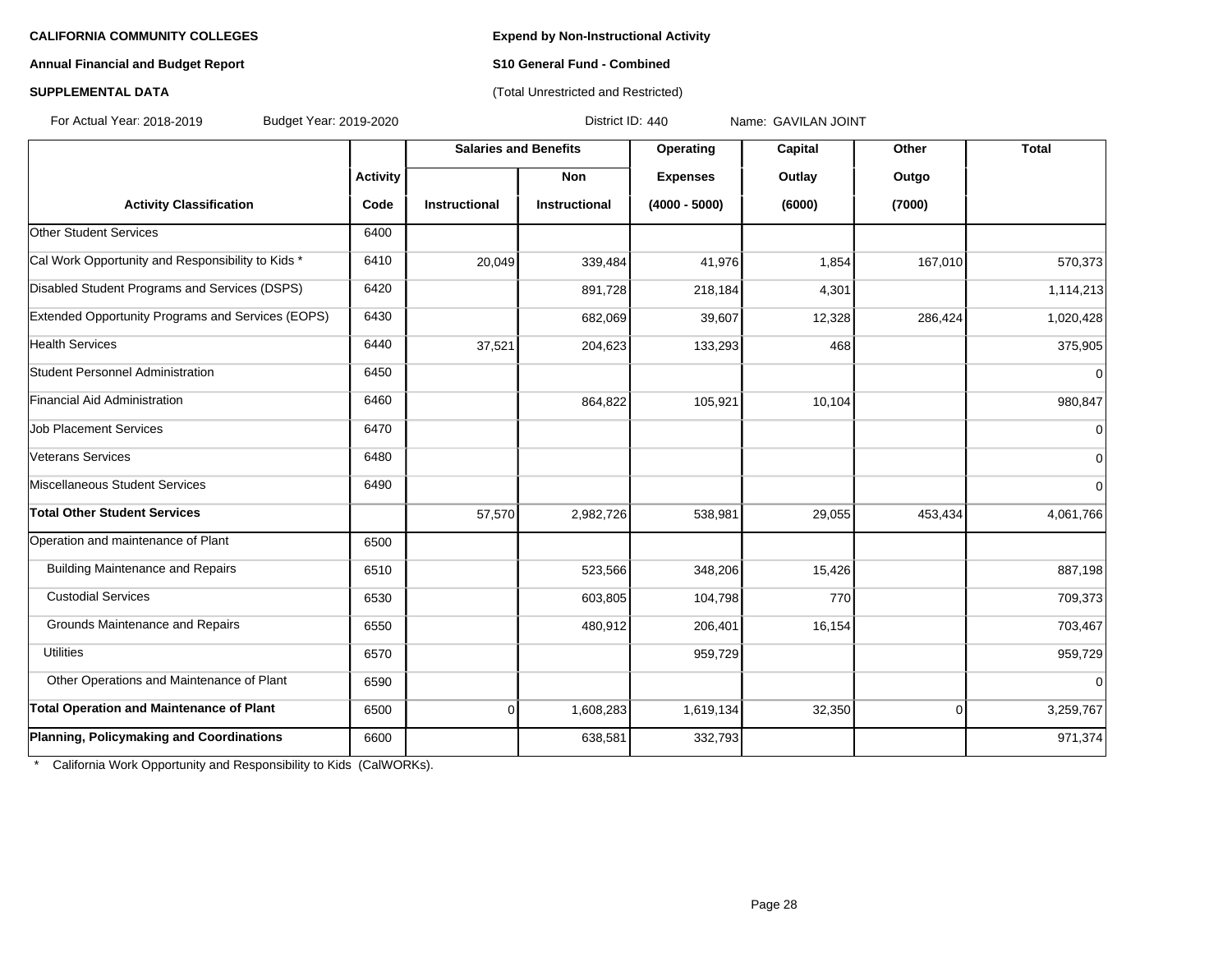**CALIFORNIA COMMUNITY COLLEGES**

**Annual Financial and Budget Report**

**SUPPLEMENTAL DATA**

**Expend by Non-Instructional Activity**

**S10 General Fund - Combined**

(Total Unrestricted and Restricted)

For Actual Year: 2018-2019 Budget Year: 2019-2020 District ID: 440 Name: GAVILAN JOINT

| Activity Classification | Activity Code | Salaries and Benefits | | Operating Expenses | Capital Outlay | Other Outgo | Total |
|---|---|---|---|---|---|---|---|
| | | Instructional | Non Instructional | (4000 - 5000) | (6000) | (7000) | |
| Other Student Services | 6400 | | | | | | |
| Cal Work Opportunity and Responsibility to Kids * | 6410 | 20,049 | 339,484 | 41,976 | 1,854 | 167,010 | 570,373 |
| Disabled Student Programs and Services (DSPS) | 6420 | | 891,728 | 218,184 | 4,301 | | 1,114,213 |
| Extended Opportunity Programs and Services (EOPS) | 6430 | | 682,069 | 39,607 | 12,328 | 286,424 | 1,020,428 |
| Health Services | 6440 | 37,521 | 204,623 | 133,293 | 468 | | 375,905 |
| Student Personnel Administration | 6450 | | | | | | 0 |
| Financial Aid Administration | 6460 | | 864,822 | 105,921 | 10,104 | | 980,847 |
| Job Placement Services | 6470 | | | | | | 0 |
| Veterans Services | 6480 | | | | | | 0 |
| Miscellaneous Student Services | 6490 | | | | | | 0 |
| **Total Other Student Services** | | 57,570 | 2,982,726 | 538,981 | 29,055 | 453,434 | 4,061,766 |
| Operation and maintenance of Plant | 6500 | | | | | | |
| Building Maintenance and Repairs | 6510 | | 523,566 | 348,206 | 15,426 | | 887,198 |
| Custodial Services | 6530 | | 603,805 | 104,798 | 770 | | 709,373 |
| Grounds Maintenance and Repairs | 6550 | | 480,912 | 206,401 | 16,154 | | 703,467 |
| Utilities | 6570 | | | 959,729 | | | 959,729 |
| Other Operations and Maintenance of Plant | 6590 | | | | | | 0 |
| **Total Operation and Maintenance of Plant** | 6500 | 0 | 1,608,283 | 1,619,134 | 32,350 | 0 | 3,259,767 |
| **Planning, Policymaking and Coordinations** | 6600 | | 638,581 | 332,793 | | | 971,374 |

\* California Work Opportunity and Responsibility to Kids (CalWORKs).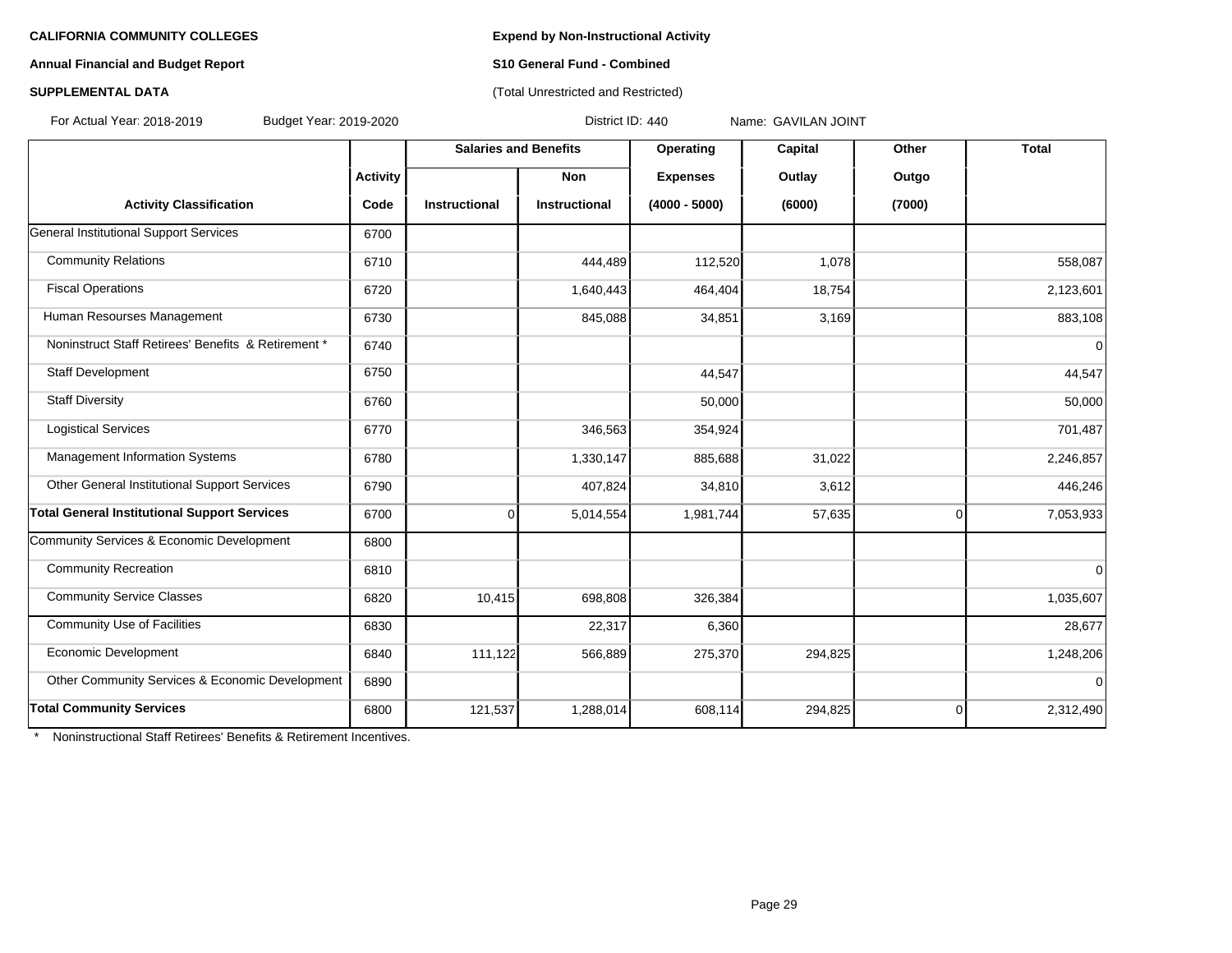**CALIFORNIA COMMUNITY COLLEGES**

**Annual Financial and Budget Report**

**SUPPLEMENTAL DATA**

**Expend by Non-Instructional Activity**

**S10 General Fund - Combined**

(Total Unrestricted and Restricted)

For Actual Year: 2018-2019 Budget Year: 2019-2020 District ID: 440 Name: GAVILAN JOINT

| Activity Classification | Activity Code | Salaries and Benefits | | Operating Expenses (4000 - 5000) | Capital Outlay (6000) | Other Outgo (7000) | Total |
|---|---|---|---|---|---|---|---|
| | | Instructional | Non Instructional | | | | |
| General Institutional Support Services | 6700 | | | | | | |
| Community Relations | 6710 | | 444,489 | 112,520 | 1,078 | | 558,087 |
| Fiscal Operations | 6720 | | 1,640,443 | 464,404 | 18,754 | | 2,123,601 |
| Human Resourses Management | 6730 | | 845,088 | 34,851 | 3,169 | | 883,108 |
| Noninstruct Staff Retirees' Benefits & Retirement * | 6740 | | | | | | 0 |
| Staff Development | 6750 | | | 44,547 | | | 44,547 |
| Staff Diversity | 6760 | | | 50,000 | | | 50,000 |
| Logistical Services | 6770 | | 346,563 | 354,924 | | | 701,487 |
| Management Information Systems | 6780 | | 1,330,147 | 885,688 | 31,022 | | 2,246,857 |
| Other General Institutional Support Services | 6790 | | 407,824 | 34,810 | 3,612 | | 446,246 |
| **Total General Institutional Support Services** | 6700 | 0 | 5,014,554 | 1,981,744 | 57,635 | 0 | 7,053,933 |
| Community Services & Economic Development | 6800 | | | | | | |
| Community Recreation | 6810 | | | | | | 0 |
| Community Service Classes | 6820 | 10,415 | 698,808 | 326,384 | | | 1,035,607 |
| Community Use of Facilities | 6830 | | 22,317 | 6,360 | | | 28,677 |
| Economic Development | 6840 | 111,122 | 566,889 | 275,370 | 294,825 | | 1,248,206 |
| Other Community Services & Economic Development | 6890 | | | | | | 0 |
| **Total Community Services** | 6800 | 121,537 | 1,288,014 | 608,114 | 294,825 | 0 | 2,312,490 |

\* Noninstructional Staff Retirees' Benefits & Retirement Incentives.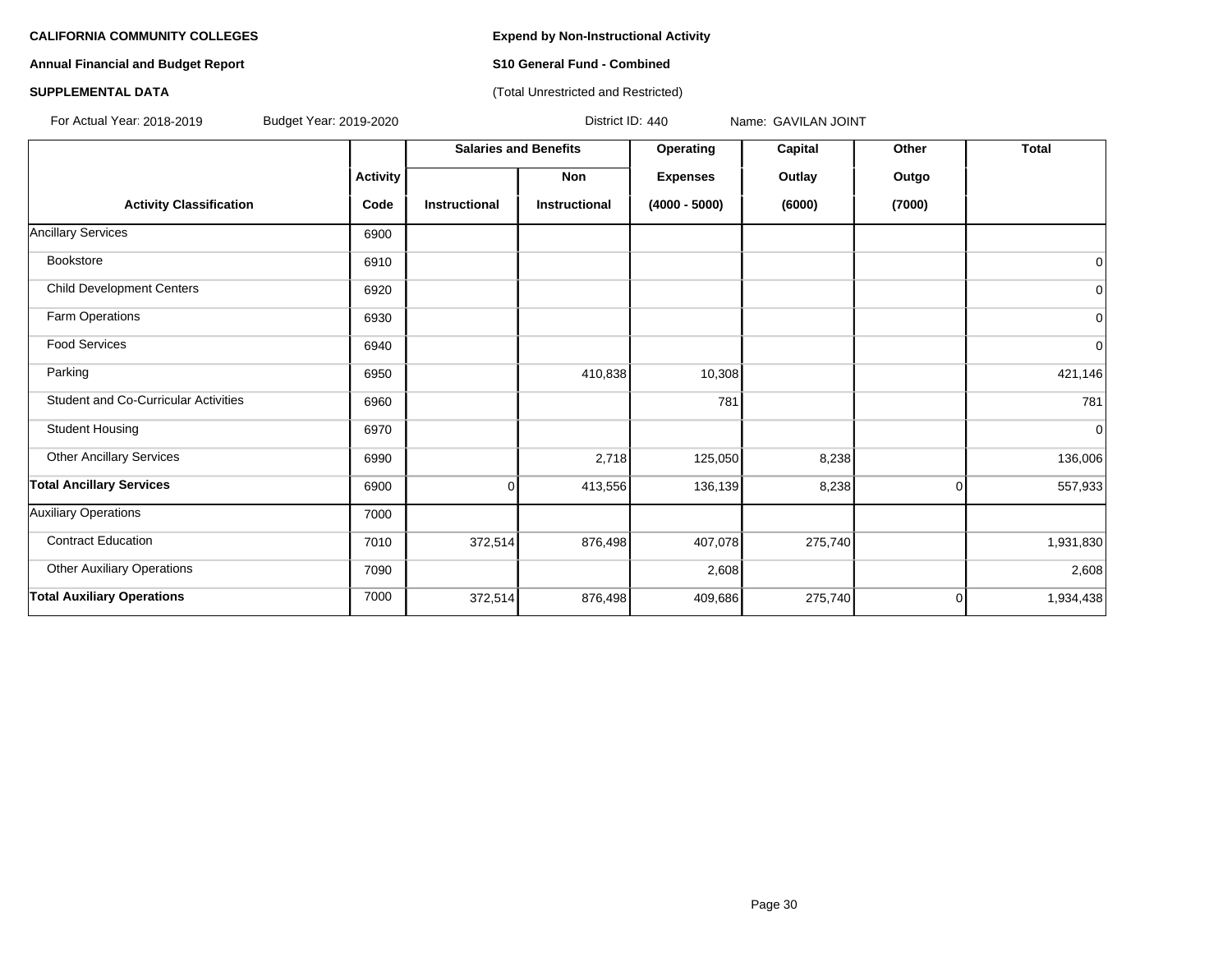**CALIFORNIA COMMUNITY COLLEGES**

**Annual Financial and Budget Report**

**SUPPLEMENTAL DATA**

**Expend by Non-Instructional Activity**

**S10 General Fund - Combined**

(Total Unrestricted and Restricted)

For Actual Year: 2018-2019 Budget Year: 2019-2020 District ID: 440 Name: GAVILAN JOINT

| Activity Classification | Activity Code | Salaries and Benefits | | Operating Expenses (4000 - 5000) | Capital Outlay (6000) | Other Outgo (7000) | Total |
|---|---|---|---|---|---|---|---|
| | | Instructional | Non Instructional | | | | |
| Ancillary Services | 6900 | | | | | | |
| Bookstore | 6910 | | | | | | 0 |
| Child Development Centers | 6920 | | | | | | 0 |
| Farm Operations | 6930 | | | | | | 0 |
| Food Services | 6940 | | | | | | 0 |
| Parking | 6950 | | 410,838 | 10,308 | | | 421,146 |
| Student and Co-Curricular Activities | 6960 | | | 781 | | | 781 |
| Student Housing | 6970 | | | | | | 0 |
| Other Ancillary Services | 6990 | | 2,718 | 125,050 | 8,238 | | 136,006 |
| **Total Ancillary Services** | 6900 | 0 | 413,556 | 136,139 | 8,238 | 0 | 557,933 |
| Auxiliary Operations | 7000 | | | | | | |
| Contract Education | 7010 | 372,514 | 876,498 | 407,078 | 275,740 | | 1,931,830 |
| Other Auxiliary Operations | 7090 | | | 2,608 | | | 2,608 |
| **Total Auxiliary Operations** | 7000 | 372,514 | 876,498 | 409,686 | 275,740 | 0 | 1,934,438 |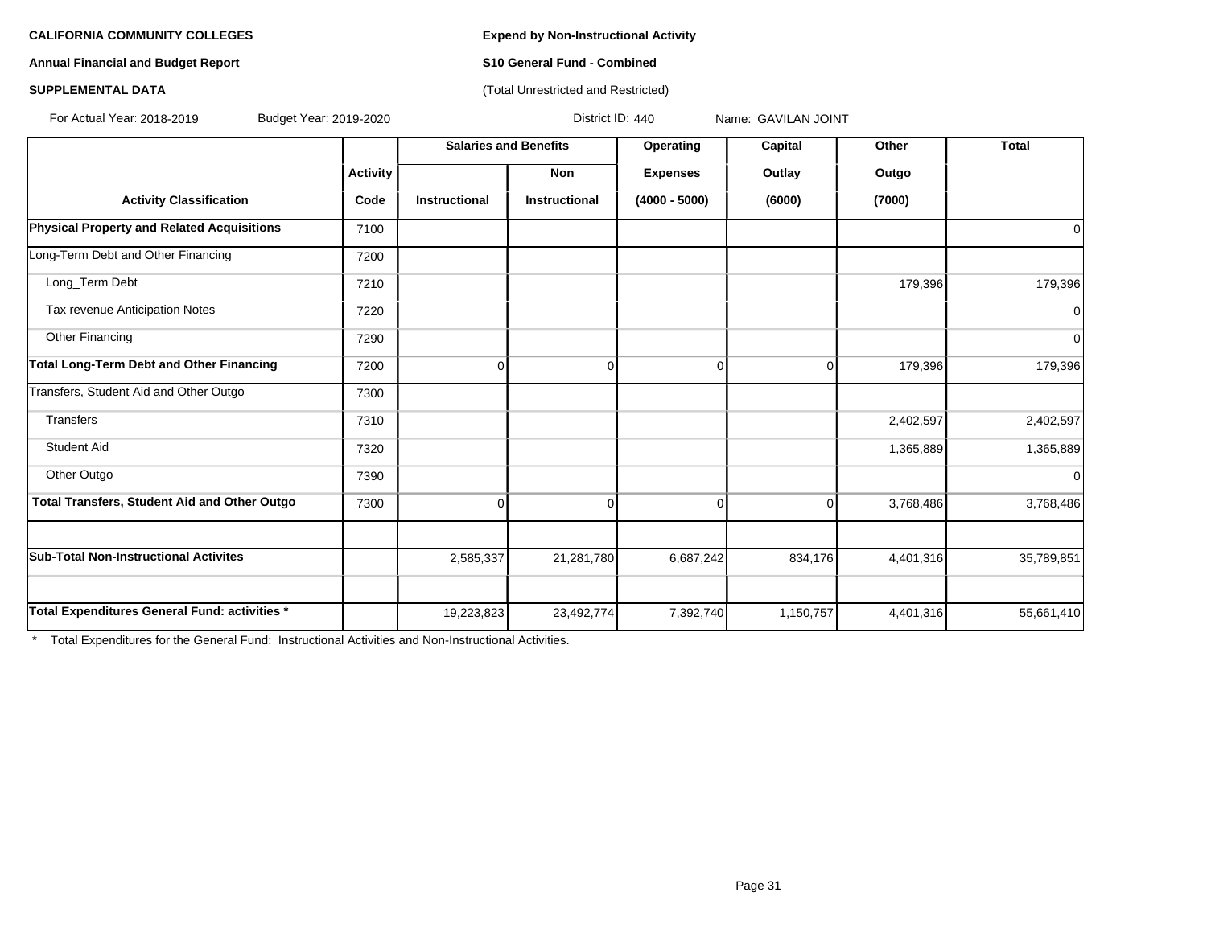**CALIFORNIA COMMUNITY COLLEGES**

**Annual Financial and Budget Report**

**SUPPLEMENTAL DATA**

**Expend by Non-Instructional Activity**

**S10 General Fund - Combined**

(Total Unrestricted and Restricted)

For Actual Year: 2018-2019 Budget Year: 2019-2020 District ID: 440 Name: GAVILAN JOINT

| | | Salaries and Benefits | | Operating | Capital | Other | Total |
|---|---|---|---|---|---|---|---|
| | Activity | | Non | Expenses | Outlay | Outgo | |
| Activity Classification | Code | Instructional | Instructional | (4000 - 5000) | (6000) | (7000) | |
| **Physical Property and Related Acquisitions** | 7100 | | | | | | 0 |
| Long-Term Debt and Other Financing | 7200 | | | | | | |
| Long_Term Debt | 7210 | | | | | 179,396 | 179,396 |
| Tax revenue Anticipation Notes | 7220 | | | | | | 0 |
| Other Financing | 7290 | | | | | | 0 |
| **Total Long-Term Debt and Other Financing** | 7200 | 0 | 0 | 0 | 0 | 179,396 | 179,396 |
| Transfers, Student Aid and Other Outgo | 7300 | | | | | | |
| Transfers | 7310 | | | | | 2,402,597 | 2,402,597 |
| Student Aid | 7320 | | | | | 1,365,889 | 1,365,889 |
| Other Outgo | 7390 | | | | | | 0 |
| **Total Transfers, Student Aid and Other Outgo** | 7300 | 0 | 0 | 0 | 0 | 3,768,486 | 3,768,486 |
| | | | | | | | |
| **Sub-Total Non-Instructional Activites** | | 2,585,337 | 21,281,780 | 6,687,242 | 834,176 | 4,401,316 | 35,789,851 |
| | | | | | | | |
| **Total Expenditures General Fund: activities *** | | 19,223,823 | 23,492,774 | 7,392,740 | 1,150,757 | 4,401,316 | 55,661,410 |

* Total Expenditures for the General Fund: Instructional Activities and Non-Instructional Activities.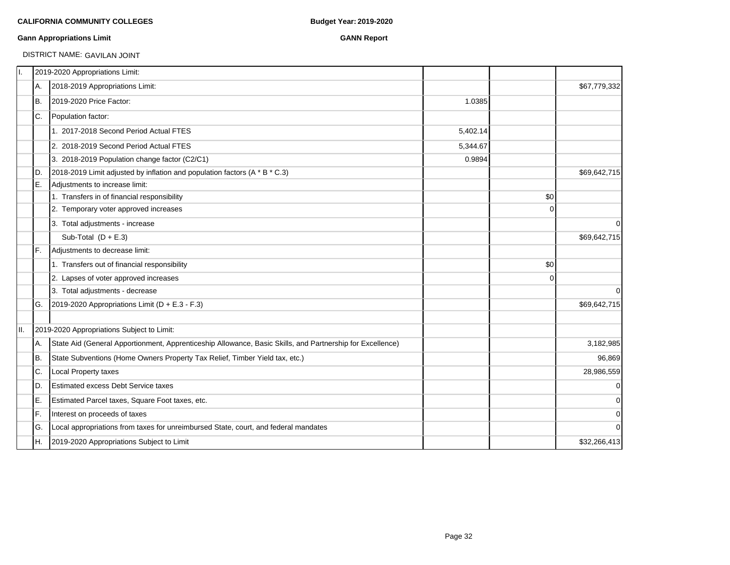**CALIFORNIA COMMUNITY COLLEGES** **Budget Year: 2019-2020**

**Gann Appropriations Limit** **GANN Report**

DISTRICT NAME: GAVILAN JOINT

| | | | | | |
|---|---|---|---|---|---|
| I. | 2019-2020 Appropriations Limit: | | | | |
| | A. | 2018-2019 Appropriations Limit: | | | $67,779,332 |
| | B. | 2019-2020 Price Factor: | 1.0385 | | |
| | C. | Population factor: | | | |
| | | 1. 2017-2018 Second Period Actual FTES | 5,402.14 | | |
| | | 2. 2018-2019 Second Period Actual FTES | 5,344.67 | | |
| | | 3. 2018-2019 Population change factor (C2/C1) | 0.9894 | | |
| | D. | 2018-2019 Limit adjusted by inflation and population factors (A * B * C.3) | | | $69,642,715 |
| | E. | Adjustments to increase limit: | | | |
| | | 1. Transfers in of financial responsibility | | $0 | |
| | | 2. Temporary voter approved increases | | 0 | |
| | | 3. Total adjustments - increase | | | 0 |
| | | Sub-Total (D + E.3) | | | $69,642,715 |
| | F. | Adjustments to decrease limit: | | | |
| | | 1. Transfers out of financial responsibility | | $0 | |
| | | 2. Lapses of voter approved increases | | 0 | |
| | | 3. Total adjustments - decrease | | | 0 |
| | G. | 2019-2020 Appropriations Limit (D + E.3 - F.3) | | | $69,642,715 |
| | | | | | |
| II. | 2019-2020 Appropriations Subject to Limit: | | | | |
| | A. | State Aid (General Apportionment, Apprenticeship Allowance, Basic Skills, and Partnership for Excellence) | | | 3,182,985 |
| | B. | State Subventions (Home Owners Property Tax Relief, Timber Yield tax, etc.) | | | 96,869 |
| | C. | Local Property taxes | | | 28,986,559 |
| | D. | Estimated excess Debt Service taxes | | | 0 |
| | E. | Estimated Parcel taxes, Square Foot taxes, etc. | | | 0 |
| | F. | Interest on proceeds of taxes | | | 0 |
| | G. | Local appropriations from taxes for unreimbursed State, court, and federal mandates | | | 0 |
| | H. | 2019-2020 Appropriations Subject to Limit | | | $32,266,413 |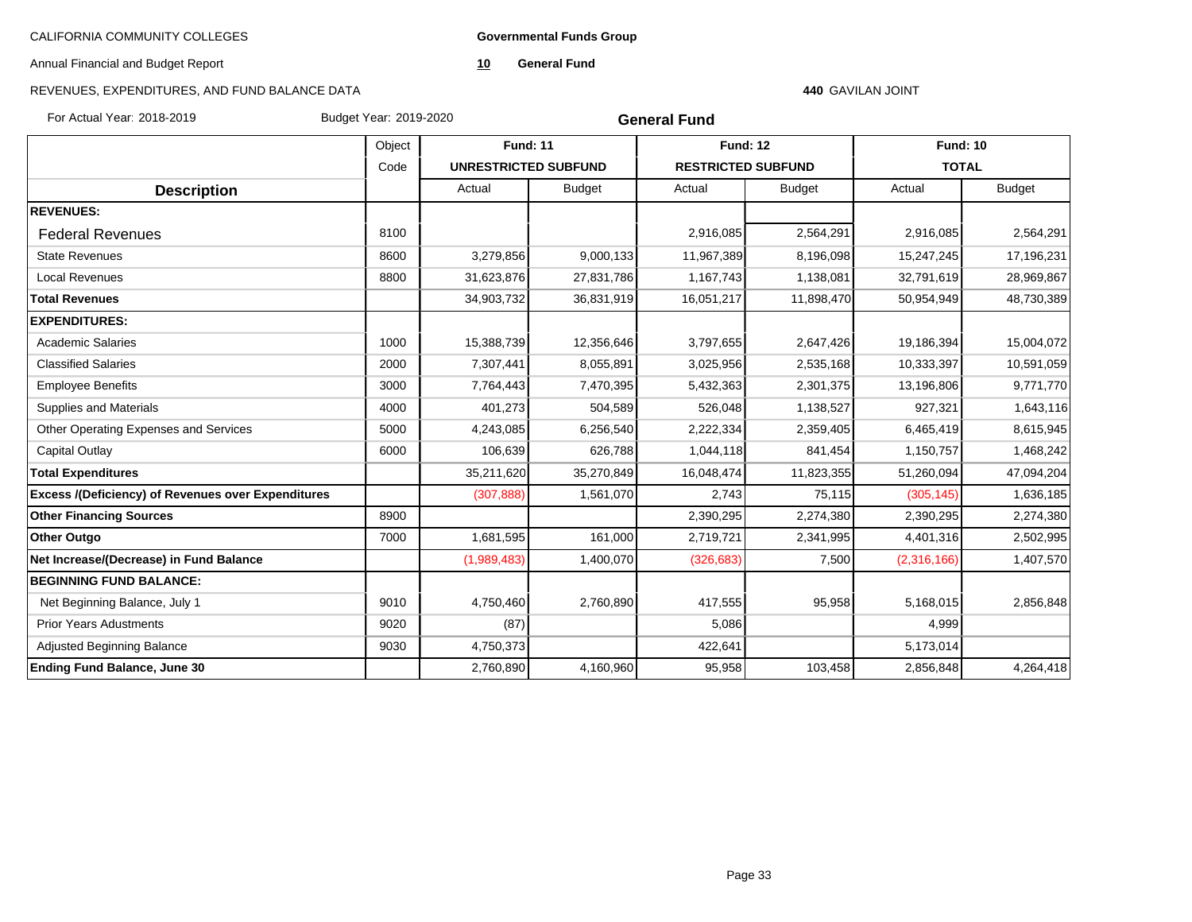CALIFORNIA COMMUNITY COLLEGES

**Governmental Funds Group**

Annual Financial and Budget Report

**10 General Fund**

REVENUES, EXPENDITURES, AND FUND BALANCE DATA

**440** GAVILAN JOINT

For Actual Year: 2018-2019 Budget Year: 2019-2020

**General Fund**

| | Object | **Fund: 11** | | **Fund: 12** | | **Fund: 10** | |
|---|---|---|---|---|---|---|---|
| | Code | **UNRESTRICTED SUBFUND** | | **RESTRICTED SUBFUND** | | **TOTAL** | |
| **Description** | | Actual | Budget | Actual | Budget | Actual | Budget |
| **REVENUES:** | | | | | | | |
| Federal Revenues | 8100 | | | 2,916,085 | 2,564,291 | 2,916,085 | 2,564,291 |
| State Revenues | 8600 | 3,279,856 | 9,000,133 | 11,967,389 | 8,196,098 | 15,247,245 | 17,196,231 |
| Local Revenues | 8800 | 31,623,876 | 27,831,786 | 1,167,743 | 1,138,081 | 32,791,619 | 28,969,867 |
| **Total Revenues** | | 34,903,732 | 36,831,919 | 16,051,217 | 11,898,470 | 50,954,949 | 48,730,389 |
| **EXPENDITURES:** | | | | | | | |
| Academic Salaries | 1000 | 15,388,739 | 12,356,646 | 3,797,655 | 2,647,426 | 19,186,394 | 15,004,072 |
| Classified Salaries | 2000 | 7,307,441 | 8,055,891 | 3,025,956 | 2,535,168 | 10,333,397 | 10,591,059 |
| Employee Benefits | 3000 | 7,764,443 | 7,470,395 | 5,432,363 | 2,301,375 | 13,196,806 | 9,771,770 |
| Supplies and Materials | 4000 | 401,273 | 504,589 | 526,048 | 1,138,527 | 927,321 | 1,643,116 |
| Other Operating Expenses and Services | 5000 | 4,243,085 | 6,256,540 | 2,222,334 | 2,359,405 | 6,465,419 | 8,615,945 |
| Capital Outlay | 6000 | 106,639 | 626,788 | 1,044,118 | 841,454 | 1,150,757 | 1,468,242 |
| **Total Expenditures** | | 35,211,620 | 35,270,849 | 16,048,474 | 11,823,355 | 51,260,094 | 47,094,204 |
| **Excess /(Deficiency) of Revenues over Expenditures** | | (307,888) | 1,561,070 | 2,743 | 75,115 | (305,145) | 1,636,185 |
| **Other Financing Sources** | 8900 | | | 2,390,295 | 2,274,380 | 2,390,295 | 2,274,380 |
| **Other Outgo** | 7000 | 1,681,595 | 161,000 | 2,719,721 | 2,341,995 | 4,401,316 | 2,502,995 |
| **Net Increase/(Decrease) in Fund Balance** | | (1,989,483) | 1,400,070 | (326,683) | 7,500 | (2,316,166) | 1,407,570 |
| **BEGINNING FUND BALANCE:** | | | | | | | |
| Net Beginning Balance, July 1 | 9010 | 4,750,460 | 2,760,890 | 417,555 | 95,958 | 5,168,015 | 2,856,848 |
| Prior Years Adustments | 9020 | (87) | | 5,086 | | 4,999 | |
| Adjusted Beginning Balance | 9030 | 4,750,373 | | 422,641 | | 5,173,014 | |
| **Ending Fund Balance, June 30** | | 2,760,890 | 4,160,960 | 95,958 | 103,458 | 2,856,848 | 4,264,418 |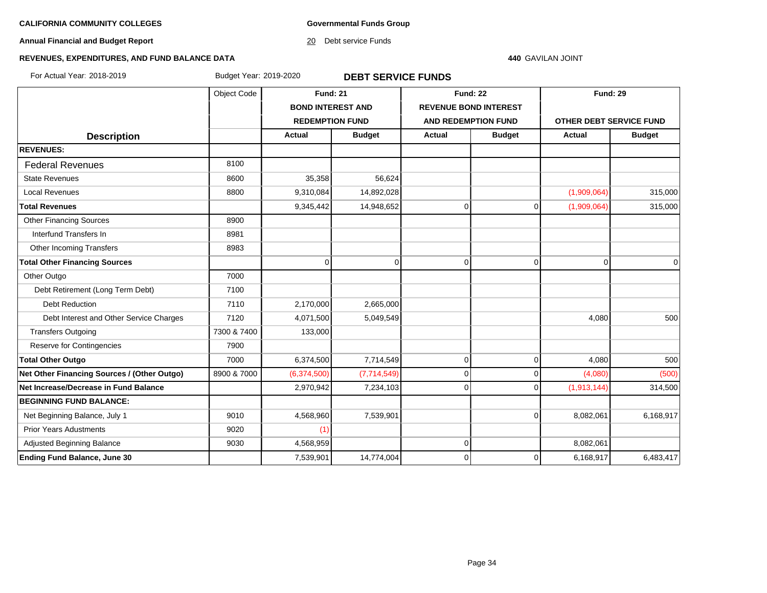**CALIFORNIA COMMUNITY COLLEGES**

**Annual Financial and Budget Report**

**REVENUES, EXPENDITURES, AND FUND BALANCE DATA**

**Governmental Funds Group**

20 Debt service Funds

**440** GAVILAN JOINT

For Actual Year: 2018-2019 Budget Year: 2019-2020

## DEBT SERVICE FUNDS

| Description | Object Code | Fund: 21 BOND INTEREST AND REDEMPTION FUND | | Fund: 22 REVENUE BOND INTEREST AND REDEMPTION FUND | | Fund: 29 OTHER DEBT SERVICE FUND | |
|---|---|---|---|---|---|---|---|
| | | Actual | Budget | Actual | Budget | Actual | Budget |
| **REVENUES:** | | | | | | | |
| Federal Revenues | 8100 | | | | | | |
| State Revenues | 8600 | 35,358 | 56,624 | | | | |
| Local Revenues | 8800 | 9,310,084 | 14,892,028 | | | (1,909,064) | 315,000 |
| **Total Revenues** | | 9,345,442 | 14,948,652 | 0 | 0 | (1,909,064) | 315,000 |
| Other Financing Sources | 8900 | | | | | | |
| Interfund Transfers In | 8981 | | | | | | |
| Other Incoming Transfers | 8983 | | | | | | |
| **Total Other Financing Sources** | | 0 | 0 | 0 | 0 | 0 | 0 |
| Other Outgo | 7000 | | | | | | |
| Debt Retirement (Long Term Debt) | 7100 | | | | | | |
| Debt Reduction | 7110 | 2,170,000 | 2,665,000 | | | | |
| Debt Interest and Other Service Charges | 7120 | 4,071,500 | 5,049,549 | | | 4,080 | 500 |
| Transfers Outgoing | 7300 & 7400 | 133,000 | | | | | |
| Reserve for Contingencies | 7900 | | | | | | |
| **Total Other Outgo** | 7000 | 6,374,500 | 7,714,549 | 0 | 0 | 4,080 | 500 |
| **Net Other Financing Sources / (Other Outgo)** | 8900 & 7000 | (6,374,500) | (7,714,549) | 0 | 0 | (4,080) | (500) |
| **Net Increase/Decrease in Fund Balance** | | 2,970,942 | 7,234,103 | 0 | 0 | (1,913,144) | 314,500 |
| **BEGINNING FUND BALANCE:** | | | | | | | |
| Net Beginning Balance, July 1 | 9010 | 4,568,960 | 7,539,901 | | 0 | 8,082,061 | 6,168,917 |
| Prior Years Adustments | 9020 | (1) | | | | | |
| Adjusted Beginning Balance | 9030 | 4,568,959 | | 0 | | 8,082,061 | |
| **Ending Fund Balance, June 30** | | 7,539,901 | 14,774,004 | 0 | 0 | 6,168,917 | 6,483,417 |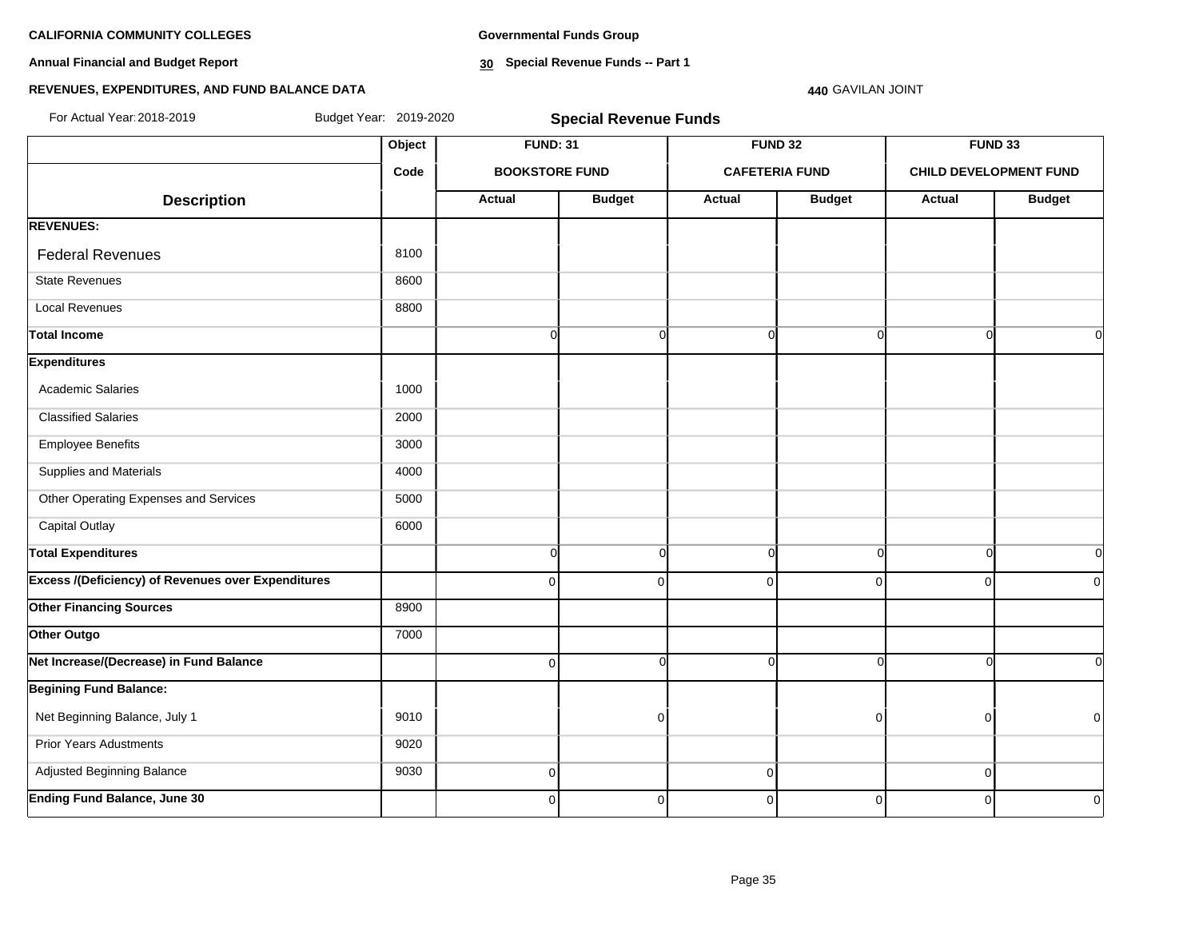**CALIFORNIA COMMUNITY COLLEGES**

**Annual Financial and Budget Report**

**REVENUES, EXPENDITURES, AND FUND BALANCE DATA**

**Governmental Funds Group**

**30 Special Revenue Funds -- Part 1**

**440** GAVILAN JOINT

For Actual Year: 2018-2019 Budget Year: 2019-2020

## Special Revenue Funds

| Description | Object Code | FUND: 31 BOOKSTORE FUND | | FUND 32 CAFETERIA FUND | | FUND 33 CHILD DEVELOPMENT FUND | |
|---|---|---|---|---|---|---|---|
| | | Actual | Budget | Actual | Budget | Actual | Budget |
| **REVENUES:** | | | | | | | |
| Federal Revenues | 8100 | | | | | | |
| State Revenues | 8600 | | | | | | |
| Local Revenues | 8800 | | | | | | |
| **Total Income** | | 0 | 0 | 0 | 0 | 0 | 0 |
| **Expenditures** | | | | | | | |
| Academic Salaries | 1000 | | | | | | |
| Classified Salaries | 2000 | | | | | | |
| Employee Benefits | 3000 | | | | | | |
| Supplies and Materials | 4000 | | | | | | |
| Other Operating Expenses and Services | 5000 | | | | | | |
| Capital Outlay | 6000 | | | | | | |
| **Total Expenditures** | | 0 | 0 | 0 | 0 | 0 | 0 |
| **Excess /(Deficiency) of Revenues over Expenditures** | | 0 | 0 | 0 | 0 | 0 | 0 |
| **Other Financing Sources** | 8900 | | | | | | |
| **Other Outgo** | 7000 | | | | | | |
| **Net Increase/(Decrease) in Fund Balance** | | 0 | 0 | 0 | 0 | 0 | 0 |
| **Begining Fund Balance:** | | | | | | | |
| Net Beginning Balance, July 1 | 9010 | | 0 | | 0 | 0 | 0 |
| Prior Years Adustments | 9020 | | | | | | |
| Adjusted Beginning Balance | 9030 | 0 | | 0 | | 0 | |
| **Ending Fund Balance, June 30** | | 0 | 0 | 0 | 0 | 0 | 0 |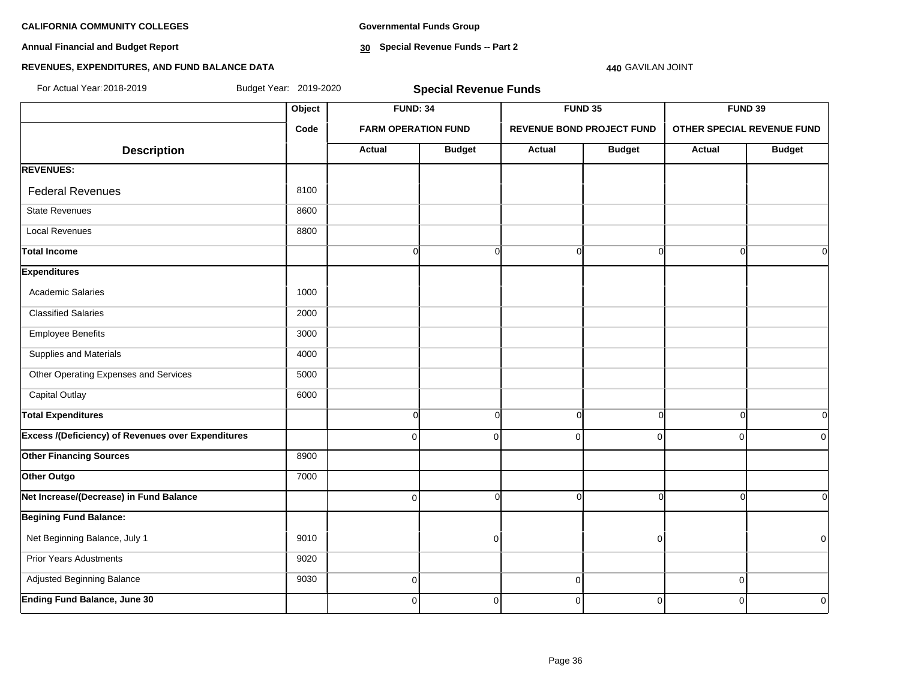**CALIFORNIA COMMUNITY COLLEGES**

**Annual Financial and Budget Report**

**REVENUES, EXPENDITURES, AND FUND BALANCE DATA**

**Governmental Funds Group**

**30 Special Revenue Funds -- Part 2**

**440** GAVILAN JOINT

For Actual Year: 2018-2019 Budget Year: 2019-2020

## Special Revenue Funds

| | Object | FUND: 34 | | FUND 35 | | FUND 39 | |
|---|---|---|---|---|---|---|---|
| | Code | FARM OPERATION FUND | | REVENUE BOND PROJECT FUND | | OTHER SPECIAL REVENUE FUND | |
| **Description** | | **Actual** | **Budget** | **Actual** | **Budget** | **Actual** | **Budget** |
| **REVENUES:** | | | | | | | |
| Federal Revenues | 8100 | | | | | | |
| State Revenues | 8600 | | | | | | |
| Local Revenues | 8800 | | | | | | |
| **Total Income** | | 0 | 0 | 0 | 0 | 0 | 0 |
| **Expenditures** | | | | | | | |
| Academic Salaries | 1000 | | | | | | |
| Classified Salaries | 2000 | | | | | | |
| Employee Benefits | 3000 | | | | | | |
| Supplies and Materials | 4000 | | | | | | |
| Other Operating Expenses and Services | 5000 | | | | | | |
| Capital Outlay | 6000 | | | | | | |
| **Total Expenditures** | | 0 | 0 | 0 | 0 | 0 | 0 |
| **Excess /(Deficiency) of Revenues over Expenditures** | | 0 | 0 | 0 | 0 | 0 | 0 |
| **Other Financing Sources** | 8900 | | | | | | |
| **Other Outgo** | 7000 | | | | | | |
| **Net Increase/(Decrease) in Fund Balance** | | 0 | 0 | 0 | 0 | 0 | 0 |
| **Begining Fund Balance:** | | | | | | | |
| Net Beginning Balance, July 1 | 9010 | | 0 | | 0 | | 0 |
| Prior Years Adustments | 9020 | | | | | | |
| Adjusted Beginning Balance | 9030 | 0 | | 0 | | 0 | |
| **Ending Fund Balance, June 30** | | 0 | 0 | 0 | 0 | 0 | 0 |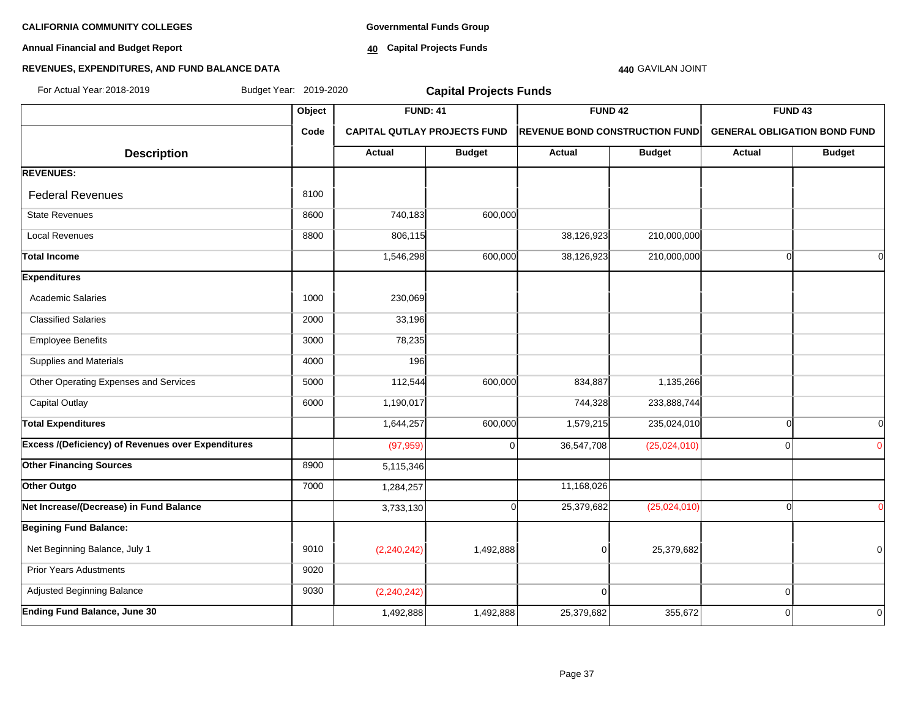**CALIFORNIA COMMUNITY COLLEGES**

**Annual Financial and Budget Report**

**REVENUES, EXPENDITURES, AND FUND BALANCE DATA**

**Governmental Funds Group**

**40 Capital Projects Funds**

**440** GAVILAN JOINT

For Actual Year: 2018-2019 Budget Year: 2019-2020

## Capital Projects Funds

| | Object | FUND: 41 | | FUND 42 | | FUND 43 | |
|---|---|---|---|---|---|---|---|
| | Code | CAPITAL QUTLAY PROJECTS FUND | | REVENUE BOND CONSTRUCTION FUND | | GENERAL OBLIGATION BOND FUND | |
| **Description** | | Actual | Budget | Actual | Budget | Actual | Budget |
| **REVENUES:** | | | | | | | |
| Federal Revenues | 8100 | | | | | | |
| State Revenues | 8600 | 740,183 | 600,000 | | | | |
| Local Revenues | 8800 | 806,115 | | 38,126,923 | 210,000,000 | | |
| **Total Income** | | 1,546,298 | 600,000 | 38,126,923 | 210,000,000 | 0 | 0 |
| **Expenditures** | | | | | | | |
| Academic Salaries | 1000 | 230,069 | | | | | |
| Classified Salaries | 2000 | 33,196 | | | | | |
| Employee Benefits | 3000 | 78,235 | | | | | |
| Supplies and Materials | 4000 | 196 | | | | | |
| Other Operating Expenses and Services | 5000 | 112,544 | 600,000 | 834,887 | 1,135,266 | | |
| Capital Outlay | 6000 | 1,190,017 | | 744,328 | 233,888,744 | | |
| **Total Expenditures** | | 1,644,257 | 600,000 | 1,579,215 | 235,024,010 | 0 | 0 |
| **Excess /(Deficiency) of Revenues over Expenditures** | | (97,959) | 0 | 36,547,708 | (25,024,010) | 0 | 0 |
| **Other Financing Sources** | 8900 | 5,115,346 | | | | | |
| **Other Outgo** | 7000 | 1,284,257 | | 11,168,026 | | | |
| **Net Increase/(Decrease) in Fund Balance** | | 3,733,130 | 0 | 25,379,682 | (25,024,010) | 0 | 0 |
| **Begining Fund Balance:** | | | | | | | |
| Net Beginning Balance, July 1 | 9010 | (2,240,242) | 1,492,888 | 0 | 25,379,682 | | 0 |
| Prior Years Adustments | 9020 | | | | | | |
| Adjusted Beginning Balance | 9030 | (2,240,242) | | 0 | | 0 | |
| **Ending Fund Balance, June 30** | | 1,492,888 | 1,492,888 | 25,379,682 | 355,672 | 0 | 0 |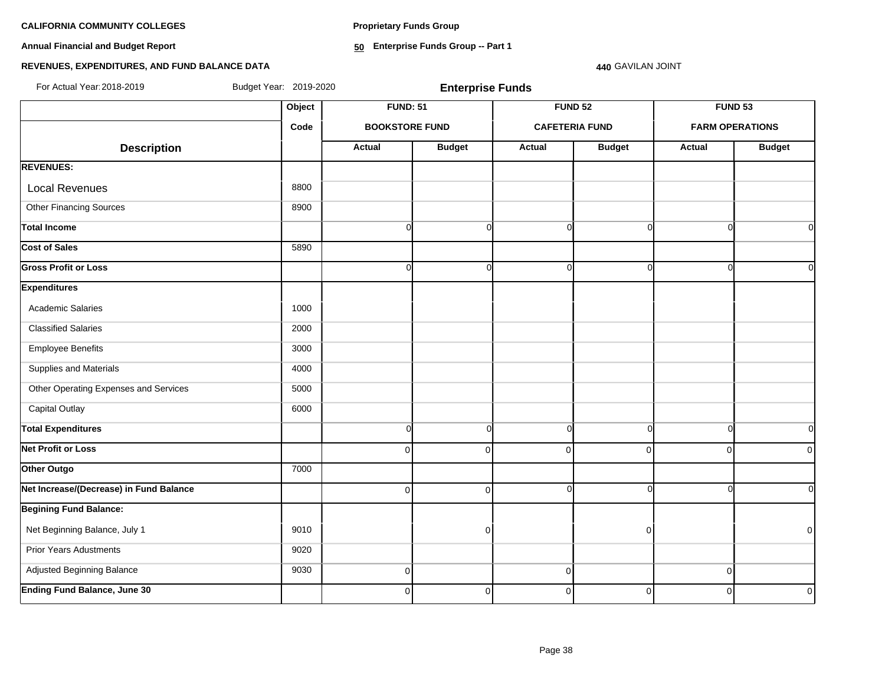**CALIFORNIA COMMUNITY COLLEGES**

**Annual Financial and Budget Report**

**REVENUES, EXPENDITURES, AND FUND BALANCE DATA**

**Proprietary Funds Group**

**50 Enterprise Funds Group -- Part 1**

**440** GAVILAN JOINT

For Actual Year: 2018-2019 Budget Year: 2019-2020

## Enterprise Funds

| | Object | FUND: 51 | | FUND 52 | | FUND 53 | |
|---|---|---|---|---|---|---|---|
| | Code | BOOKSTORE FUND | | CAFETERIA FUND | | FARM OPERATIONS | |
| **Description** | | **Actual** | **Budget** | **Actual** | **Budget** | **Actual** | **Budget** |
| **REVENUES:** | | | | | | | |
| Local Revenues | 8800 | | | | | | |
| Other Financing Sources | 8900 | | | | | | |
| **Total Income** | | 0 | 0 | 0 | 0 | 0 | 0 |
| **Cost of Sales** | 5890 | | | | | | |
| **Gross Profit or Loss** | | 0 | 0 | 0 | 0 | 0 | 0 |
| **Expenditures** | | | | | | | |
| Academic Salaries | 1000 | | | | | | |
| Classified Salaries | 2000 | | | | | | |
| Employee Benefits | 3000 | | | | | | |
| Supplies and Materials | 4000 | | | | | | |
| Other Operating Expenses and Services | 5000 | | | | | | |
| Capital Outlay | 6000 | | | | | | |
| **Total Expenditures** | | 0 | 0 | 0 | 0 | 0 | 0 |
| **Net Profit or Loss** | | 0 | 0 | 0 | 0 | 0 | 0 |
| **Other Outgo** | 7000 | | | | | | |
| **Net Increase/(Decrease) in Fund Balance** | | 0 | 0 | 0 | 0 | 0 | 0 |
| **Begining Fund Balance:** | | | | | | | |
| Net Beginning Balance, July 1 | 9010 | | 0 | | 0 | | 0 |
| Prior Years Adustments | 9020 | | | | | | |
| Adjusted Beginning Balance | 9030 | 0 | | 0 | | 0 | |
| **Ending Fund Balance, June 30** | | 0 | 0 | 0 | 0 | 0 | 0 |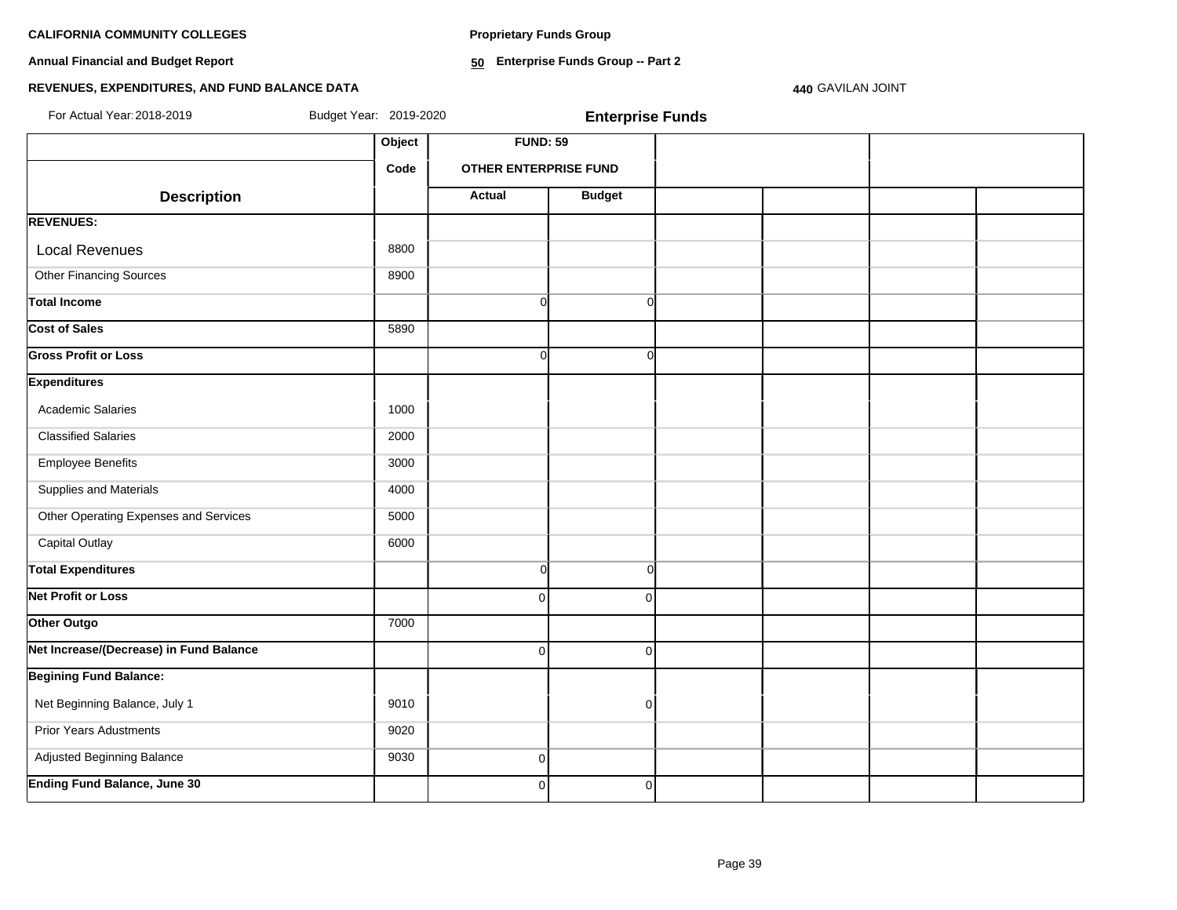**CALIFORNIA COMMUNITY COLLEGES**

**Annual Financial and Budget Report**

**REVENUES, EXPENDITURES, AND FUND BALANCE DATA**

**Proprietary Funds Group**

**50 Enterprise Funds Group -- Part 2**

**440** GAVILAN JOINT

For Actual Year: 2018-2019 Budget Year: 2019-2020

**Enterprise Funds**

| | Object | FUND: 59 | | | | | |
|---|---|---|---|---|---|---|---|
| | Code | OTHER ENTERPRISE FUND | | | | | |
| **Description** | | **Actual** | **Budget** | | | | |
| **REVENUES:** | | | | | | | |
| Local Revenues | 8800 | | | | | | |
| Other Financing Sources | 8900 | | | | | | |
| **Total Income** | | 0 | 0 | | | | |
| **Cost of Sales** | 5890 | | | | | | |
| **Gross Profit or Loss** | | 0 | 0 | | | | |
| **Expenditures** | | | | | | | |
| Academic Salaries | 1000 | | | | | | |
| Classified Salaries | 2000 | | | | | | |
| Employee Benefits | 3000 | | | | | | |
| Supplies and Materials | 4000 | | | | | | |
| Other Operating Expenses and Services | 5000 | | | | | | |
| Capital Outlay | 6000 | | | | | | |
| **Total Expenditures** | | 0 | 0 | | | | |
| **Net Profit or Loss** | | 0 | 0 | | | | |
| **Other Outgo** | 7000 | | | | | | |
| **Net Increase/(Decrease) in Fund Balance** | | 0 | 0 | | | | |
| **Begining Fund Balance:** | | | | | | | |
| Net Beginning Balance, July 1 | 9010 | | 0 | | | | |
| Prior Years Adustments | 9020 | | | | | | |
| Adjusted Beginning Balance | 9030 | 0 | | | | | |
| **Ending Fund Balance, June 30** | | 0 | 0 | | | | |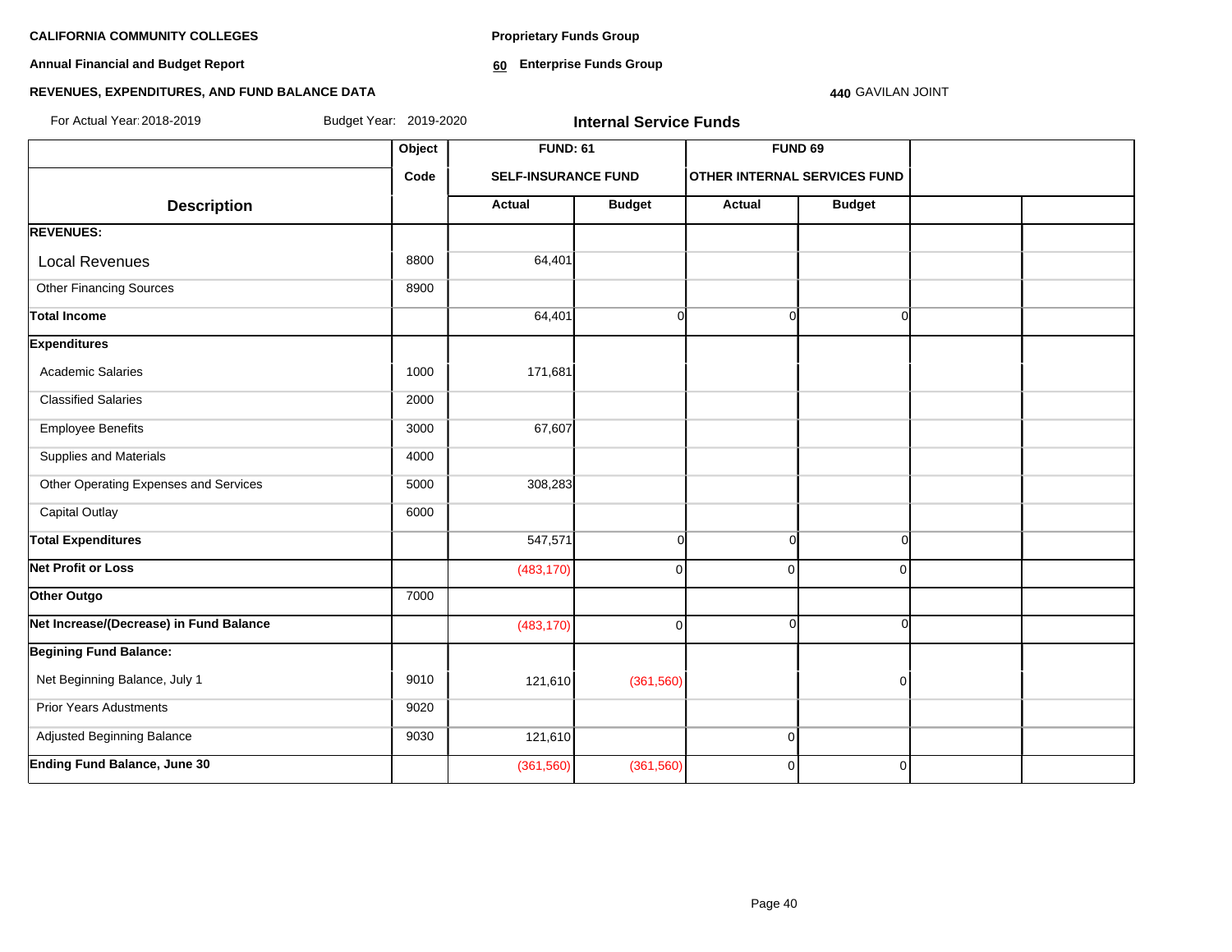**CALIFORNIA COMMUNITY COLLEGES**

**Annual Financial and Budget Report**

**REVENUES, EXPENDITURES, AND FUND BALANCE DATA**

**Proprietary Funds Group**

**60 Enterprise Funds Group**

**440** GAVILAN JOINT

For Actual Year: 2018-2019 Budget Year: 2019-2020

**Internal Service Funds**

| | Object | FUND: 61 | | FUND 69 | | | |
|---|---|---|---|---|---|---|---|
| | Code | SELF-INSURANCE FUND | | OTHER INTERNAL SERVICES FUND | | | |
| **Description** | | Actual | Budget | Actual | Budget | | |
| **REVENUES:** | | | | | | | |
| Local Revenues | 8800 | 64,401 | | | | | |
| Other Financing Sources | 8900 | | | | | | |
| **Total Income** | | 64,401 | 0 | 0 | 0 | | |
| **Expenditures** | | | | | | | |
| Academic Salaries | 1000 | 171,681 | | | | | |
| Classified Salaries | 2000 | | | | | | |
| Employee Benefits | 3000 | 67,607 | | | | | |
| Supplies and Materials | 4000 | | | | | | |
| Other Operating Expenses and Services | 5000 | 308,283 | | | | | |
| Capital Outlay | 6000 | | | | | | |
| **Total Expenditures** | | 547,571 | 0 | 0 | 0 | | |
| **Net Profit or Loss** | | (483,170) | 0 | 0 | 0 | | |
| **Other Outgo** | 7000 | | | | | | |
| **Net Increase/(Decrease) in Fund Balance** | | (483,170) | 0 | 0 | 0 | | |
| **Begining Fund Balance:** | | | | | | | |
| Net Beginning Balance, July 1 | 9010 | 121,610 | (361,560) | | 0 | | |
| Prior Years Adustments | 9020 | | | | | | |
| Adjusted Beginning Balance | 9030 | 121,610 | | 0 | | | |
| **Ending Fund Balance, June 30** | | (361,560) | (361,560) | 0 | 0 | | |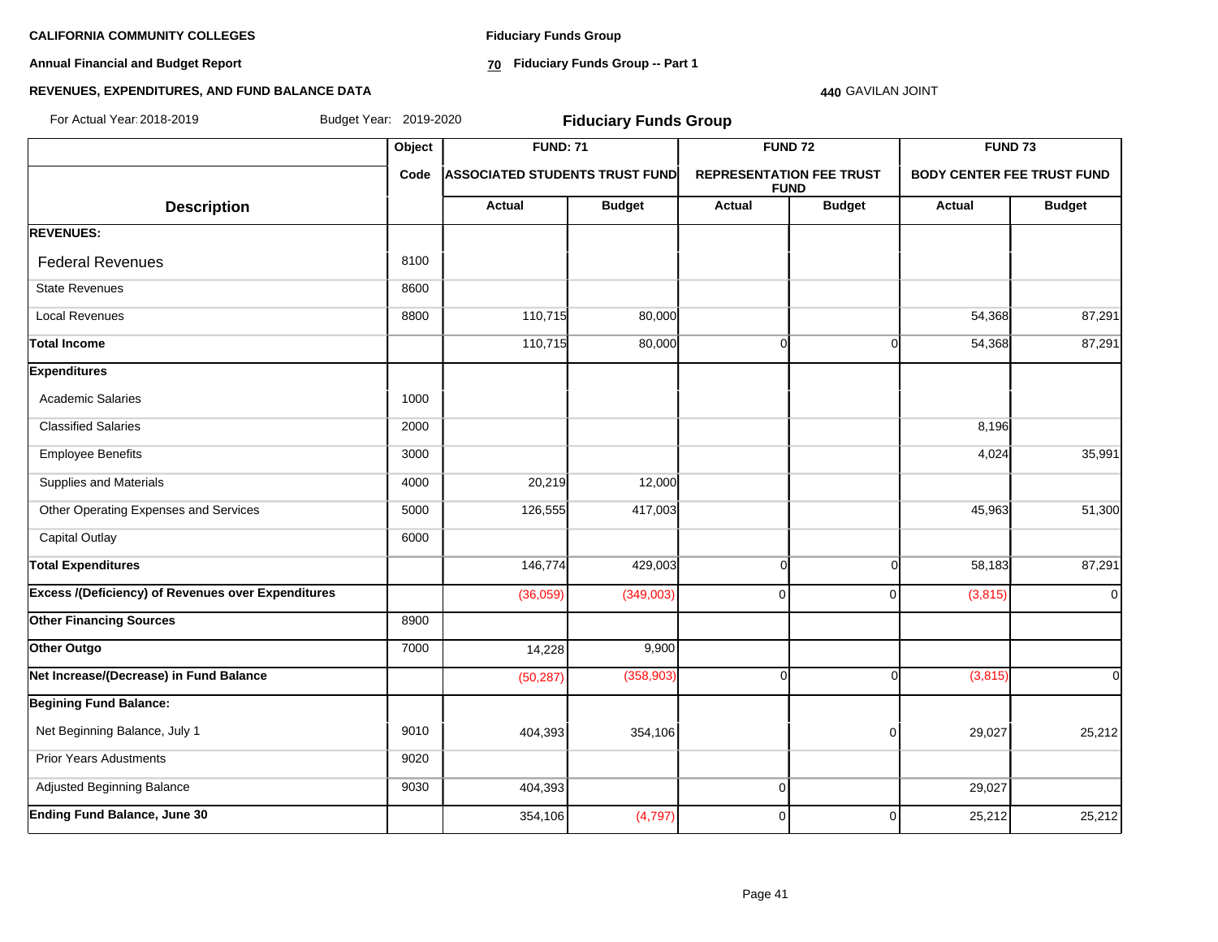**CALIFORNIA COMMUNITY COLLEGES**

**Annual Financial and Budget Report**

**REVENUES, EXPENDITURES, AND FUND BALANCE DATA**

**Fiduciary Funds Group**

**70 Fiduciary Funds Group -- Part 1**

**440** GAVILAN JOINT

For Actual Year: 2018-2019 Budget Year: 2019-2020

## Fiduciary Funds Group

| Description | Object Code | FUND: 71 ASSOCIATED STUDENTS TRUST FUND | | FUND 72 REPRESENTATION FEE TRUST FUND | | FUND 73 BODY CENTER FEE TRUST FUND | |
|---|---|---|---|---|---|---|---|
| | | Actual | Budget | Actual | Budget | Actual | Budget |
| **REVENUES:** | | | | | | | |
| Federal Revenues | 8100 | | | | | | |
| State Revenues | 8600 | | | | | | |
| Local Revenues | 8800 | 110,715 | 80,000 | | | 54,368 | 87,291 |
| **Total Income** | | 110,715 | 80,000 | 0 | 0 | 54,368 | 87,291 |
| **Expenditures** | | | | | | | |
| Academic Salaries | 1000 | | | | | | |
| Classified Salaries | 2000 | | | | | 8,196 | |
| Employee Benefits | 3000 | | | | | 4,024 | 35,991 |
| Supplies and Materials | 4000 | 20,219 | 12,000 | | | | |
| Other Operating Expenses and Services | 5000 | 126,555 | 417,003 | | | 45,963 | 51,300 |
| Capital Outlay | 6000 | | | | | | |
| **Total Expenditures** | | 146,774 | 429,003 | 0 | 0 | 58,183 | 87,291 |
| **Excess /(Deficiency) of Revenues over Expenditures** | | (36,059) | (349,003) | 0 | 0 | (3,815) | 0 |
| **Other Financing Sources** | 8900 | | | | | | |
| **Other Outgo** | 7000 | 14,228 | 9,900 | | | | |
| **Net Increase/(Decrease) in Fund Balance** | | (50,287) | (358,903) | 0 | 0 | (3,815) | 0 |
| **Begining Fund Balance:** | | | | | | | |
| Net Beginning Balance, July 1 | 9010 | 404,393 | 354,106 | | 0 | 29,027 | 25,212 |
| Prior Years Adustments | 9020 | | | | | | |
| Adjusted Beginning Balance | 9030 | 404,393 | | 0 | | 29,027 | |
| **Ending Fund Balance, June 30** | | 354,106 | (4,797) | 0 | 0 | 25,212 | 25,212 |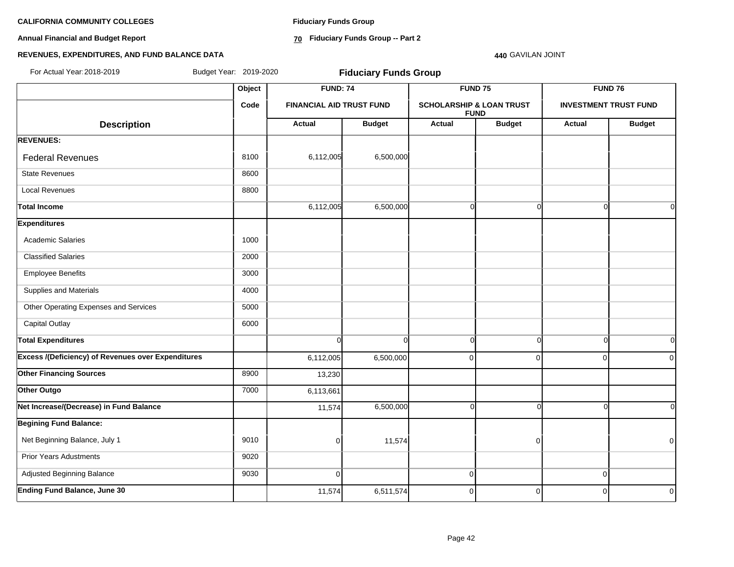**CALIFORNIA COMMUNITY COLLEGES**

**Annual Financial and Budget Report**

**REVENUES, EXPENDITURES, AND FUND BALANCE DATA**

**Fiduciary Funds Group**

**70 Fiduciary Funds Group -- Part 2**

**440** GAVILAN JOINT

For Actual Year: 2018-2019 Budget Year: 2019-2020

## Fiduciary Funds Group

| Description | Object Code | FUND: 74 FINANCIAL AID TRUST FUND Actual | FUND: 74 FINANCIAL AID TRUST FUND Budget | FUND 75 SCHOLARSHIP & LOAN TRUST FUND Actual | FUND 75 SCHOLARSHIP & LOAN TRUST FUND Budget | FUND 76 INVESTMENT TRUST FUND Actual | FUND 76 INVESTMENT TRUST FUND Budget |
|---|---|---|---|---|---|---|---|
| **REVENUES:** | | | | | | | |
| Federal Revenues | 8100 | 6,112,005 | 6,500,000 | | | | |
| State Revenues | 8600 | | | | | | |
| Local Revenues | 8800 | | | | | | |
| **Total Income** | | 6,112,005 | 6,500,000 | 0 | 0 | 0 | 0 |
| **Expenditures** | | | | | | | |
| Academic Salaries | 1000 | | | | | | |
| Classified Salaries | 2000 | | | | | | |
| Employee Benefits | 3000 | | | | | | |
| Supplies and Materials | 4000 | | | | | | |
| Other Operating Expenses and Services | 5000 | | | | | | |
| Capital Outlay | 6000 | | | | | | |
| **Total Expenditures** | | 0 | 0 | 0 | 0 | 0 | 0 |
| **Excess /(Deficiency) of Revenues over Expenditures** | | 6,112,005 | 6,500,000 | 0 | 0 | 0 | 0 |
| **Other Financing Sources** | 8900 | 13,230 | | | | | |
| **Other Outgo** | 7000 | 6,113,661 | | | | | |
| **Net Increase/(Decrease) in Fund Balance** | | 11,574 | 6,500,000 | 0 | 0 | 0 | 0 |
| **Begining Fund Balance:** | | | | | | | |
| Net Beginning Balance, July 1 | 9010 | 0 | 11,574 | | 0 | | 0 |
| Prior Years Adustments | 9020 | | | | | | |
| Adjusted Beginning Balance | 9030 | 0 | | 0 | | 0 | |
| **Ending Fund Balance, June 30** | | 11,574 | 6,511,574 | 0 | 0 | 0 | 0 |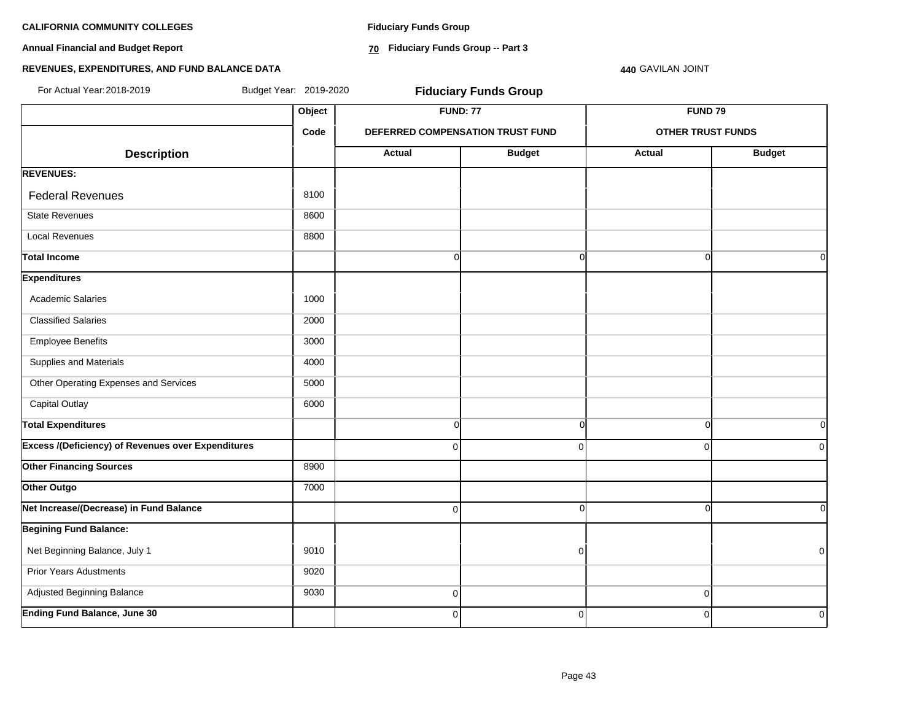**CALIFORNIA COMMUNITY COLLEGES**

**Annual Financial and Budget Report**

**REVENUES, EXPENDITURES, AND FUND BALANCE DATA**

**Fiduciary Funds Group**

**70 Fiduciary Funds Group -- Part 3**

**440** GAVILAN JOINT

For Actual Year: 2018-2019 Budget Year: 2019-2020

## Fiduciary Funds Group

| | Object | FUND: 77 | | FUND 79 | |
|---|---|---|---|---|---|
| | Code | DEFERRED COMPENSATION TRUST FUND | | OTHER TRUST FUNDS | |
| **Description** | | **Actual** | **Budget** | **Actual** | **Budget** |
| **REVENUES:** | | | | | |
| Federal Revenues | 8100 | | | | |
| State Revenues | 8600 | | | | |
| Local Revenues | 8800 | | | | |
| **Total Income** | | 0 | 0 | 0 | 0 |
| **Expenditures** | | | | | |
| Academic Salaries | 1000 | | | | |
| Classified Salaries | 2000 | | | | |
| Employee Benefits | 3000 | | | | |
| Supplies and Materials | 4000 | | | | |
| Other Operating Expenses and Services | 5000 | | | | |
| Capital Outlay | 6000 | | | | |
| **Total Expenditures** | | 0 | 0 | 0 | 0 |
| **Excess /(Deficiency) of Revenues over Expenditures** | | 0 | 0 | 0 | 0 |
| **Other Financing Sources** | 8900 | | | | |
| **Other Outgo** | 7000 | | | | |
| **Net Increase/(Decrease) in Fund Balance** | | 0 | 0 | 0 | 0 |
| **Begining Fund Balance:** | | | | | |
| Net Beginning Balance, July 1 | 9010 | | 0 | | 0 |
| Prior Years Adustments | 9020 | | | | |
| Adjusted Beginning Balance | 9030 | 0 | | 0 | |
| **Ending Fund Balance, June 30** | | 0 | 0 | 0 | 0 |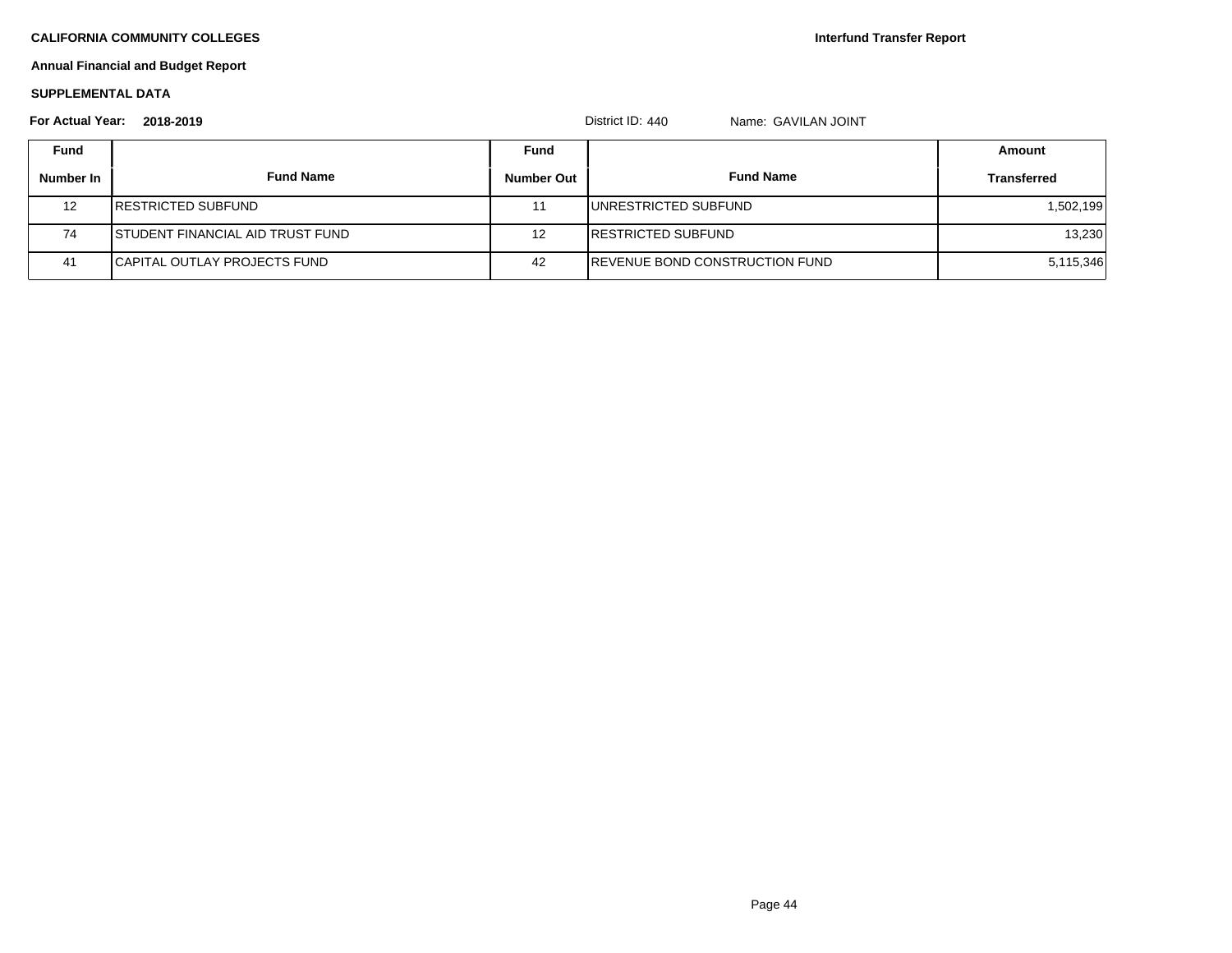**CALIFORNIA COMMUNITY COLLEGES**

**Interfund Transfer Report**

**Annual Financial and Budget Report**

**SUPPLEMENTAL DATA**

**For Actual Year: 2018-2019** District ID: 440 Name: GAVILAN JOINT

| Fund Number In | Fund Name | Fund Number Out | Fund Name | Amount Transferred |
|---|---|---|---|---|
| 12 | RESTRICTED SUBFUND | 11 | UNRESTRICTED SUBFUND | 1,502,199 |
| 74 | STUDENT FINANCIAL AID TRUST FUND | 12 | RESTRICTED SUBFUND | 13,230 |
| 41 | CAPITAL OUTLAY PROJECTS FUND | 42 | REVENUE BOND CONSTRUCTION FUND | 5,115,346 |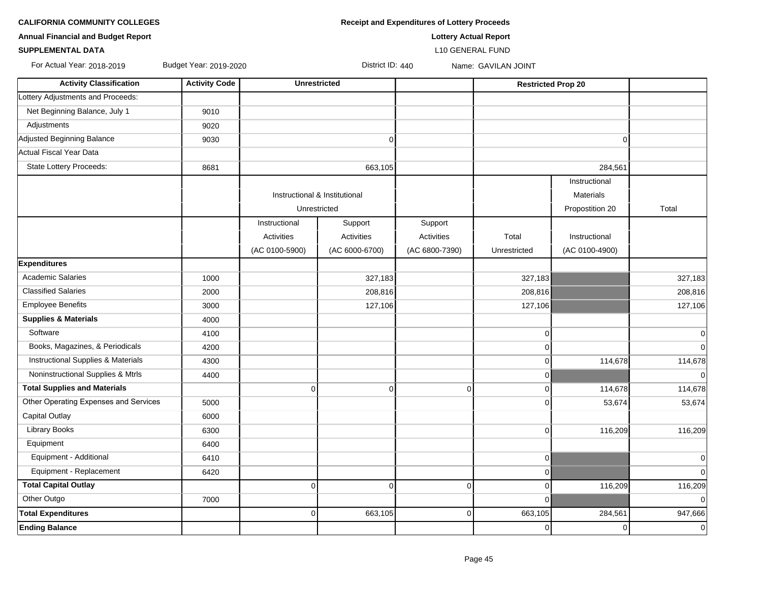**CALIFORNIA COMMUNITY COLLEGES**

**Annual Financial and Budget Report**

**SUPPLEMENTAL DATA**

**Receipt and Expenditures of Lottery Proceeds**

**Lottery Actual Report**

L10 GENERAL FUND

For Actual Year: 2018-2019 Budget Year: 2019-2020 District ID: 440 Name: GAVILAN JOINT

| Activity Classification | Activity Code | Unrestricted | | | Restricted Prop 20 | | |
|---|---|---|---|---|---|---|---|
| Lottery Adjustments and Proceeds: | | | | | | | |
| Net Beginning Balance, July 1 | 9010 | | | | | | |
| Adjustments | 9020 | | | | | | |
| Adjusted Beginning Balance | 9030 | | 0 | | | 0 | |
| Actual Fiscal Year Data | | | | | | | |
| State Lottery Proceeds: | 8681 | | 663,105 | | | 284,561 | |
| | | Instructional & Institutional Unrestricted | | | | Instructional Materials Propostition 20 | Total |
| | | Instructional Activities (AC 0100-5900) | Support Activities (AC 6000-6700) | Support Activities (AC 6800-7390) | Total Unrestricted | Instructional (AC 0100-4900) | |
| **Expenditures** | | | | | | | |
| Academic Salaries | 1000 | | 327,183 | | 327,183 | | 327,183 |
| Classified Salaries | 2000 | | 208,816 | | 208,816 | | 208,816 |
| Employee Benefits | 3000 | | 127,106 | | 127,106 | | 127,106 |
| **Supplies & Materials** | 4000 | | | | | | |
| Software | 4100 | | | | 0 | | 0 |
| Books, Magazines, & Periodicals | 4200 | | | | 0 | | 0 |
| Instructional Supplies & Materials | 4300 | | | | 0 | 114,678 | 114,678 |
| Noninstructional Supplies & Mtrls | 4400 | | | | 0 | | 0 |
| **Total Supplies and Materials** | | 0 | 0 | 0 | 0 | 114,678 | 114,678 |
| Other Operating Expenses and Services | 5000 | | | | 0 | 53,674 | 53,674 |
| Capital Outlay | 6000 | | | | | | |
| Library Books | 6300 | | | | 0 | 116,209 | 116,209 |
| Equipment | 6400 | | | | | | |
| Equipment - Additional | 6410 | | | | 0 | | 0 |
| Equipment - Replacement | 6420 | | | | 0 | | 0 |
| **Total Capital Outlay** | | 0 | 0 | 0 | 0 | 116,209 | 116,209 |
| Other Outgo | 7000 | | | | 0 | | 0 |
| **Total Expenditures** | | 0 | 663,105 | 0 | 663,105 | 284,561 | 947,666 |
| **Ending Balance** | | | | | 0 | 0 | 0 |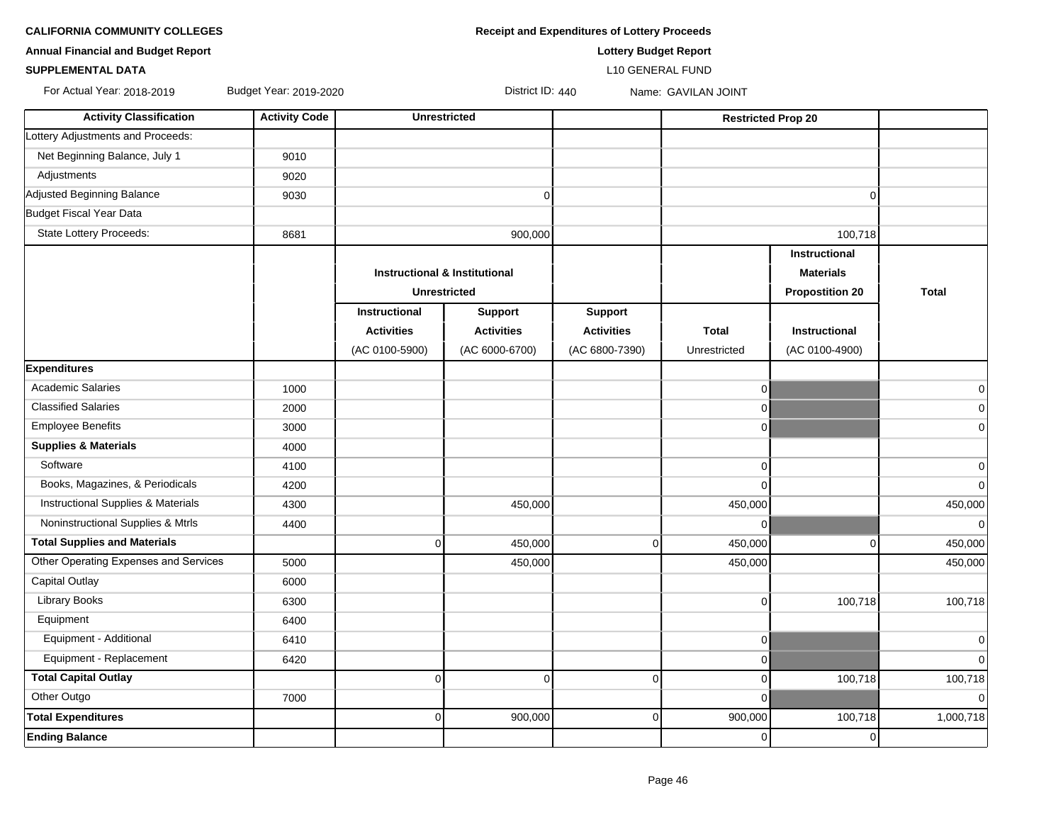**CALIFORNIA COMMUNITY COLLEGES**

**Annual Financial and Budget Report**

**SUPPLEMENTAL DATA**

**Receipt and Expenditures of Lottery Proceeds**

**Lottery Budget Report**

L10 GENERAL FUND

For Actual Year: 2018-2019 &nbsp;&nbsp; Budget Year: 2019-2020 &nbsp;&nbsp; District ID: 440 &nbsp;&nbsp; Name: GAVILAN JOINT

| Activity Classification | Activity Code | Unrestricted | | | | Restricted Prop 20 | |
|---|---|---|---|---|---|---|---|
| Lottery Adjustments and Proceeds: | | | | | | | |
| Net Beginning Balance, July 1 | 9010 | | | | | | |
| Adjustments | 9020 | | | | | | |
| Adjusted Beginning Balance | 9030 | | 0 | | | 0 | |
| Budget Fiscal Year Data | | | | | | | |
| State Lottery Proceeds: | 8681 | | 900,000 | | | 100,718 | |
| | | **Instructional & Institutional Unrestricted** | | | | **Instructional Materials Propostition 20** | **Total** |
| | | **Instructional Activities** (AC 0100-5900) | **Support Activities** (AC 6000-6700) | **Support Activities** (AC 6800-7390) | **Total** Unrestricted | **Instructional** (AC 0100-4900) | |
| **Expenditures** | | | | | | | |
| Academic Salaries | 1000 | | | | 0 | | 0 |
| Classified Salaries | 2000 | | | | 0 | | 0 |
| Employee Benefits | 3000 | | | | 0 | | 0 |
| **Supplies & Materials** | 4000 | | | | | | |
| Software | 4100 | | | | 0 | | 0 |
| Books, Magazines, & Periodicals | 4200 | | | | 0 | | 0 |
| Instructional Supplies & Materials | 4300 | | 450,000 | | 450,000 | | 450,000 |
| Noninstructional Supplies & Mtrls | 4400 | | | | 0 | | 0 |
| **Total Supplies and Materials** | | 0 | 450,000 | 0 | 450,000 | 0 | 450,000 |
| Other Operating Expenses and Services | 5000 | | 450,000 | | 450,000 | | 450,000 |
| Capital Outlay | 6000 | | | | | | |
| Library Books | 6300 | | | | 0 | 100,718 | 100,718 |
| Equipment | 6400 | | | | | | |
| Equipment - Additional | 6410 | | | | 0 | | 0 |
| Equipment - Replacement | 6420 | | | | 0 | | 0 |
| **Total Capital Outlay** | | 0 | 0 | 0 | 0 | 100,718 | 100,718 |
| Other Outgo | 7000 | | | | 0 | | 0 |
| **Total Expenditures** | | 0 | 900,000 | 0 | 900,000 | 100,718 | 1,000,718 |
| **Ending Balance** | | | | | 0 | 0 | |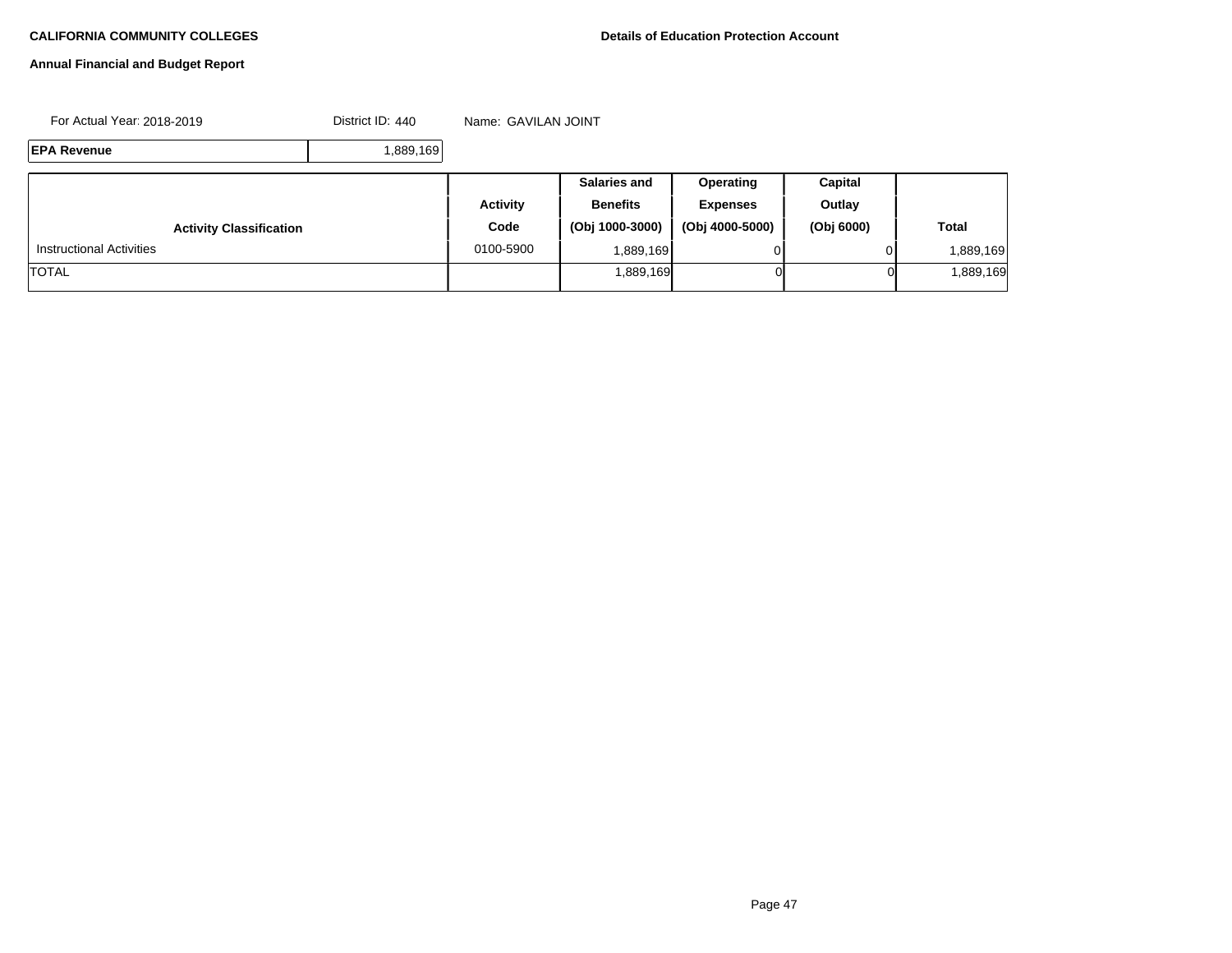**CALIFORNIA COMMUNITY COLLEGES**

**Details of Education Protection Account**

**Annual Financial and Budget Report**

For Actual Year: 2018-2019 District ID: 440 Name: GAVILAN JOINT

| **EPA Revenue** | 1,889,169 |
|---|---|

| **Activity Classification** | **Activity Code** | **Salaries and Benefits (Obj 1000-3000)** | **Operating Expenses (Obj 4000-5000)** | **Capital Outlay (Obj 6000)** | **Total** |
|---|---|---|---|---|---|
| Instructional Activities | 0100-5900 | 1,889,169 | 0 | 0 | 1,889,169 |
| TOTAL | | 1,889,169 | 0 | 0 | 1,889,169 |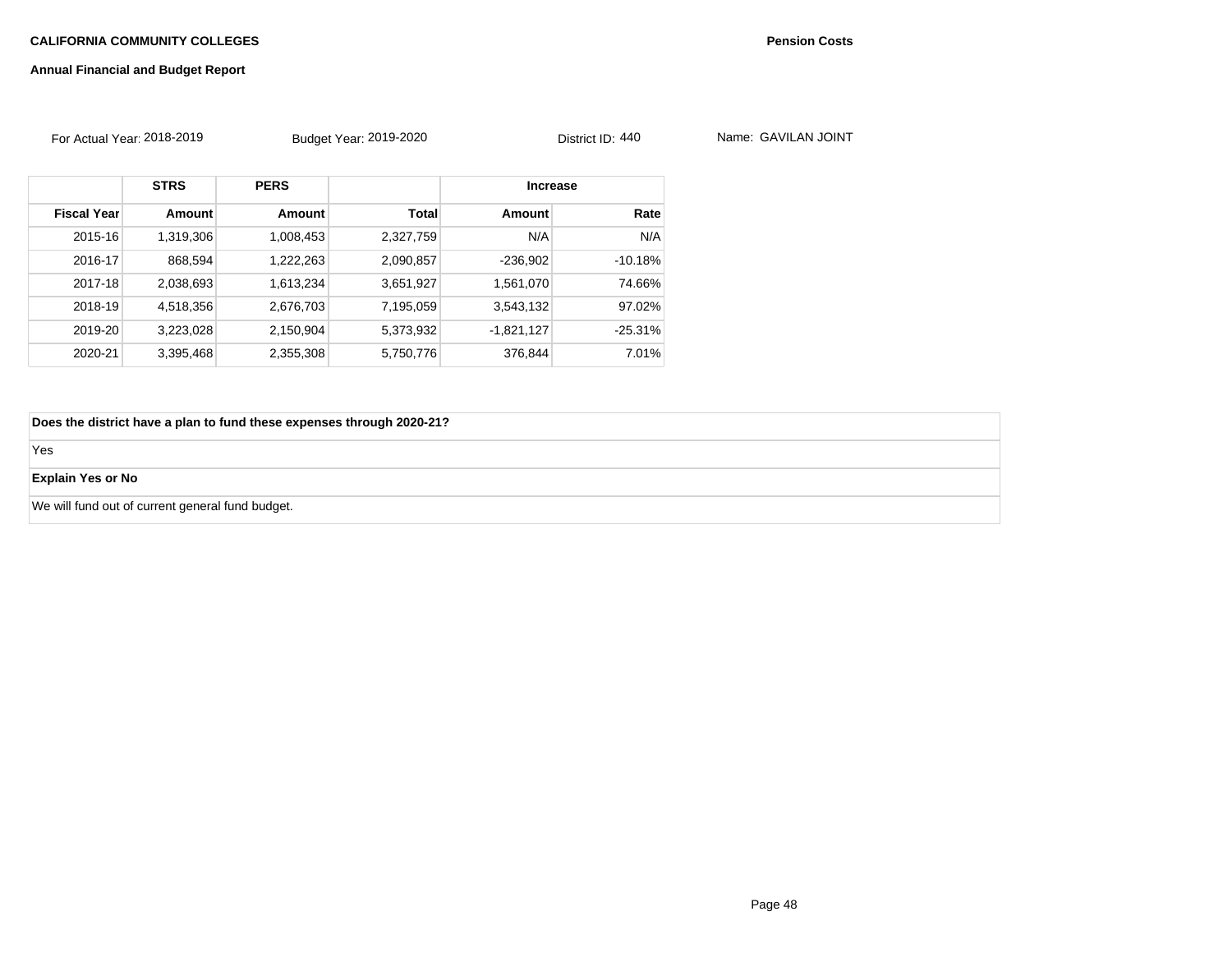**CALIFORNIA COMMUNITY COLLEGES**

**Pension Costs**

**Annual Financial and Budget Report**

For Actual Year: 2018-2019 Budget Year: 2019-2020 District ID: 440 Name: GAVILAN JOINT

| | STRS | PERS | | Increase | |
|---|---|---|---|---|---|
| **Fiscal Year** | **Amount** | **Amount** | **Total** | **Amount** | **Rate** |
| 2015-16 | 1,319,306 | 1,008,453 | 2,327,759 | N/A | N/A |
| 2016-17 | 868,594 | 1,222,263 | 2,090,857 | -236,902 | -10.18% |
| 2017-18 | 2,038,693 | 1,613,234 | 3,651,927 | 1,561,070 | 74.66% |
| 2018-19 | 4,518,356 | 2,676,703 | 7,195,059 | 3,543,132 | 97.02% |
| 2019-20 | 3,223,028 | 2,150,904 | 5,373,932 | -1,821,127 | -25.31% |
| 2020-21 | 3,395,468 | 2,355,308 | 5,750,776 | 376,844 | 7.01% |

**Does the district have a plan to fund these expenses through 2020-21?**

Yes

**Explain Yes or No**

We will fund out of current general fund budget.